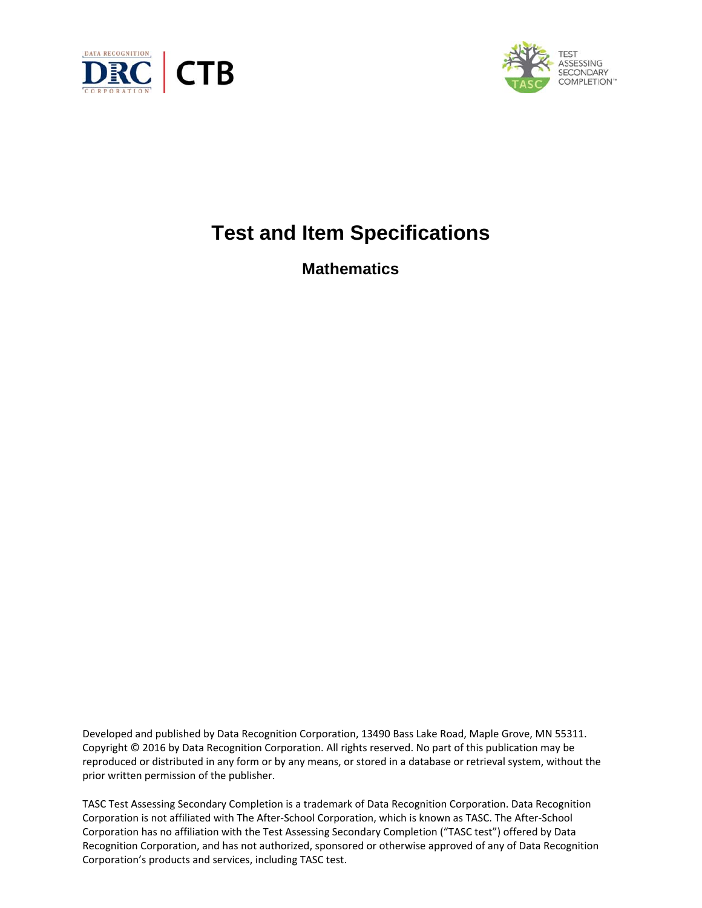# Test and Item Specifications

## Mathematics

Developed and published by Data Recognition Corporation, 13490 Bass Lake Road, Maple Grove, MN 55311. Copyright © 2016 by Data Recognition Corporation. All rights reserved. No part of this publication may be reproduced or distributed in any form or by any means, or stored in a database or retrieval system, without the prior written permission of the publisher.

TASC Test Assessing Secondary Completion is a trademark of Data Recognition Corporation. Data Recognition Corporation is not affiliated with The After-School Corporation, which is known as TASC. The After-School Corporation has no affiliation with the Test Assessing Secondary Completion ("TASC test") offered by Data Recognition Corporation, and has not authorized, sponsored or otherwise approved of any of Data Recognition Corporation's products and services, including TASC test.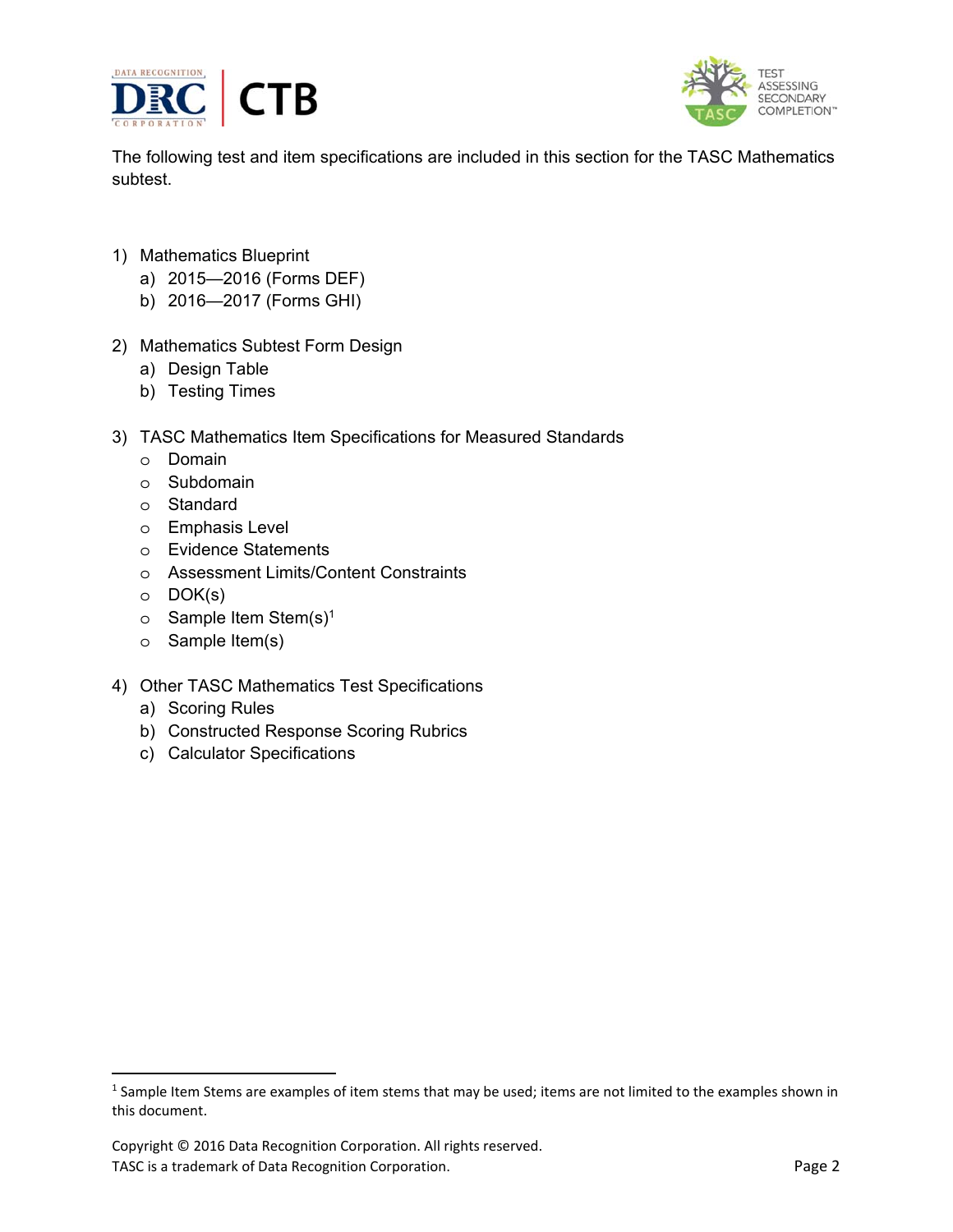The following test and item specifications are included in this section for the TASC Mathematics subtest.

1) Mathematics Blueprint
   a) 2015—2016 (Forms DEF)
   b) 2016—2017 (Forms GHI)

2) Mathematics Subtest Form Design
   a) Design Table
   b) Testing Times

3) TASC Mathematics Item Specifications for Measured Standards
   - Domain
   - Subdomain
   - Standard
   - Emphasis Level
   - Evidence Statements
   - Assessment Limits/Content Constraints
   - DOK(s)
   - Sample Item Stem(s)[1]
   - Sample Item(s)

4) Other TASC Mathematics Test Specifications
   a) Scoring Rules
   b) Constructed Response Scoring Rubrics
   c) Calculator Specifications

---

[1] Sample Item Stems are examples of item stems that may be used; items are not limited to the examples shown in this document.

Copyright © 2016 Data Recognition Corporation. All rights reserved.
TASC is a trademark of Data Recognition Corporation.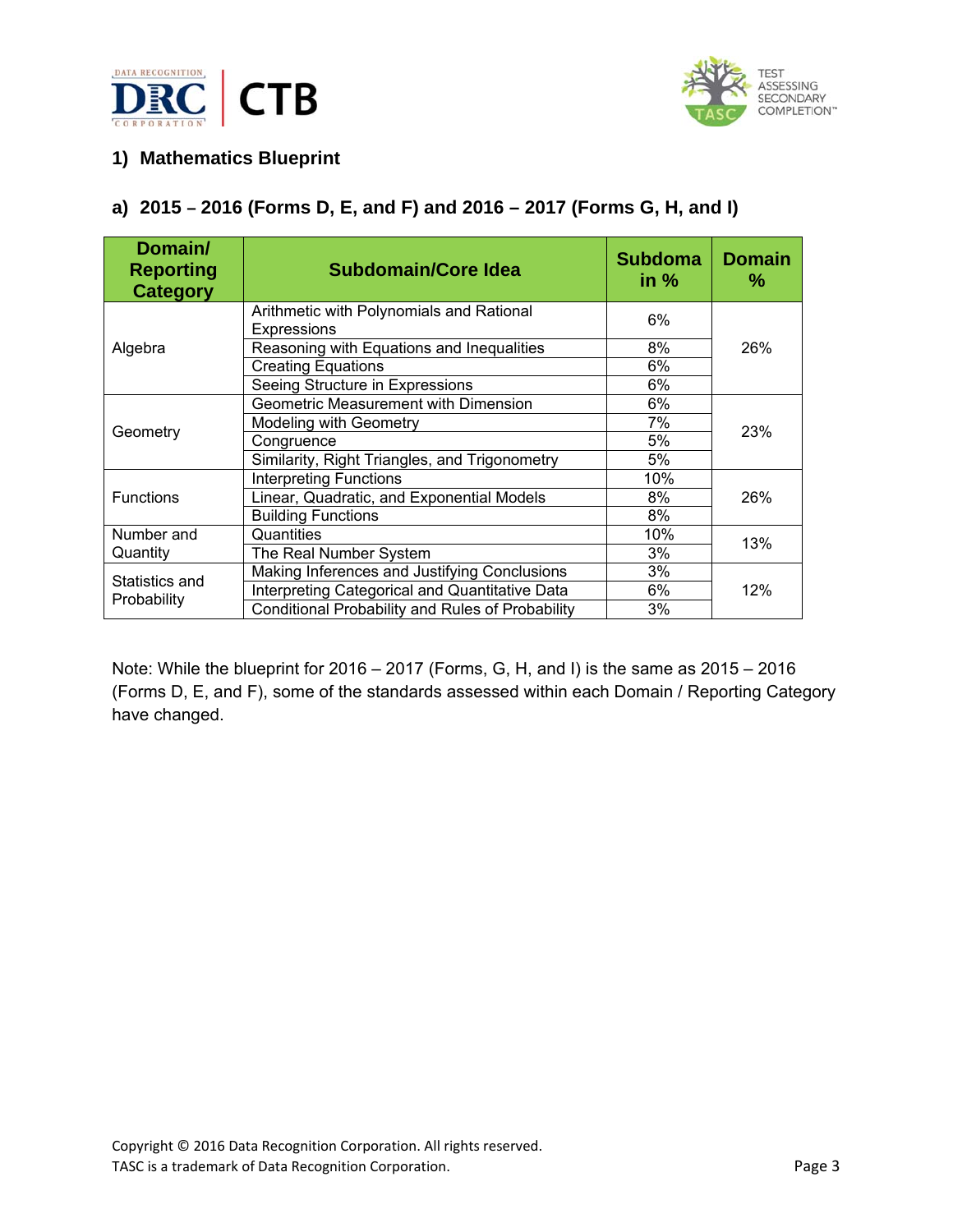## 1) Mathematics Blueprint

### a) 2015 – 2016 (Forms D, E, and F) and 2016 – 2017 (Forms G, H, and I)

| Domain/ Reporting Category | Subdomain/Core Idea | Subdomain % | Domain % |
|---|---|---|---|
| Algebra | Arithmetic with Polynomials and Rational Expressions | 6% | 26% |
| | Reasoning with Equations and Inequalities | 8% | |
| | Creating Equations | 6% | |
| | Seeing Structure in Expressions | 6% | |
| Geometry | Geometric Measurement with Dimension | 6% | 23% |
| | Modeling with Geometry | 7% | |
| | Congruence | 5% | |
| | Similarity, Right Triangles, and Trigonometry | 5% | |
| Functions | Interpreting Functions | 10% | 26% |
| | Linear, Quadratic, and Exponential Models | 8% | |
| | Building Functions | 8% | |
| Number and Quantity | Quantities | 10% | 13% |
| | The Real Number System | 3% | |
| Statistics and Probability | Making Inferences and Justifying Conclusions | 3% | 12% |
| | Interpreting Categorical and Quantitative Data | 6% | |
| | Conditional Probability and Rules of Probability | 3% | |

Note: While the blueprint for 2016 – 2017 (Forms, G, H, and I) is the same as 2015 – 2016 (Forms D, E, and F), some of the standards assessed within each Domain / Reporting Category have changed.

Copyright © 2016 Data Recognition Corporation. All rights reserved.
TASC is a trademark of Data Recognition Corporation.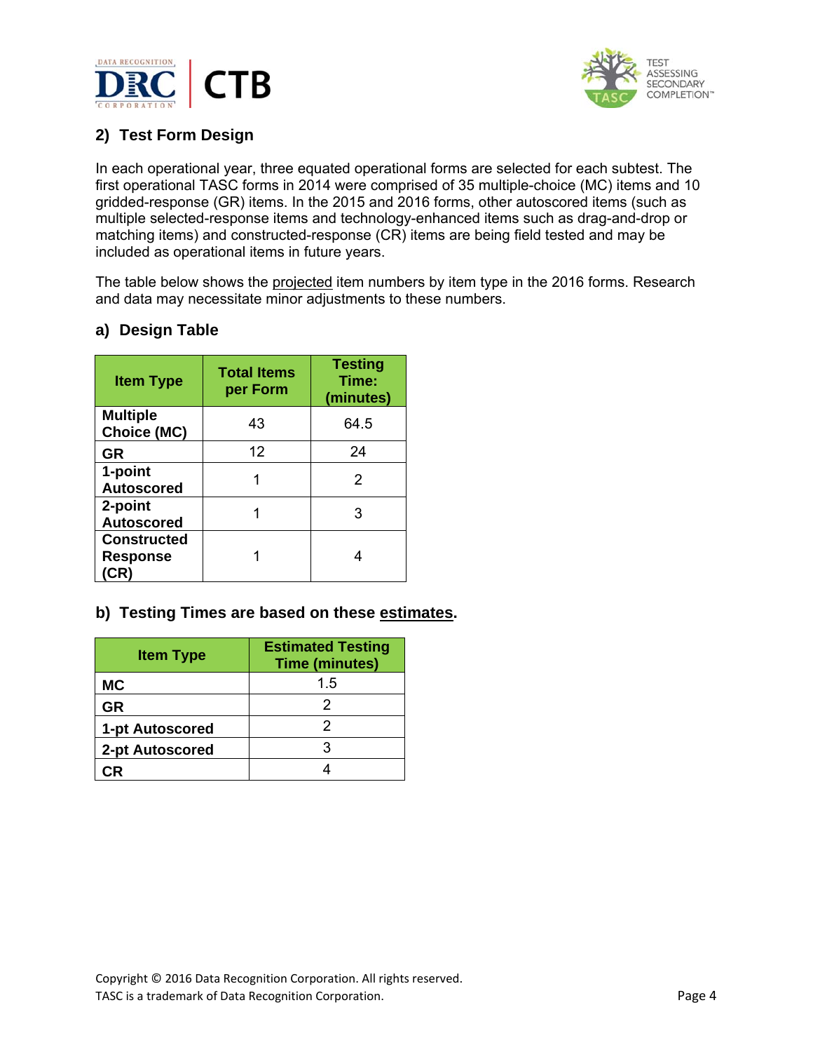## 2) Test Form Design

In each operational year, three equated operational forms are selected for each subtest. The first operational TASC forms in 2014 were comprised of 35 multiple-choice (MC) items and 10 gridded-response (GR) items. In the 2015 and 2016 forms, other autoscored items (such as multiple selected-response items and technology-enhanced items such as drag-and-drop or matching items) and constructed-response (CR) items are being field tested and may be included as operational items in future years.

The table below shows the projected item numbers by item type in the 2016 forms. Research and data may necessitate minor adjustments to these numbers.

### a) Design Table

| Item Type | Total Items per Form | Testing Time: (minutes) |
|---|---|---|
| **Multiple Choice (MC)** | 43 | 64.5 |
| **GR** | 12 | 24 |
| **1-point Autoscored** | 1 | 2 |
| **2-point Autoscored** | 1 | 3 |
| **Constructed Response (CR)** | 1 | 4 |

### b) Testing Times are based on these estimates.

| Item Type | Estimated Testing Time (minutes) |
|---|---|
| **MC** | 1.5 |
| **GR** | 2 |
| **1-pt Autoscored** | 2 |
| **2-pt Autoscored** | 3 |
| **CR** | 4 |

Copyright © 2016 Data Recognition Corporation. All rights reserved.
TASC is a trademark of Data Recognition Corporation.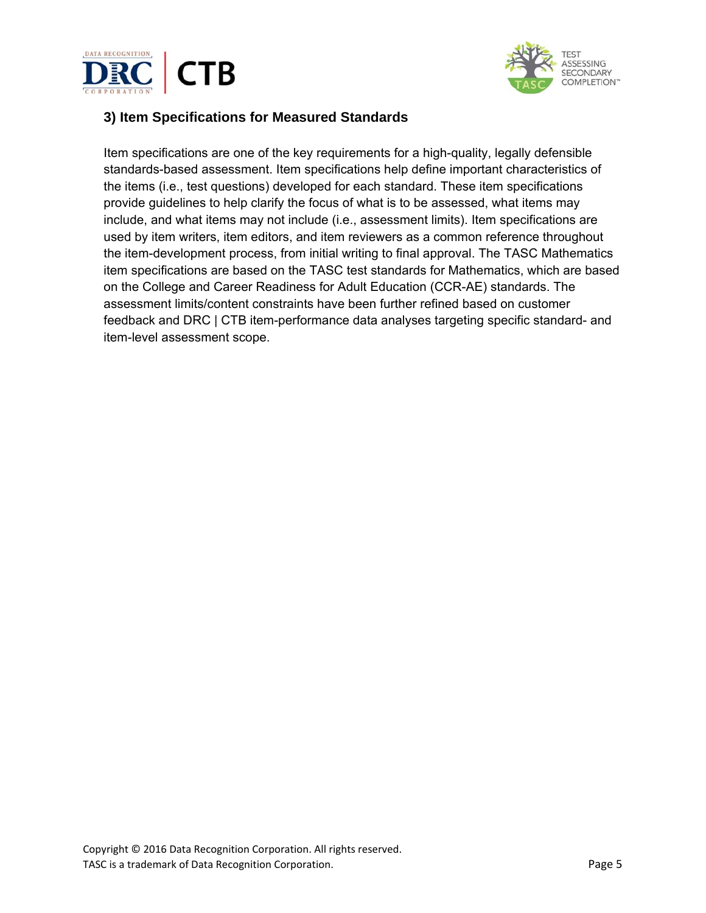### 3) Item Specifications for Measured Standards

Item specifications are one of the key requirements for a high-quality, legally defensible standards-based assessment. Item specifications help define important characteristics of the items (i.e., test questions) developed for each standard. These item specifications provide guidelines to help clarify the focus of what is to be assessed, what items may include, and what items may not include (i.e., assessment limits). Item specifications are used by item writers, item editors, and item reviewers as a common reference throughout the item-development process, from initial writing to final approval. The TASC Mathematics item specifications are based on the TASC test standards for Mathematics, which are based on the College and Career Readiness for Adult Education (CCR-AE) standards. The assessment limits/content constraints have been further refined based on customer feedback and DRC | CTB item-performance data analyses targeting specific standard- and item-level assessment scope.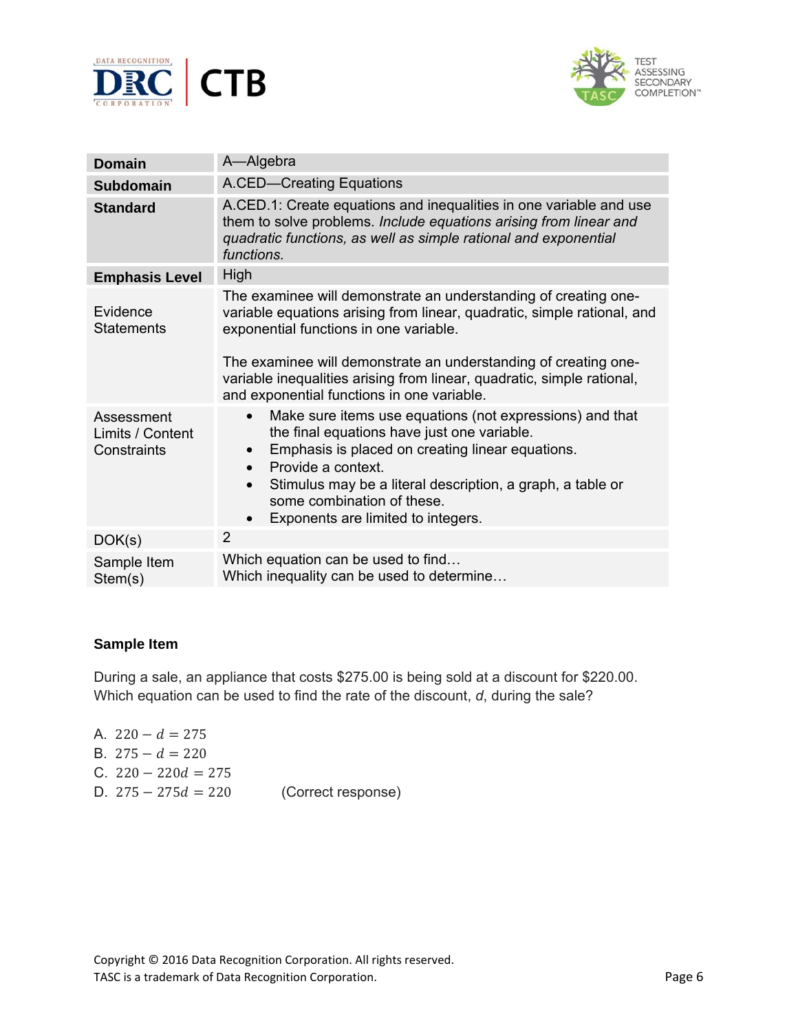| Domain | A—Algebra |
| --- | --- |
| **Subdomain** | A.CED—Creating Equations |
| **Standard** | A.CED.1: Create equations and inequalities in one variable and use them to solve problems. *Include equations arising from linear and quadratic functions, as well as simple rational and exponential functions.* |
| **Emphasis Level** | High |
| Evidence Statements | The examinee will demonstrate an understanding of creating one-variable equations arising from linear, quadratic, simple rational, and exponential functions in one variable.<br><br>The examinee will demonstrate an understanding of creating one-variable inequalities arising from linear, quadratic, simple rational, and exponential functions in one variable. |
| Assessment Limits / Content Constraints | • Make sure items use equations (not expressions) and that the final equations have just one variable.<br>• Emphasis is placed on creating linear equations.<br>• Provide a context.<br>• Stimulus may be a literal description, a graph, a table or some combination of these.<br>• Exponents are limited to integers. |
| DOK(s) | 2 |
| Sample Item Stem(s) | Which equation can be used to find…<br>Which inequality can be used to determine… |

**Sample Item**

During a sale, an appliance that costs $275.00 is being sold at a discount for $220.00. Which equation can be used to find the rate of the discount, *d*, during the sale?

A. $220 - d = 275$
B. $275 - d = 220$
C. $220 - 220d = 275$
D. $275 - 275d = 220$ (Correct response)

Copyright © 2016 Data Recognition Corporation. All rights reserved.
TASC is a trademark of Data Recognition Corporation.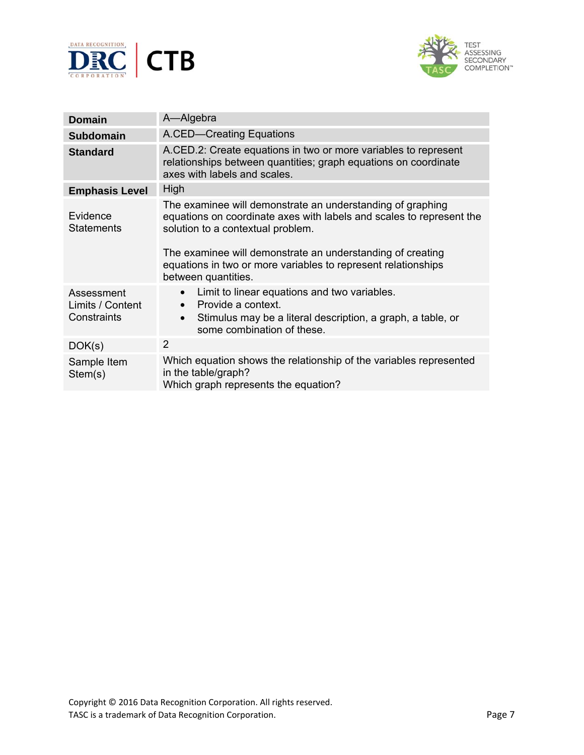| | |
|---|---|
| **Domain** | A—Algebra |
| **Subdomain** | A.CED—Creating Equations |
| **Standard** | A.CED.2: Create equations in two or more variables to represent relationships between quantities; graph equations on coordinate axes with labels and scales. |
| **Emphasis Level** | High |
| Evidence Statements | The examinee will demonstrate an understanding of graphing equations on coordinate axes with labels and scales to represent the solution to a contextual problem.<br><br>The examinee will demonstrate an understanding of creating equations in two or more variables to represent relationships between quantities. |
| Assessment Limits / Content Constraints | • Limit to linear equations and two variables.<br>• Provide a context.<br>• Stimulus may be a literal description, a graph, a table, or some combination of these. |
| DOK(s) | 2 |
| Sample Item Stem(s) | Which equation shows the relationship of the variables represented in the table/graph?<br>Which graph represents the equation? |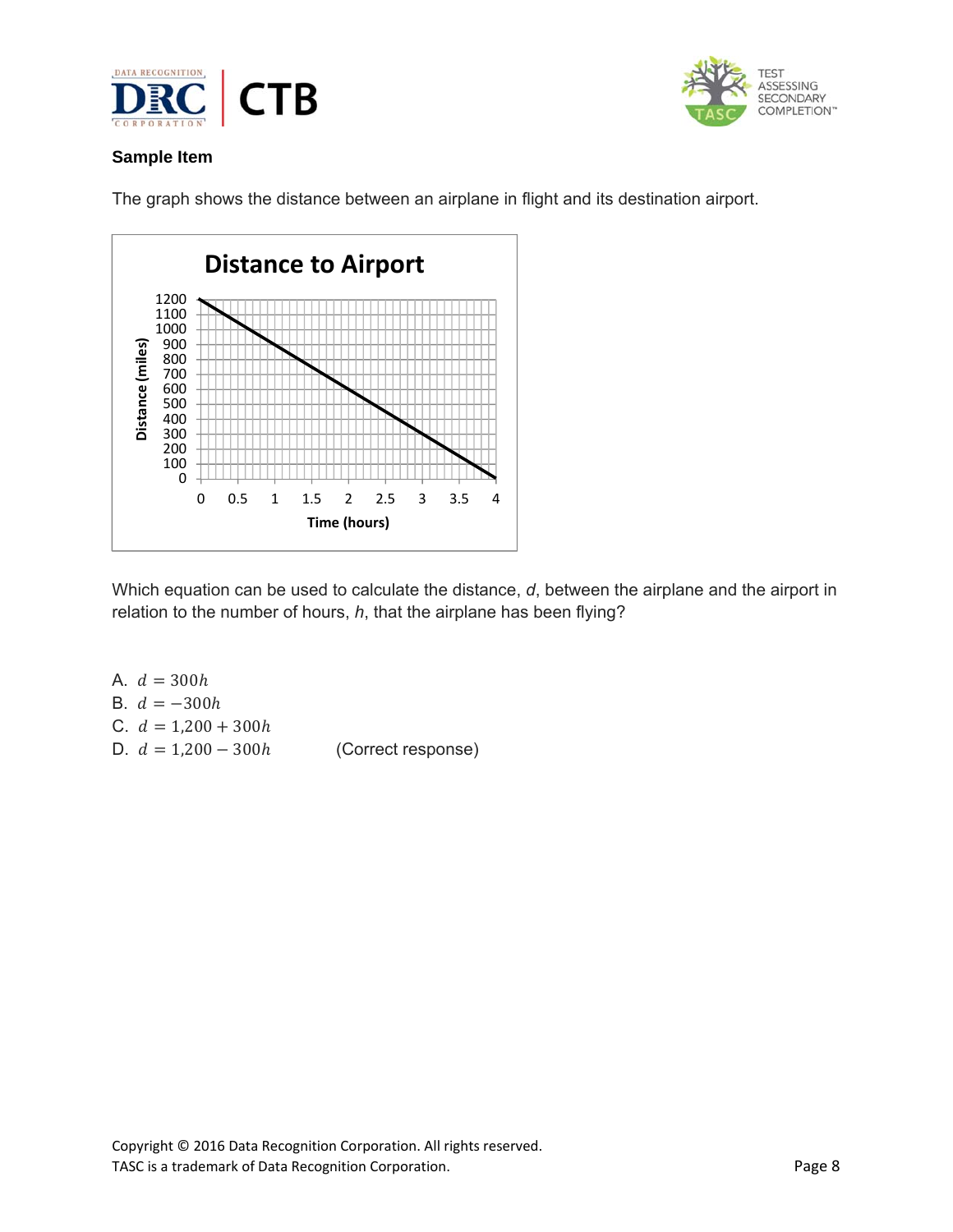**Sample Item**

The graph shows the distance between an airplane in flight and its destination airport.

Which equation can be used to calculate the distance, *d*, between the airplane and the airport in relation to the number of hours, *h*, that the airplane has been flying?

A. $d = 300h$

B. $d = -300h$

C. $d = 1{,}200 + 300h$

D. $d = 1{,}200 - 300h$ (Correct response)

Copyright © 2016 Data Recognition Corporation. All rights reserved.
TASC is a trademark of Data Recognition Corporation.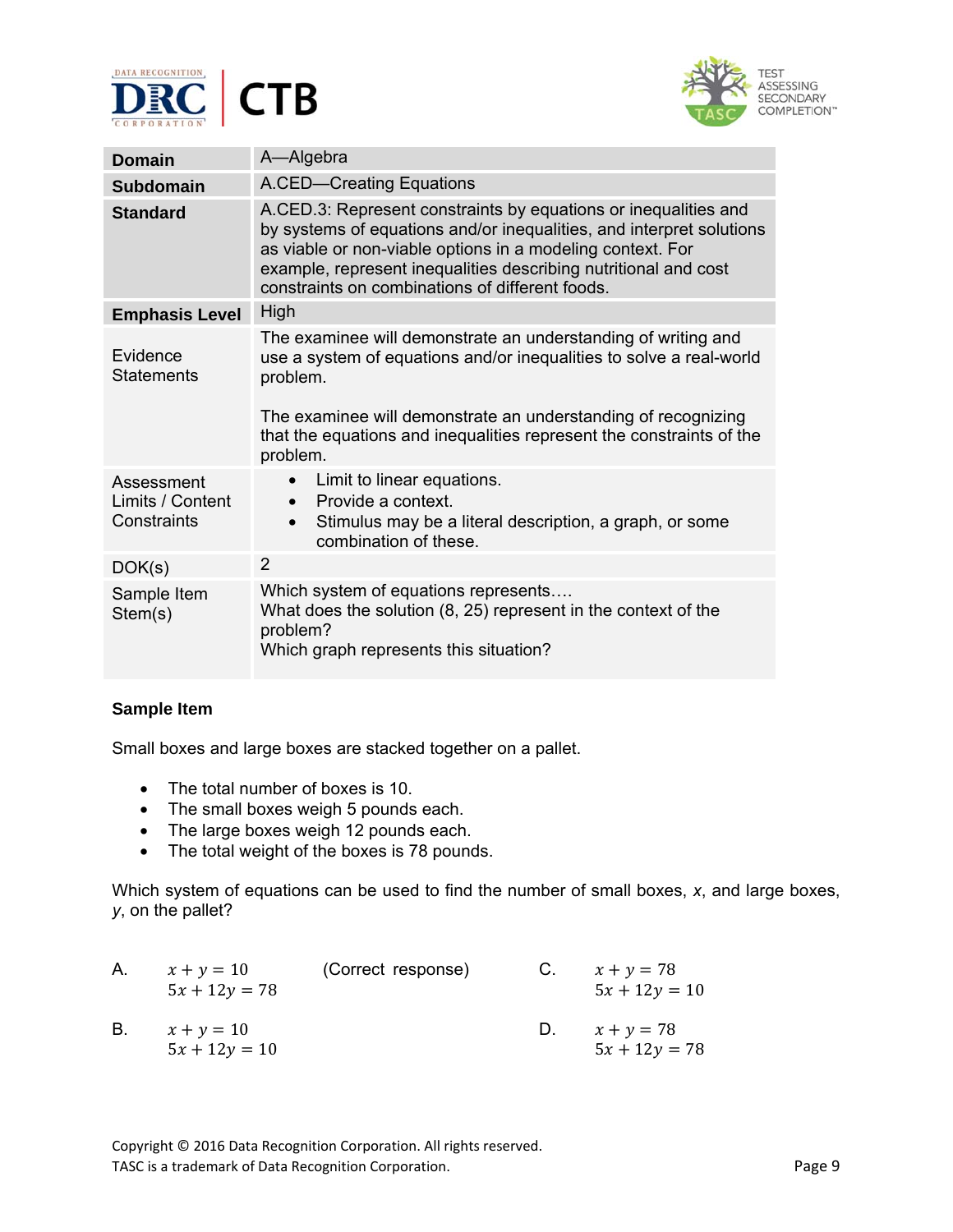| Domain | A—Algebra |
|---|---|
| **Subdomain** | A.CED—Creating Equations |
| **Standard** | A.CED.3: Represent constraints by equations or inequalities and by systems of equations and/or inequalities, and interpret solutions as viable or non-viable options in a modeling context. For example, represent inequalities describing nutritional and cost constraints on combinations of different foods. |
| **Emphasis Level** | High |
| Evidence Statements | The examinee will demonstrate an understanding of writing and use a system of equations and/or inequalities to solve a real-world problem.<br><br>The examinee will demonstrate an understanding of recognizing that the equations and inequalities represent the constraints of the problem. |
| Assessment Limits / Content Constraints | • Limit to linear equations.<br>• Provide a context.<br>• Stimulus may be a literal description, a graph, or some combination of these. |
| DOK(s) | 2 |
| Sample Item Stem(s) | Which system of equations represents….<br>What does the solution (8, 25) represent in the context of the problem?<br>Which graph represents this situation? |

**Sample Item**

Small boxes and large boxes are stacked together on a pallet.

- The total number of boxes is 10.
- The small boxes weigh 5 pounds each.
- The large boxes weigh 12 pounds each.
- The total weight of the boxes is 78 pounds.

Which system of equations can be used to find the number of small boxes, *x*, and large boxes, *y*, on the pallet?

A. $x + y = 10$
$5x + 12y = 78$ (Correct response)

B. $x + y = 10$
$5x + 12y = 10$

C. $x + y = 78$
$5x + 12y = 10$

D. $x + y = 78$
$5x + 12y = 78$

Copyright © 2016 Data Recognition Corporation. All rights reserved.
TASC is a trademark of Data Recognition Corporation.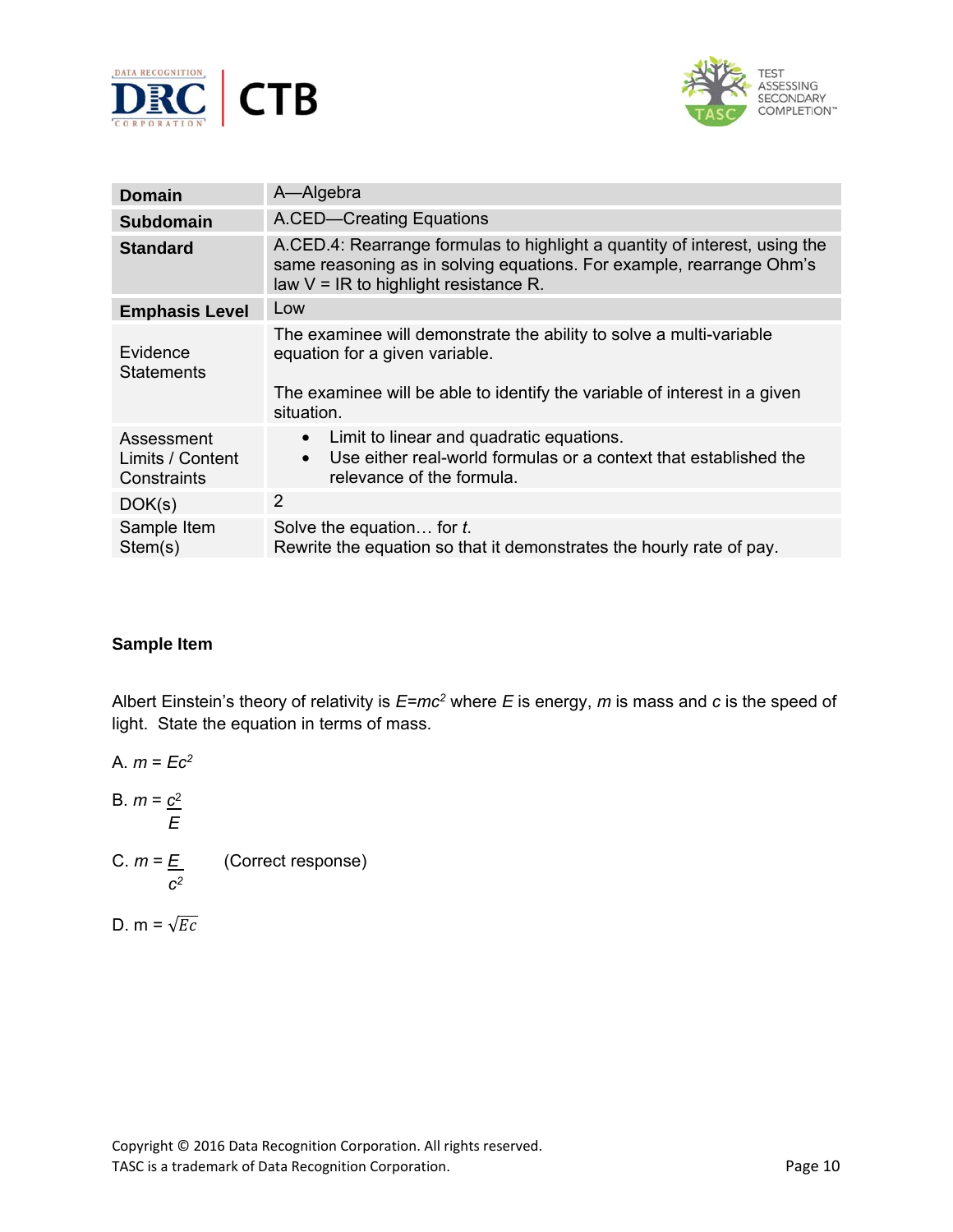| Domain | A—Algebra |
| --- | --- |
| **Subdomain** | A.CED—Creating Equations |
| **Standard** | A.CED.4: Rearrange formulas to highlight a quantity of interest, using the same reasoning as in solving equations. For example, rearrange Ohm's law V = IR to highlight resistance R. |
| **Emphasis Level** | Low |
| Evidence Statements | The examinee will demonstrate the ability to solve a multi-variable equation for a given variable.<br><br>The examinee will be able to identify the variable of interest in a given situation. |
| Assessment Limits / Content Constraints | • Limit to linear and quadratic equations.<br>• Use either real-world formulas or a context that established the relevance of the formula. |
| DOK(s) | 2 |
| Sample Item Stem(s) | Solve the equation… for *t*.<br>Rewrite the equation so that it demonstrates the hourly rate of pay. |

**Sample Item**

Albert Einstein's theory of relativity is $E=mc^2$ where $E$ is energy, $m$ is mass and $c$ is the speed of light. State the equation in terms of mass.

A. $m = Ec^2$

B. $m = \frac{c^2}{E}$

C. $m = \frac{E}{c^2}$ (Correct response)

D. $m = \sqrt{Ec}$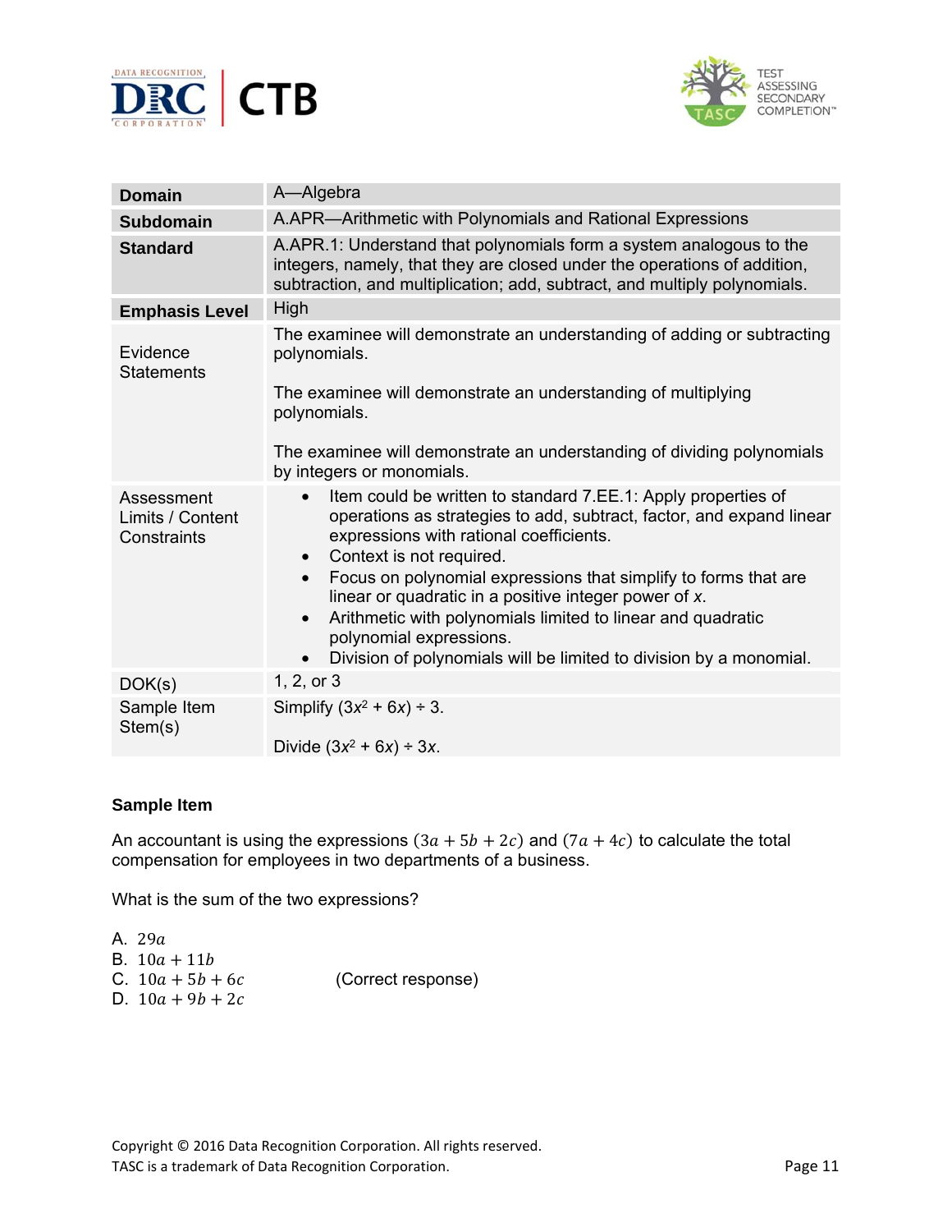| Domain | A—Algebra |
|---|---|
| **Subdomain** | A.APR—Arithmetic with Polynomials and Rational Expressions |
| **Standard** | A.APR.1: Understand that polynomials form a system analogous to the integers, namely, that they are closed under the operations of addition, subtraction, and multiplication; add, subtract, and multiply polynomials. |
| **Emphasis Level** | High |
| Evidence Statements | The examinee will demonstrate an understanding of adding or subtracting polynomials.<br><br>The examinee will demonstrate an understanding of multiplying polynomials.<br><br>The examinee will demonstrate an understanding of dividing polynomials by integers or monomials. |
| Assessment Limits / Content Constraints | • Item could be written to standard 7.EE.1: Apply properties of operations as strategies to add, subtract, factor, and expand linear expressions with rational coefficients.<br>• Context is not required.<br>• Focus on polynomial expressions that simplify to forms that are linear or quadratic in a positive integer power of *x*.<br>• Arithmetic with polynomials limited to linear and quadratic polynomial expressions.<br>• Division of polynomials will be limited to division by a monomial. |
| DOK(s) | 1, 2, or 3 |
| Sample Item Stem(s) | Simplify $(3x^2 + 6x) \div 3$.<br><br>Divide $(3x^2 + 6x) \div 3x$. |

**Sample Item**

An accountant is using the expressions $(3a + 5b + 2c)$ and $(7a + 4c)$ to calculate the total compensation for employees in two departments of a business.

What is the sum of the two expressions?

A. $29a$
B. $10a + 11b$
C. $10a + 5b + 6c$ (Correct response)
D. $10a + 9b + 2c$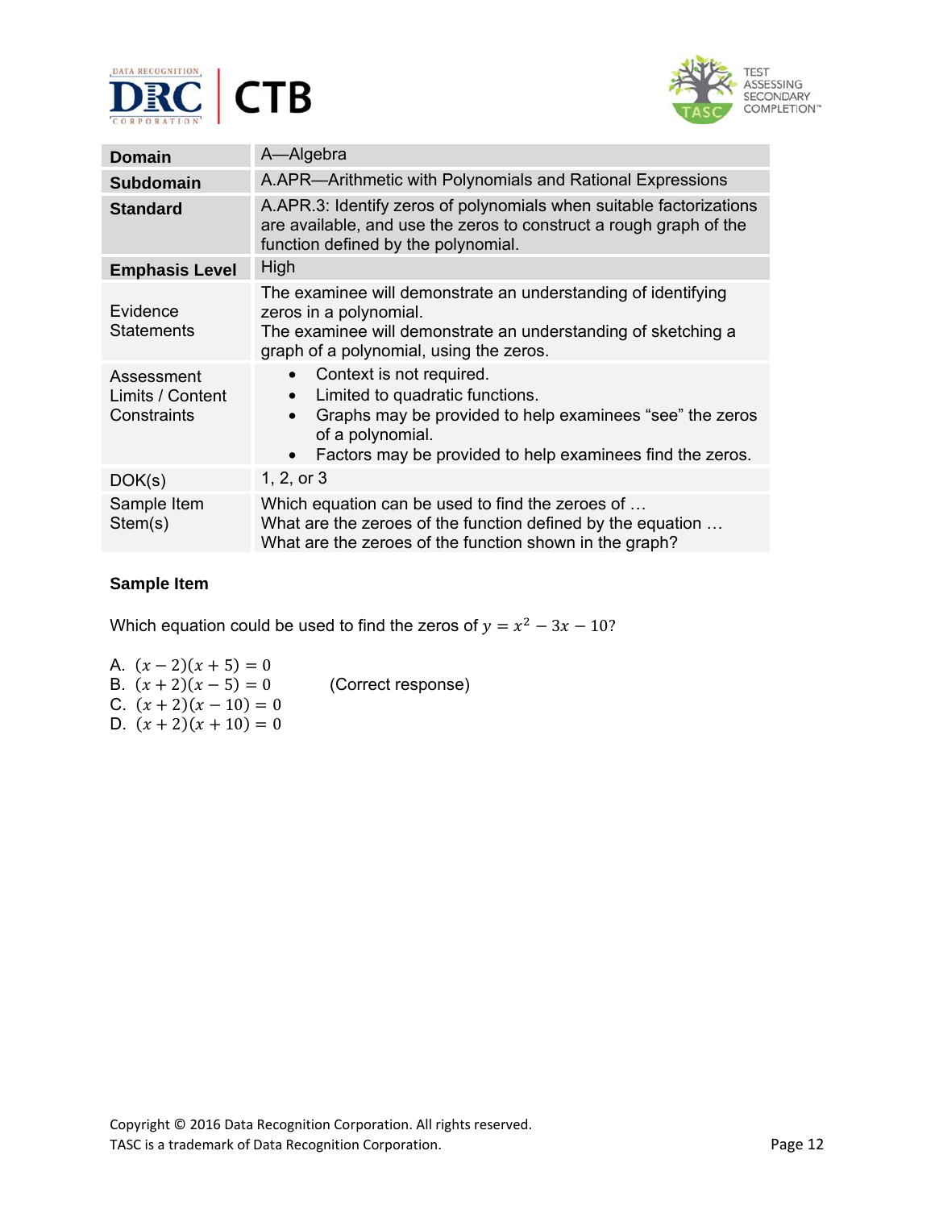| Domain | A—Algebra |
|---|---|
| Subdomain | A.APR—Arithmetic with Polynomials and Rational Expressions |
| Standard | A.APR.3: Identify zeros of polynomials when suitable factorizations are available, and use the zeros to construct a rough graph of the function defined by the polynomial. |
| Emphasis Level | High |
| Evidence Statements | The examinee will demonstrate an understanding of identifying zeros in a polynomial.<br>The examinee will demonstrate an understanding of sketching a graph of a polynomial, using the zeros. |
| Assessment Limits / Content Constraints | • Context is not required.<br>• Limited to quadratic functions.<br>• Graphs may be provided to help examinees "see" the zeros of a polynomial.<br>• Factors may be provided to help examinees find the zeros. |
| DOK(s) | 1, 2, or 3 |
| Sample Item Stem(s) | Which equation can be used to find the zeroes of …<br>What are the zeroes of the function defined by the equation …<br>What are the zeroes of the function shown in the graph? |

**Sample Item**

Which equation could be used to find the zeros of $y = x^2 - 3x - 10$?

A. $(x - 2)(x + 5) = 0$
B. $(x + 2)(x - 5) = 0$ (Correct response)
C. $(x + 2)(x - 10) = 0$
D. $(x + 2)(x + 10) = 0$

Copyright © 2016 Data Recognition Corporation. All rights reserved.
TASC is a trademark of Data Recognition Corporation.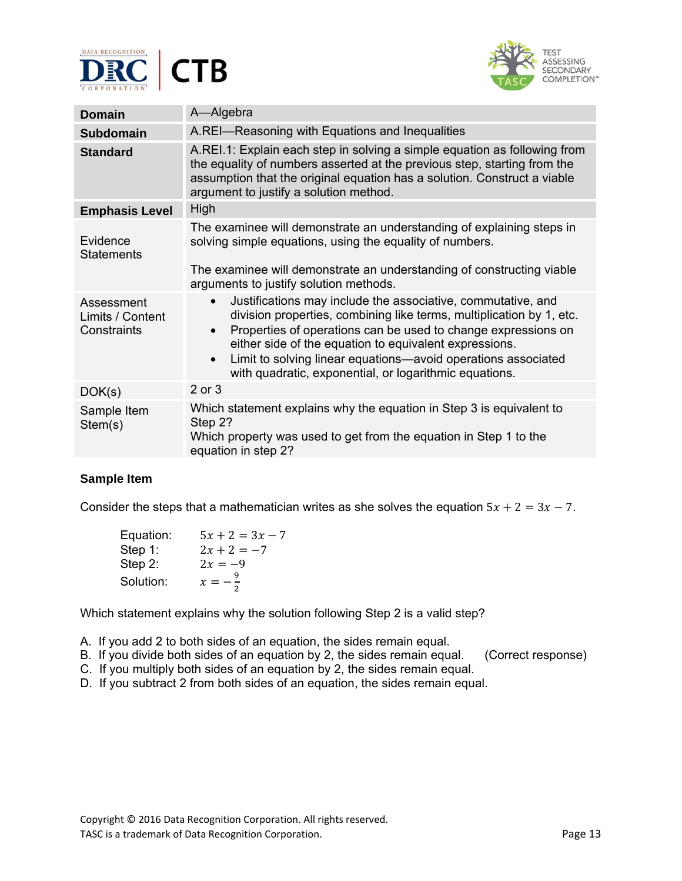| Domain | A—Algebra |
|---|---|
| **Subdomain** | A.REI—Reasoning with Equations and Inequalities |
| **Standard** | A.REI.1: Explain each step in solving a simple equation as following from the equality of numbers asserted at the previous step, starting from the assumption that the original equation has a solution. Construct a viable argument to justify a solution method. |
| **Emphasis Level** | High |
| Evidence Statements | The examinee will demonstrate an understanding of explaining steps in solving simple equations, using the equality of numbers.<br><br>The examinee will demonstrate an understanding of constructing viable arguments to justify solution methods. |
| Assessment Limits / Content Constraints | • Justifications may include the associative, commutative, and division properties, combining like terms, multiplication by 1, etc.<br>• Properties of operations can be used to change expressions on either side of the equation to equivalent expressions.<br>• Limit to solving linear equations—avoid operations associated with quadratic, exponential, or logarithmic equations. |
| DOK(s) | 2 or 3 |
| Sample Item Stem(s) | Which statement explains why the equation in Step 3 is equivalent to Step 2?<br>Which property was used to get from the equation in Step 1 to the equation in step 2? |

**Sample Item**

Consider the steps that a mathematician writes as she solves the equation $5x + 2 = 3x - 7$.

| | |
|---|---|
| Equation: | $5x + 2 = 3x - 7$ |
| Step 1: | $2x + 2 = -7$ |
| Step 2: | $2x = -9$ |
| Solution: | $x = -\frac{9}{2}$ |

Which statement explains why the solution following Step 2 is a valid step?

A. If you add 2 to both sides of an equation, the sides remain equal.
B. If you divide both sides of an equation by 2, the sides remain equal. (Correct response)
C. If you multiply both sides of an equation by 2, the sides remain equal.
D. If you subtract 2 from both sides of an equation, the sides remain equal.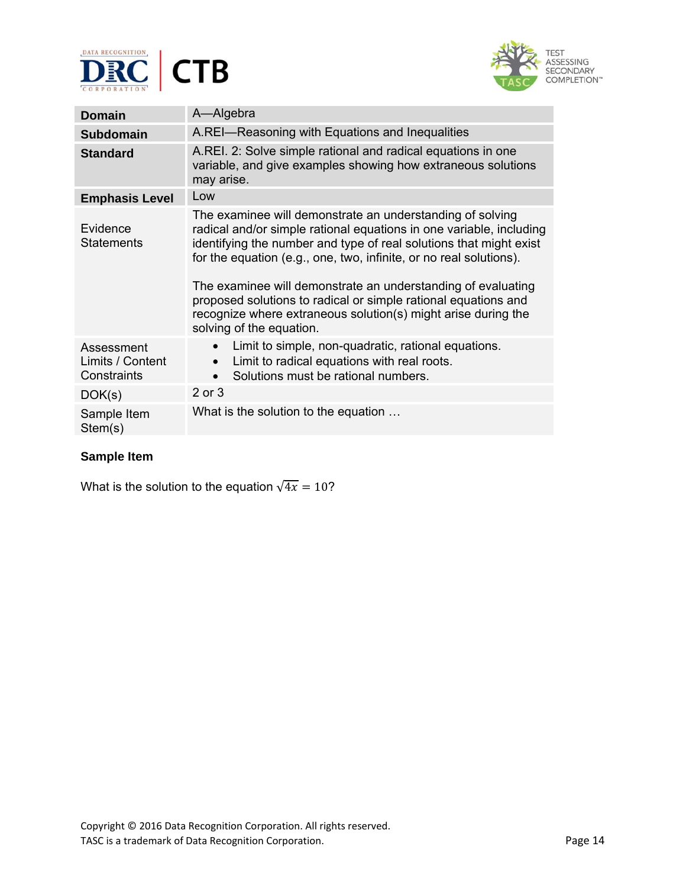| Domain | A—Algebra |
|---|---|
| Subdomain | A.REI—Reasoning with Equations and Inequalities |
| Standard | A.REI. 2: Solve simple rational and radical equations in one variable, and give examples showing how extraneous solutions may arise. |
| Emphasis Level | Low |
| Evidence Statements | The examinee will demonstrate an understanding of solving radical and/or simple rational equations in one variable, including identifying the number and type of real solutions that might exist for the equation (e.g., one, two, infinite, or no real solutions).<br><br>The examinee will demonstrate an understanding of evaluating proposed solutions to radical or simple rational equations and recognize where extraneous solution(s) might arise during the solving of the equation. |
| Assessment Limits / Content Constraints | • Limit to simple, non-quadratic, rational equations.<br>• Limit to radical equations with real roots.<br>• Solutions must be rational numbers. |
| DOK(s) | 2 or 3 |
| Sample Item Stem(s) | What is the solution to the equation … |

**Sample Item**

What is the solution to the equation $\sqrt{4x} = 10$?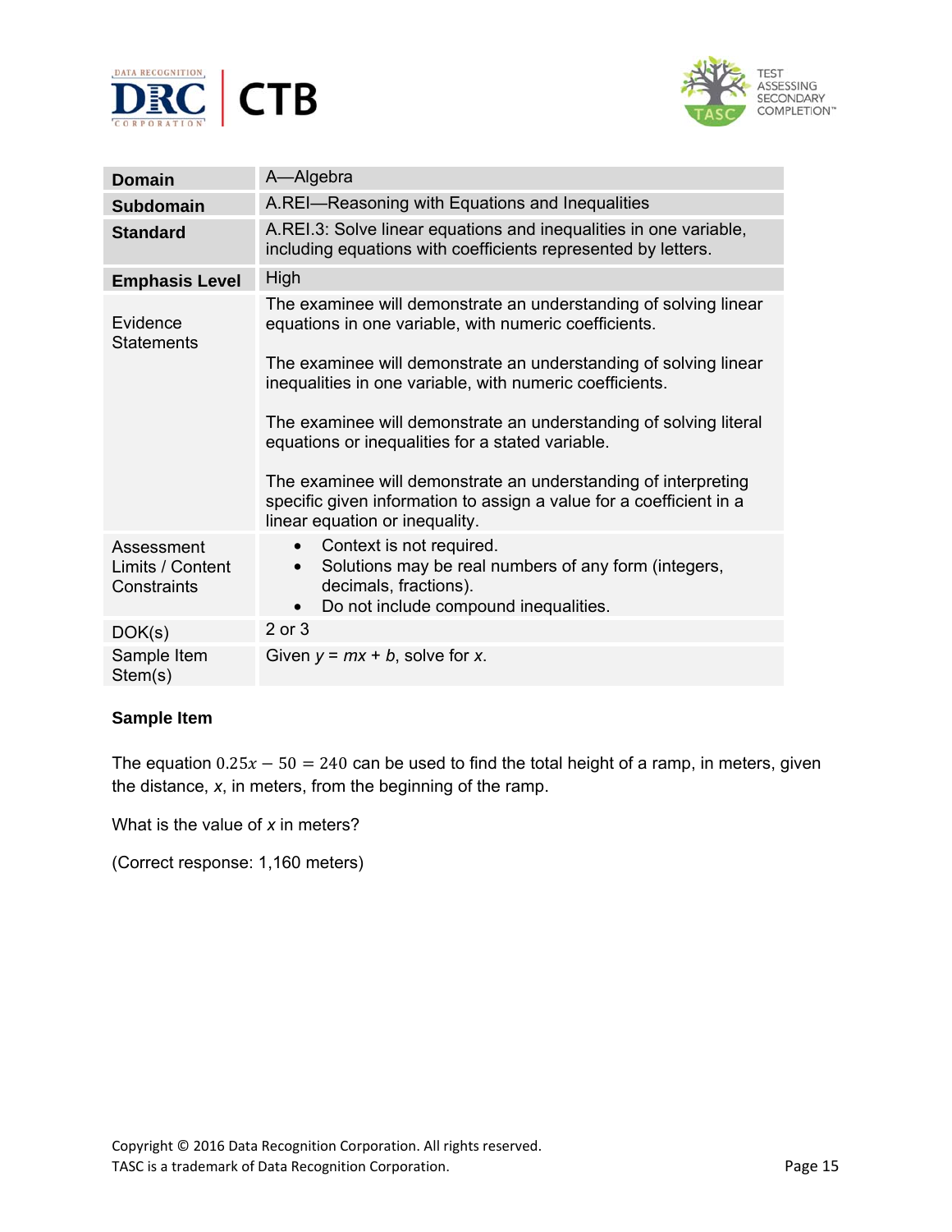| | |
|---|---|
| **Domain** | A—Algebra |
| **Subdomain** | A.REI—Reasoning with Equations and Inequalities |
| **Standard** | A.REI.3: Solve linear equations and inequalities in one variable, including equations with coefficients represented by letters. |
| **Emphasis Level** | High |
| Evidence Statements | The examinee will demonstrate an understanding of solving linear equations in one variable, with numeric coefficients.<br><br>The examinee will demonstrate an understanding of solving linear inequalities in one variable, with numeric coefficients.<br><br>The examinee will demonstrate an understanding of solving literal equations or inequalities for a stated variable.<br><br>The examinee will demonstrate an understanding of interpreting specific given information to assign a value for a coefficient in a linear equation or inequality. |
| Assessment Limits / Content Constraints | • Context is not required.<br>• Solutions may be real numbers of any form (integers, decimals, fractions).<br>• Do not include compound inequalities. |
| DOK(s) | 2 or 3 |
| Sample Item Stem(s) | Given $y = mx + b$, solve for $x$. |

**Sample Item**

The equation $0.25x - 50 = 240$ can be used to find the total height of a ramp, in meters, given the distance, $x$, in meters, from the beginning of the ramp.

What is the value of $x$ in meters?

(Correct response: 1,160 meters)

Copyright © 2016 Data Recognition Corporation. All rights reserved.
TASC is a trademark of Data Recognition Corporation.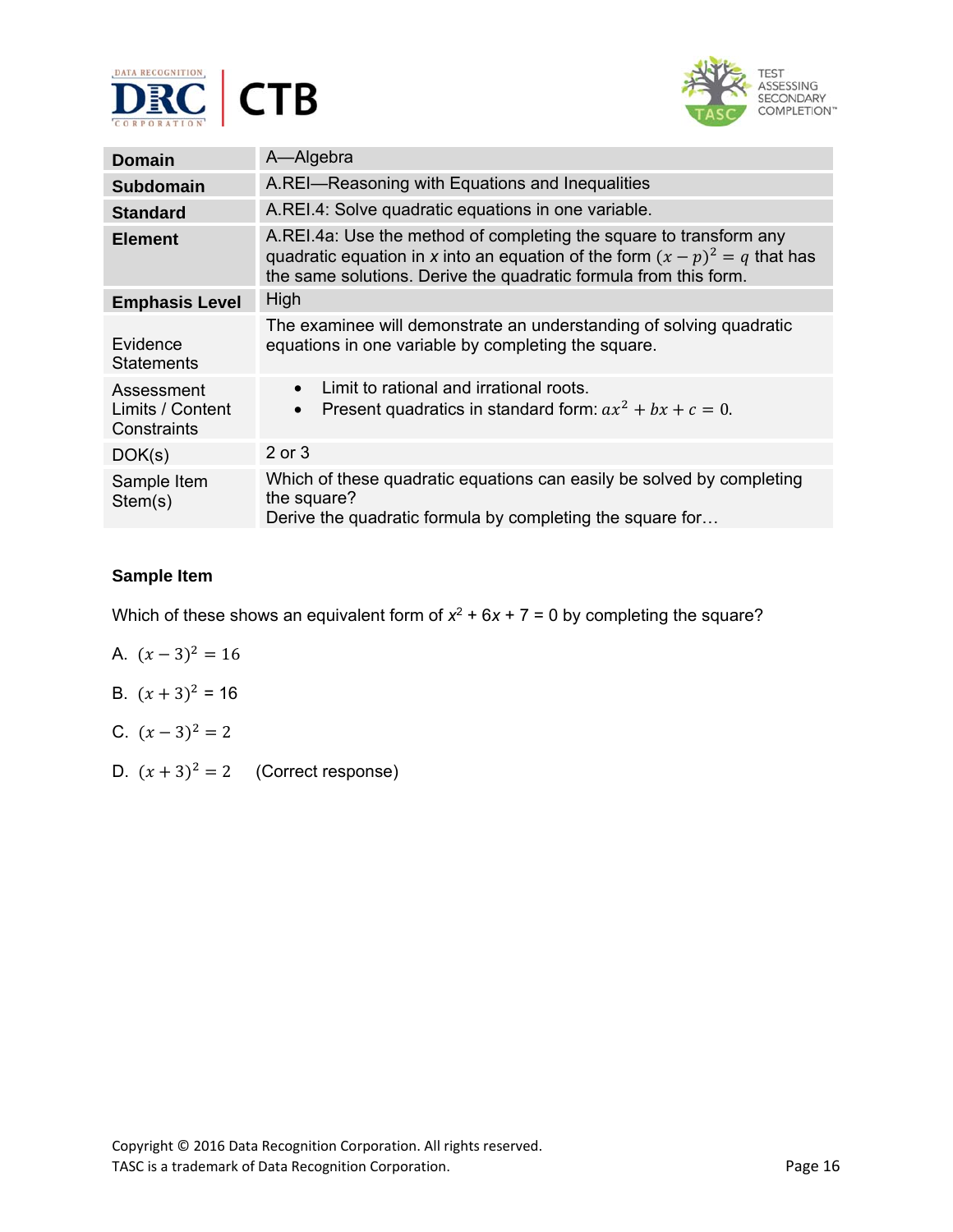| Domain | A—Algebra |
|---|---|
| Subdomain | A.REI—Reasoning with Equations and Inequalities |
| Standard | A.REI.4: Solve quadratic equations in one variable. |
| Element | A.REI.4a: Use the method of completing the square to transform any quadratic equation in $x$ into an equation of the form $(x - p)^2 = q$ that has the same solutions. Derive the quadratic formula from this form. |
| Emphasis Level | High |
| Evidence Statements | The examinee will demonstrate an understanding of solving quadratic equations in one variable by completing the square. |
| Assessment Limits / Content Constraints | • Limit to rational and irrational roots.<br>• Present quadratics in standard form: $ax^2 + bx + c = 0$. |
| DOK(s) | 2 or 3 |
| Sample Item Stem(s) | Which of these quadratic equations can easily be solved by completing the square?<br>Derive the quadratic formula by completing the square for… |

**Sample Item**

Which of these shows an equivalent form of $x^2 + 6x + 7 = 0$ by completing the square?

A. $(x - 3)^2 = 16$

B. $(x + 3)^2 = 16$

C. $(x - 3)^2 = 2$

D. $(x + 3)^2 = 2$ (Correct response)

Copyright © 2016 Data Recognition Corporation. All rights reserved.
TASC is a trademark of Data Recognition Corporation.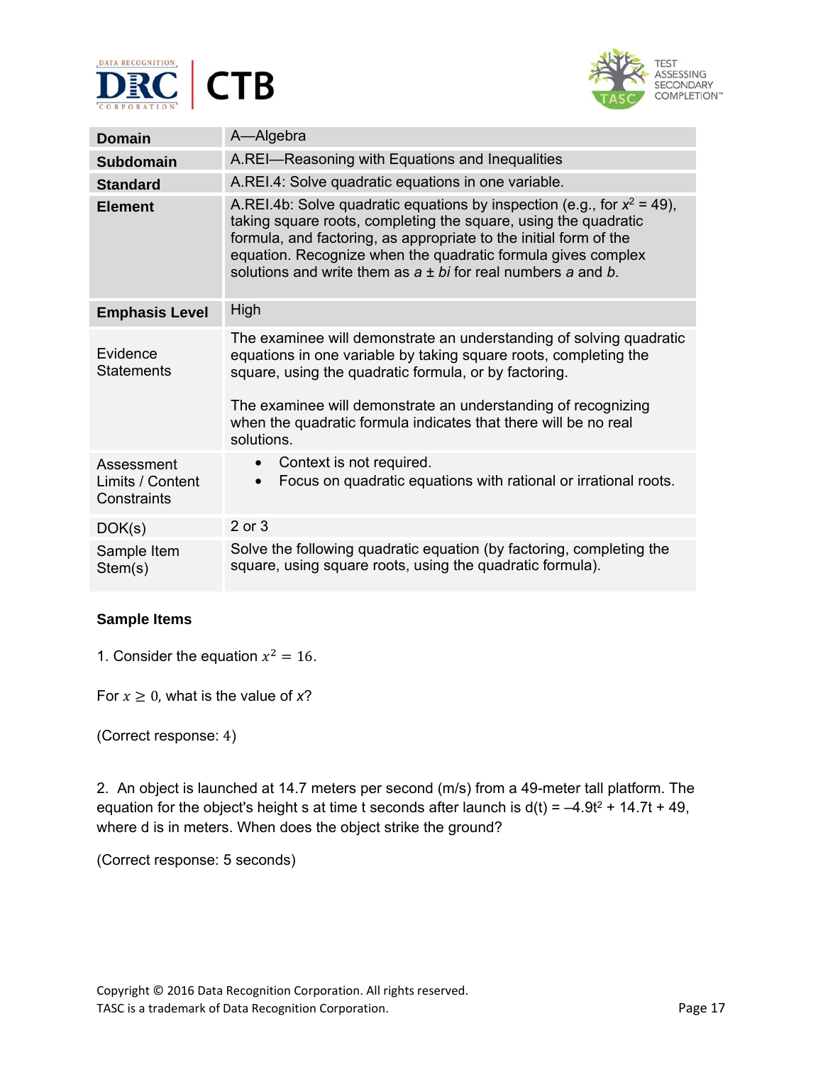| Domain | A—Algebra |
|---|---|
| **Subdomain** | A.REI—Reasoning with Equations and Inequalities |
| **Standard** | A.REI.4: Solve quadratic equations in one variable. |
| **Element** | A.REI.4b: Solve quadratic equations by inspection (e.g., for $x^2 = 49$), taking square roots, completing the square, using the quadratic formula, and factoring, as appropriate to the initial form of the equation. Recognize when the quadratic formula gives complex solutions and write them as $a \pm bi$ for real numbers $a$ and $b$. |
| **Emphasis Level** | High |
| Evidence Statements | The examinee will demonstrate an understanding of solving quadratic equations in one variable by taking square roots, completing the square, using the quadratic formula, or by factoring.<br><br>The examinee will demonstrate an understanding of recognizing when the quadratic formula indicates that there will be no real solutions. |
| Assessment Limits / Content Constraints | • Context is not required.<br>• Focus on quadratic equations with rational or irrational roots. |
| DOK(s) | 2 or 3 |
| Sample Item Stem(s) | Solve the following quadratic equation (by factoring, completing the square, using square roots, using the quadratic formula). |

**Sample Items**

1. Consider the equation $x^2 = 16$.

For $x \geq 0$, what is the value of *x*?

(Correct response: $4$)

2. An object is launched at 14.7 meters per second (m/s) from a 49-meter tall platform. The equation for the object's height s at time t seconds after launch is $d(t) = –4.9t^2 + 14.7t + 49$, where d is in meters. When does the object strike the ground?

(Correct response: 5 seconds)

Copyright © 2016 Data Recognition Corporation. All rights reserved.
TASC is a trademark of Data Recognition Corporation.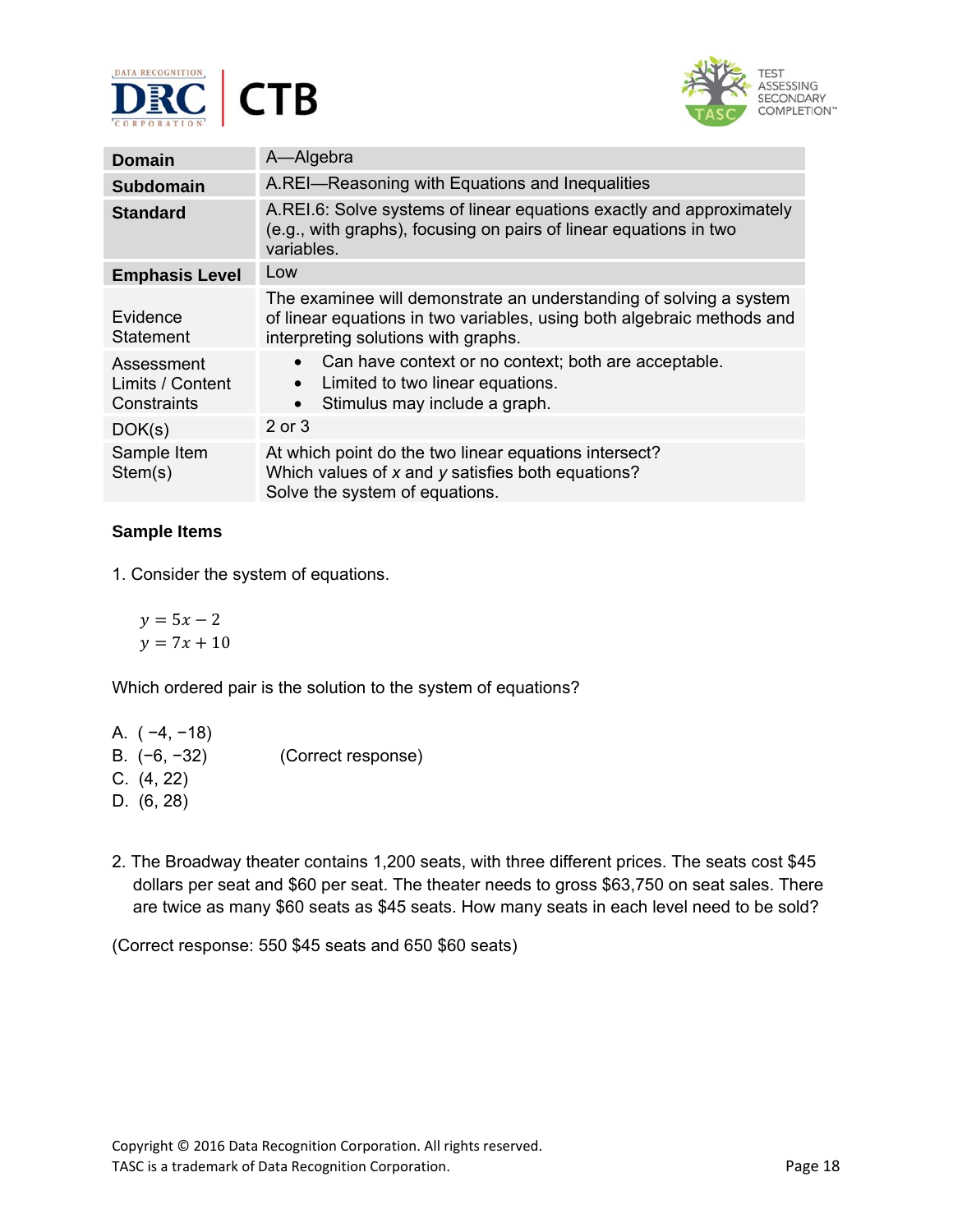| Domain | A—Algebra |
|---|---|
| Subdomain | A.REI—Reasoning with Equations and Inequalities |
| Standard | A.REI.6: Solve systems of linear equations exactly and approximately (e.g., with graphs), focusing on pairs of linear equations in two variables. |
| Emphasis Level | Low |
| Evidence Statement | The examinee will demonstrate an understanding of solving a system of linear equations in two variables, using both algebraic methods and interpreting solutions with graphs. |
| Assessment Limits / Content Constraints | • Can have context or no context; both are acceptable.<br>• Limited to two linear equations.<br>• Stimulus may include a graph. |
| DOK(s) | 2 or 3 |
| Sample Item Stem(s) | At which point do the two linear equations intersect?<br>Which values of *x* and *y* satisfies both equations?<br>Solve the system of equations. |

**Sample Items**

1. Consider the system of equations.

$$y = 5x - 2$$
$$y = 7x + 10$$

Which ordered pair is the solution to the system of equations?

A. ( −4, −18)
B. (−6, −32) (Correct response)
C. (4, 22)
D. (6, 28)

2. The Broadway theater contains 1,200 seats, with three different prices. The seats cost $45 dollars per seat and $60 per seat. The theater needs to gross $63,750 on seat sales. There are twice as many $60 seats as $45 seats. How many seats in each level need to be sold?

(Correct response: 550 $45 seats and 650 $60 seats)

Copyright © 2016 Data Recognition Corporation. All rights reserved.
TASC is a trademark of Data Recognition Corporation.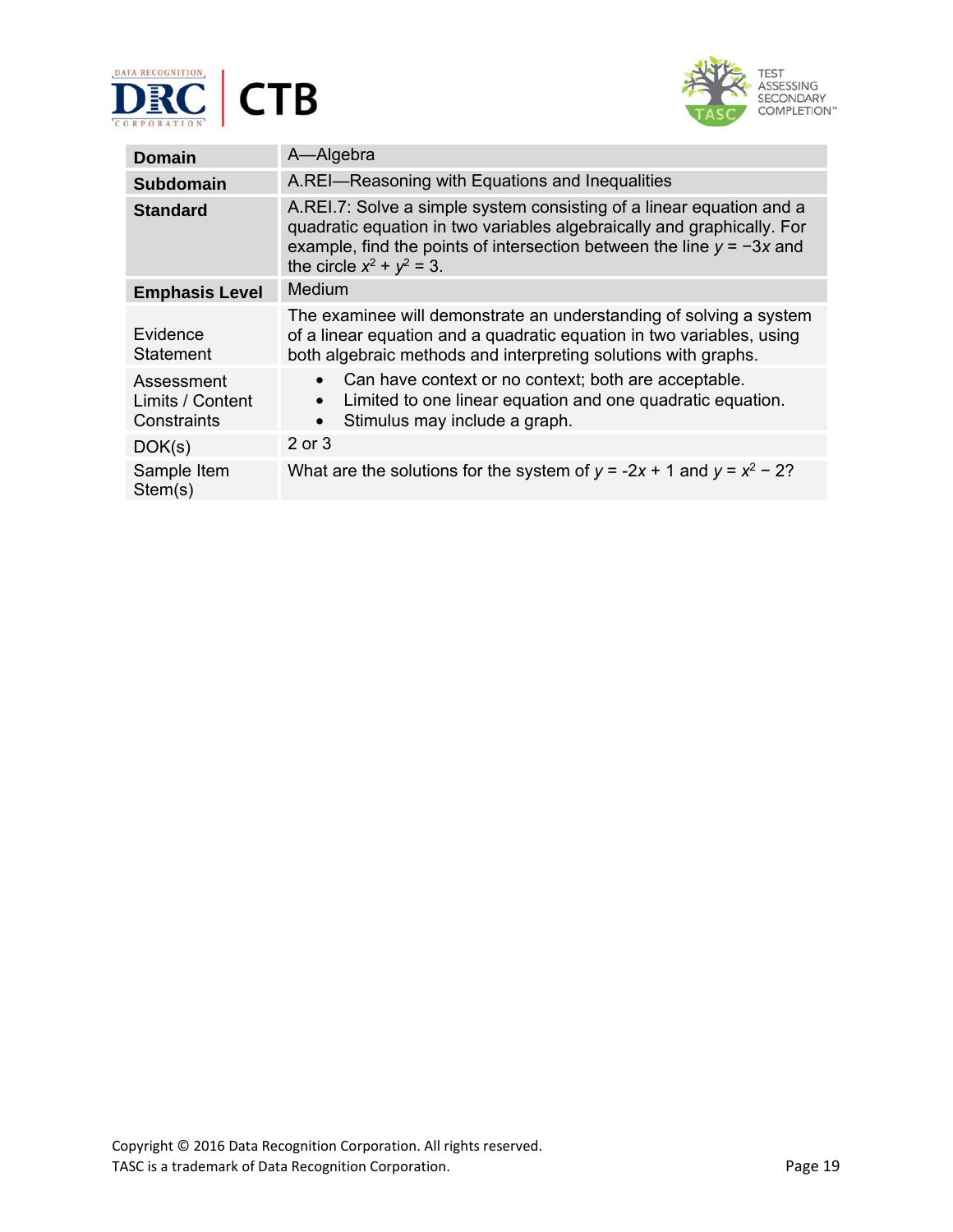| | |
|---|---|
| **Domain** | A—Algebra |
| **Subdomain** | A.REI—Reasoning with Equations and Inequalities |
| **Standard** | A.REI.7: Solve a simple system consisting of a linear equation and a quadratic equation in two variables algebraically and graphically. For example, find the points of intersection between the line $y = -3x$ and the circle $x^2 + y^2 = 3$. |
| **Emphasis Level** | Medium |
| Evidence Statement | The examinee will demonstrate an understanding of solving a system of a linear equation and a quadratic equation in two variables, using both algebraic methods and interpreting solutions with graphs. |
| Assessment Limits / Content Constraints | • Can have context or no context; both are acceptable.<br>• Limited to one linear equation and one quadratic equation.<br>• Stimulus may include a graph. |
| DOK(s) | 2 or 3 |
| Sample Item Stem(s) | What are the solutions for the system of $y = -2x + 1$ and $y = x^2 - 2$? |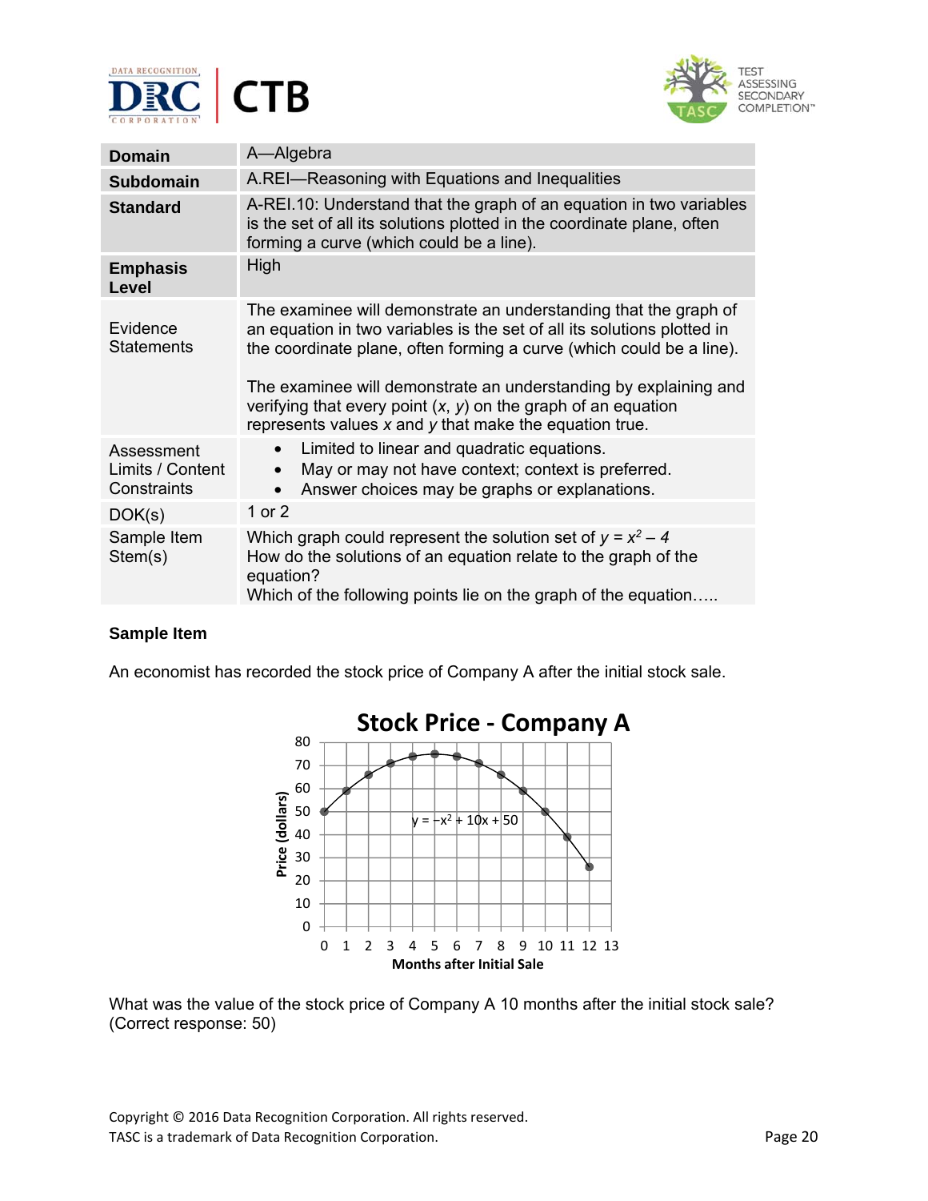| | |
|---|---|
| **Domain** | A—Algebra |
| **Subdomain** | A.REI—Reasoning with Equations and Inequalities |
| **Standard** | A-REI.10: Understand that the graph of an equation in two variables is the set of all its solutions plotted in the coordinate plane, often forming a curve (which could be a line). |
| **Emphasis Level** | High |
| Evidence Statements | The examinee will demonstrate an understanding that the graph of an equation in two variables is the set of all its solutions plotted in the coordinate plane, often forming a curve (which could be a line).<br><br>The examinee will demonstrate an understanding by explaining and verifying that every point ($x$, $y$) on the graph of an equation represents values $x$ and $y$ that make the equation true. |
| Assessment Limits / Content Constraints | • Limited to linear and quadratic equations.<br>• May or may not have context; context is preferred.<br>• Answer choices may be graphs or explanations. |
| DOK(s) | 1 or 2 |
| Sample Item Stem(s) | Which graph could represent the solution set of $y = x^2 - 4$<br>How do the solutions of an equation relate to the graph of the equation?<br>Which of the following points lie on the graph of the equation….. |

**Sample Item**

An economist has recorded the stock price of Company A after the initial stock sale.

**Stock Price - Company A**

$y = -x^2 + 10x + 50$

Price (dollars)

Months after Initial Sale

What was the value of the stock price of Company A 10 months after the initial stock sale? (Correct response: 50)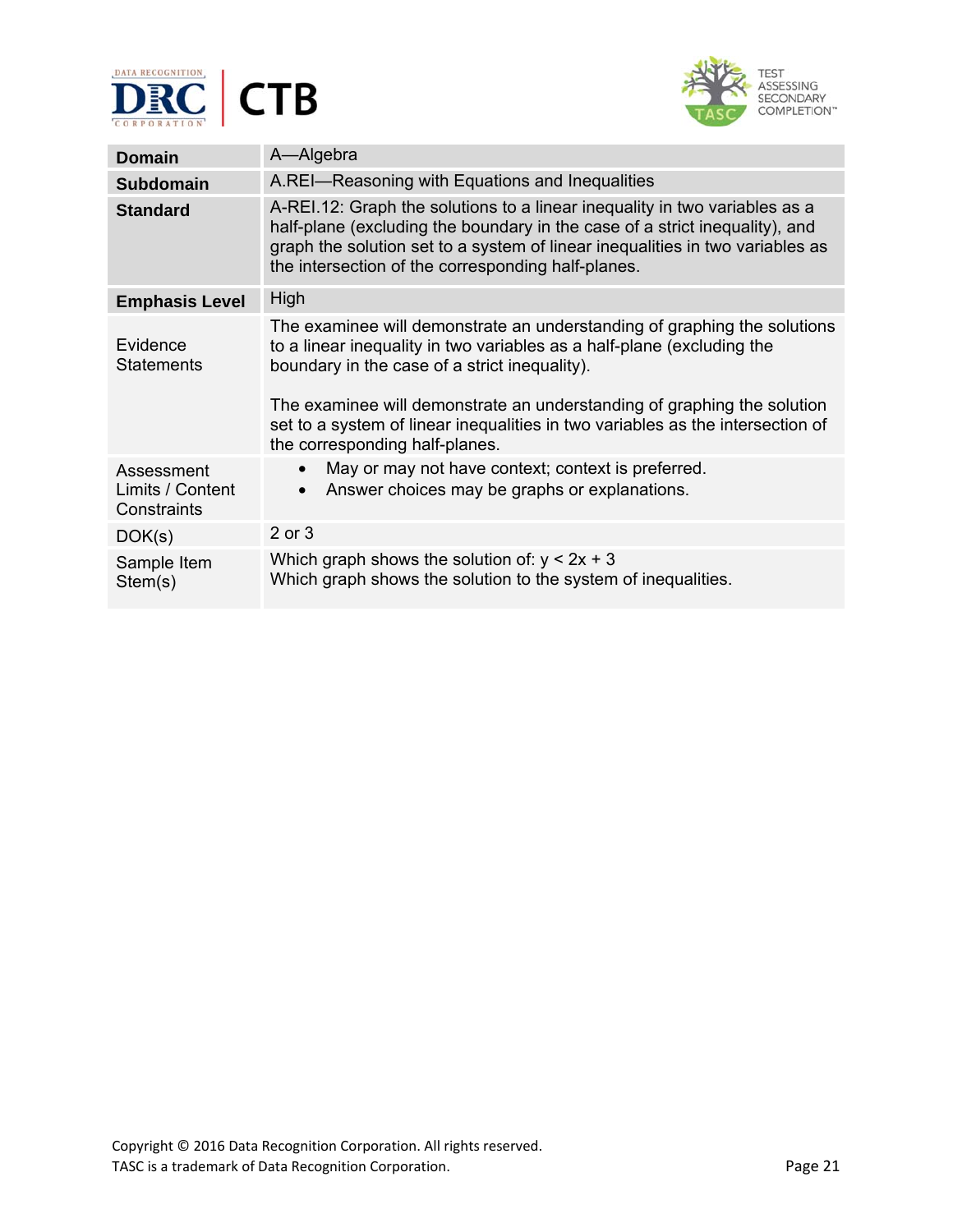| **Domain** | A—Algebra |
|---|---|
| **Subdomain** | A.REI—Reasoning with Equations and Inequalities |
| **Standard** | A-REI.12: Graph the solutions to a linear inequality in two variables as a half-plane (excluding the boundary in the case of a strict inequality), and graph the solution set to a system of linear inequalities in two variables as the intersection of the corresponding half-planes. |
| **Emphasis Level** | High |
| Evidence Statements | The examinee will demonstrate an understanding of graphing the solutions to a linear inequality in two variables as a half-plane (excluding the boundary in the case of a strict inequality).<br><br>The examinee will demonstrate an understanding of graphing the solution set to a system of linear inequalities in two variables as the intersection of the corresponding half-planes. |
| Assessment Limits / Content Constraints | • May or may not have context; context is preferred.<br>• Answer choices may be graphs or explanations. |
| DOK(s) | 2 or 3 |
| Sample Item Stem(s) | Which graph shows the solution of: $y < 2x + 3$<br>Which graph shows the solution to the system of inequalities. |

Copyright © 2016 Data Recognition Corporation. All rights reserved.
TASC is a trademark of Data Recognition Corporation.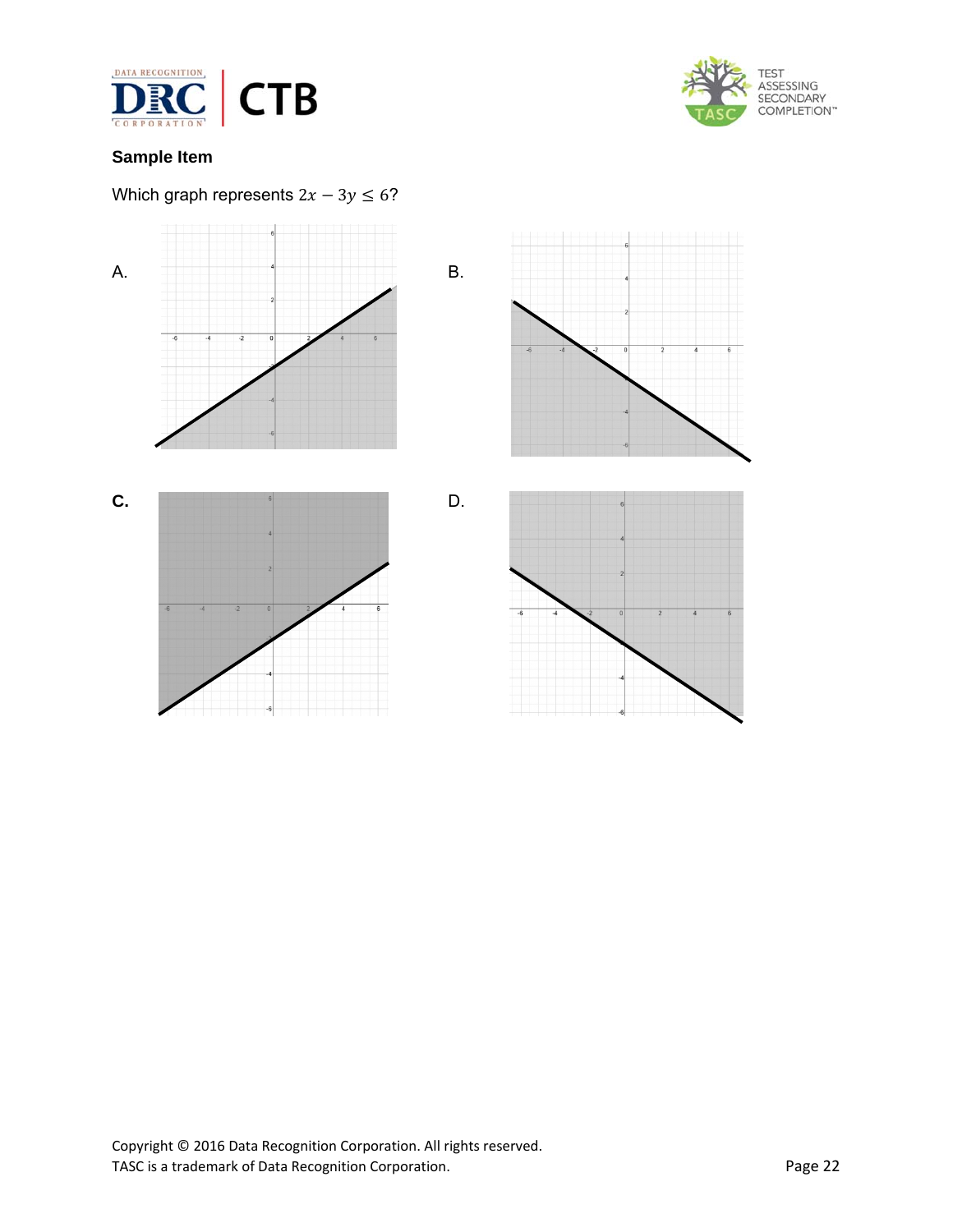## Sample Item

Which graph represents $2x - 3y \leq 6$?

A.

B.

C.

D.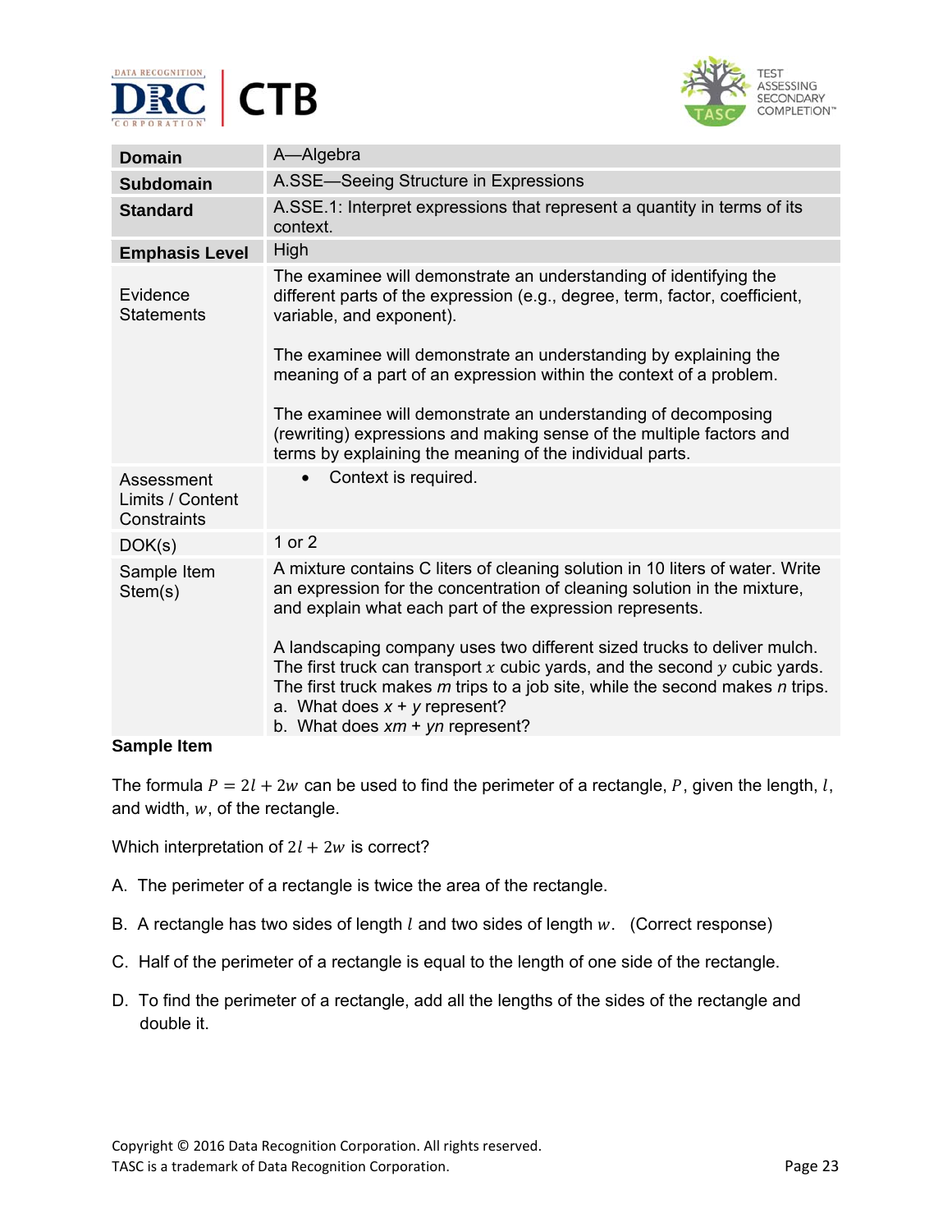| Domain | A—Algebra |
|---|---|
| **Subdomain** | A.SSE—Seeing Structure in Expressions |
| **Standard** | A.SSE.1: Interpret expressions that represent a quantity in terms of its context. |
| **Emphasis Level** | High |
| Evidence Statements | The examinee will demonstrate an understanding of identifying the different parts of the expression (e.g., degree, term, factor, coefficient, variable, and exponent).<br><br>The examinee will demonstrate an understanding by explaining the meaning of a part of an expression within the context of a problem.<br><br>The examinee will demonstrate an understanding of decomposing (rewriting) expressions and making sense of the multiple factors and terms by explaining the meaning of the individual parts. |
| Assessment Limits / Content Constraints | • Context is required. |
| DOK(s) | 1 or 2 |
| Sample Item Stem(s) | A mixture contains C liters of cleaning solution in 10 liters of water. Write an expression for the concentration of cleaning solution in the mixture, and explain what each part of the expression represents.<br><br>A landscaping company uses two different sized trucks to deliver mulch. The first truck can transport $x$ cubic yards, and the second $y$ cubic yards. The first truck makes *m* trips to a job site, while the second makes *n* trips.<br>a. What does *x* + *y* represent?<br>b. What does *xm* + *yn* represent? |

**Sample Item**

The formula $P = 2l + 2w$ can be used to find the perimeter of a rectangle, $P$, given the length, $l$, and width, $w$, of the rectangle.

Which interpretation of $2l + 2w$ is correct?

A. The perimeter of a rectangle is twice the area of the rectangle.

B. A rectangle has two sides of length $l$ and two sides of length $w$. (Correct response)

C. Half of the perimeter of a rectangle is equal to the length of one side of the rectangle.

D. To find the perimeter of a rectangle, add all the lengths of the sides of the rectangle and double it.

Copyright © 2016 Data Recognition Corporation. All rights reserved.
TASC is a trademark of Data Recognition Corporation.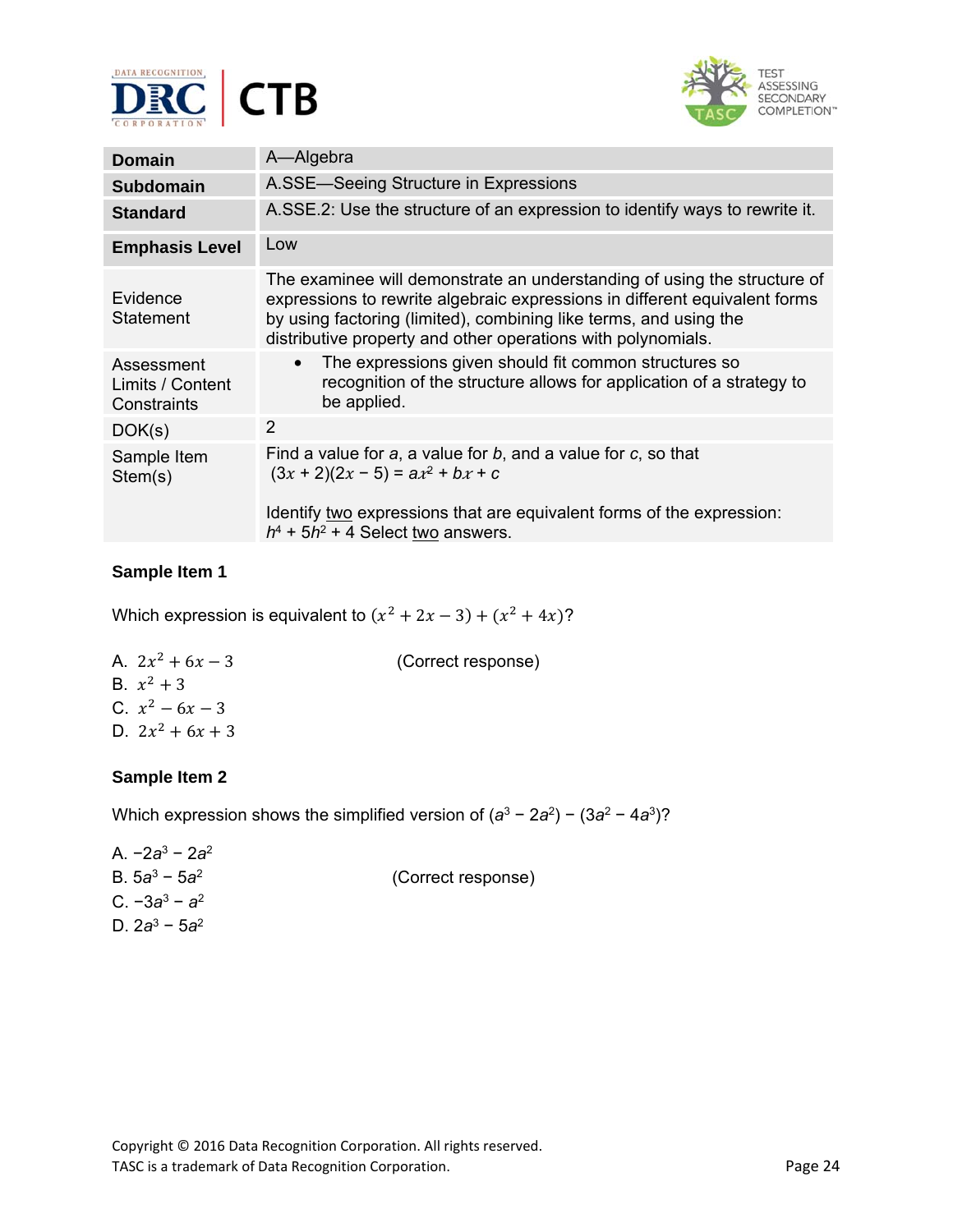| Domain | A—Algebra |
|---|---|
| Subdomain | A.SSE—Seeing Structure in Expressions |
| Standard | A.SSE.2: Use the structure of an expression to identify ways to rewrite it. |
| Emphasis Level | Low |
| Evidence Statement | The examinee will demonstrate an understanding of using the structure of expressions to rewrite algebraic expressions in different equivalent forms by using factoring (limited), combining like terms, and using the distributive property and other operations with polynomials. |
| Assessment Limits / Content Constraints | • The expressions given should fit common structures so recognition of the structure allows for application of a strategy to be applied. |
| DOK(s) | 2 |
| Sample Item Stem(s) | Find a value for $a$, a value for $b$, and a value for $c$, so that $(3x + 2)(2x - 5) = ax^2 + bx + c$<br><br>Identify two expressions that are equivalent forms of the expression: $h^4 + 5h^2 + 4$ Select two answers. |

**Sample Item 1**

Which expression is equivalent to $(x^2 + 2x - 3) + (x^2 + 4x)$?

A. $2x^2 + 6x - 3$ (Correct response)
B. $x^2 + 3$
C. $x^2 - 6x - 3$
D. $2x^2 + 6x + 3$

**Sample Item 2**

Which expression shows the simplified version of $(a^3 - 2a^2) - (3a^2 - 4a^3)$?

A. $-2a^3 - 2a^2$
B. $5a^3 - 5a^2$ (Correct response)
C. $-3a^3 - a^2$
D. $2a^3 - 5a^2$

Copyright © 2016 Data Recognition Corporation. All rights reserved.
TASC is a trademark of Data Recognition Corporation.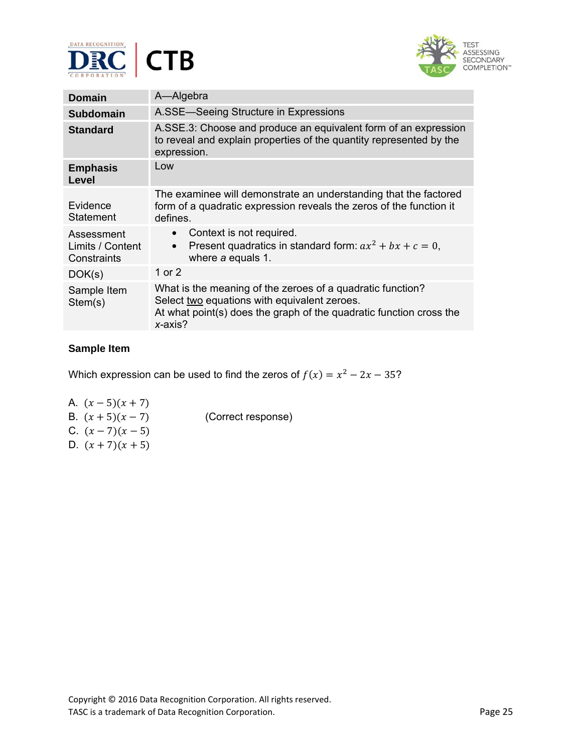| | |
|---|---|
| **Domain** | A—Algebra |
| **Subdomain** | A.SSE—Seeing Structure in Expressions |
| **Standard** | A.SSE.3: Choose and produce an equivalent form of an expression to reveal and explain properties of the quantity represented by the expression. |
| **Emphasis Level** | Low |
| Evidence Statement | The examinee will demonstrate an understanding that the factored form of a quadratic expression reveals the zeros of the function it defines. |
| Assessment Limits / Content Constraints | • Context is not required.<br>• Present quadratics in standard form: $ax^2 + bx + c = 0$, where *a* equals 1. |
| DOK(s) | 1 or 2 |
| Sample Item Stem(s) | What is the meaning of the zeroes of a quadratic function?<br>Select two equations with equivalent zeroes.<br>At what point(s) does the graph of the quadratic function cross the *x*-axis? |

**Sample Item**

Which expression can be used to find the zeros of $f(x) = x^2 - 2x - 35$?

A. $(x - 5)(x + 7)$

B. $(x + 5)(x - 7)$ (Correct response)

C. $(x - 7)(x - 5)$

D. $(x + 7)(x + 5)$

Copyright © 2016 Data Recognition Corporation. All rights reserved.
TASC is a trademark of Data Recognition Corporation.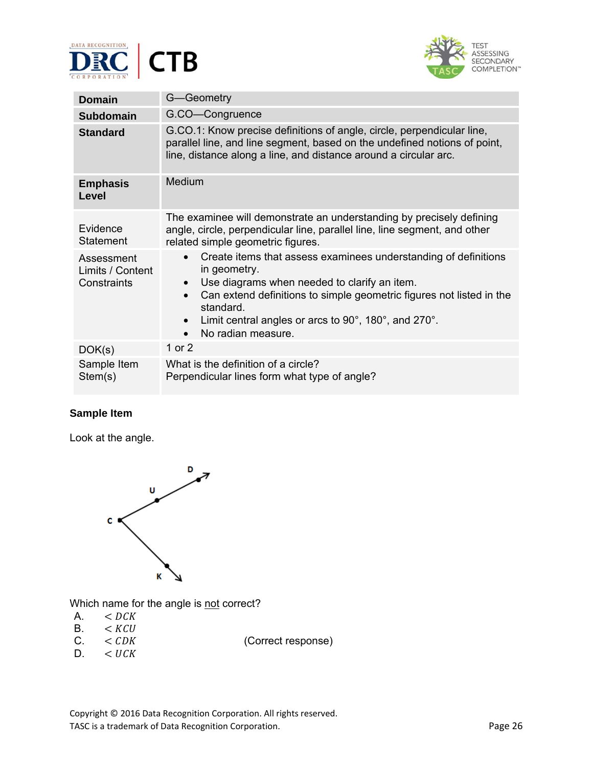| Domain | G—Geometry |
|---|---|
| **Subdomain** | G.CO—Congruence |
| **Standard** | G.CO.1: Know precise definitions of angle, circle, perpendicular line, parallel line, and line segment, based on the undefined notions of point, line, distance along a line, and distance around a circular arc. |
| **Emphasis Level** | Medium |
| Evidence Statement | The examinee will demonstrate an understanding by precisely defining angle, circle, perpendicular line, parallel line, line segment, and other related simple geometric figures. |
| Assessment Limits / Content Constraints | • Create items that assess examinees understanding of definitions in geometry.<br>• Use diagrams when needed to clarify an item.<br>• Can extend definitions to simple geometric figures not listed in the standard.<br>• Limit central angles or arcs to 90°, 180°, and 270°.<br>• No radian measure. |
| DOK(s) | 1 or 2 |
| Sample Item Stem(s) | What is the definition of a circle?<br>Perpendicular lines form what type of angle? |

**Sample Item**

Look at the angle.

Which name for the angle is not correct?

A. $< DCK$

B. $< KCU$

C. $< CDK$ (Correct response)

D. $< UCK$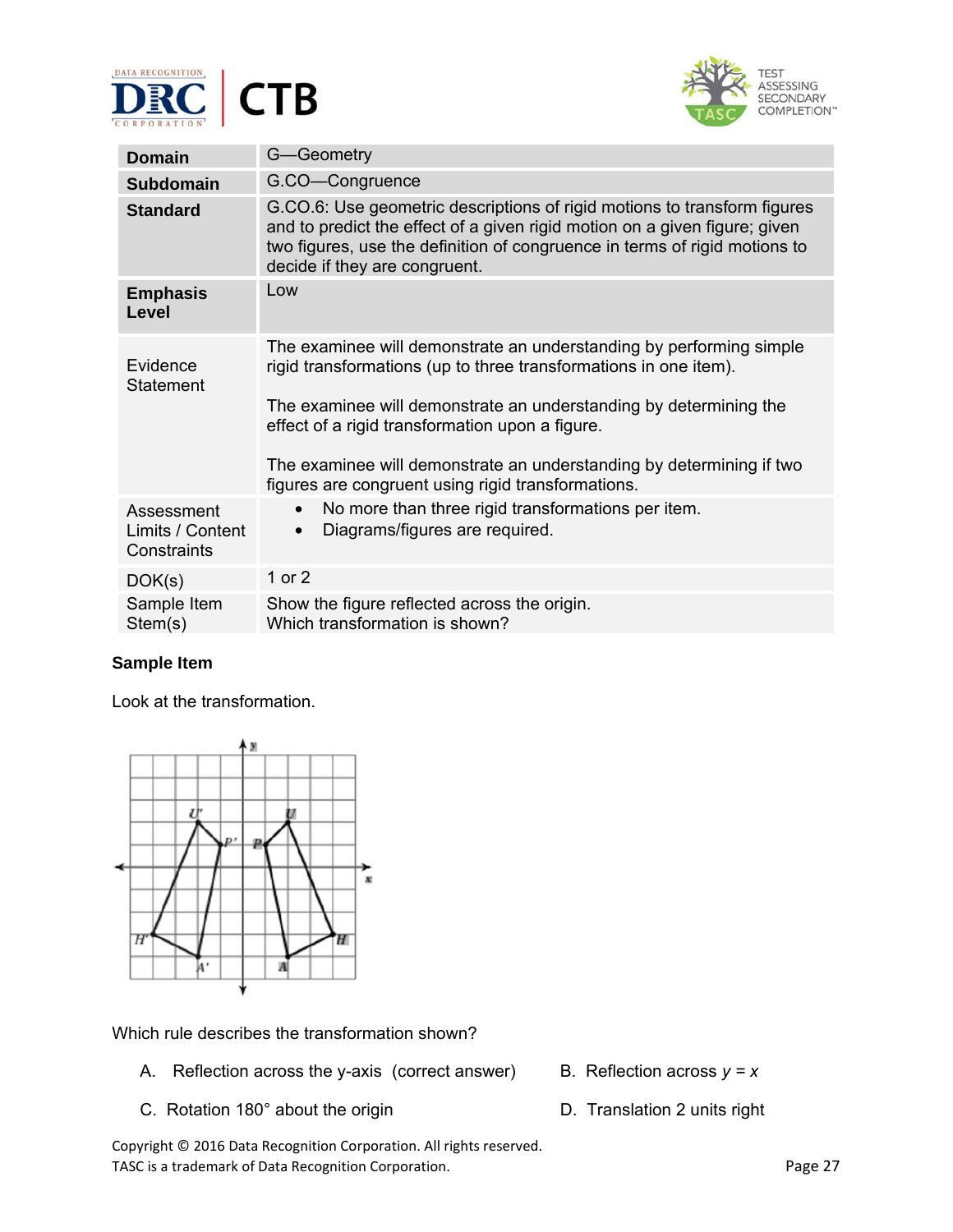| Domain | G—Geometry |
|---|---|
| **Subdomain** | G.CO—Congruence |
| **Standard** | G.CO.6: Use geometric descriptions of rigid motions to transform figures and to predict the effect of a given rigid motion on a given figure; given two figures, use the definition of congruence in terms of rigid motions to decide if they are congruent. |
| **Emphasis Level** | Low |
| Evidence Statement | The examinee will demonstrate an understanding by performing simple rigid transformations (up to three transformations in one item).<br><br>The examinee will demonstrate an understanding by determining the effect of a rigid transformation upon a figure.<br><br>The examinee will demonstrate an understanding by determining if two figures are congruent using rigid transformations. |
| Assessment Limits / Content Constraints | • No more than three rigid transformations per item.<br>• Diagrams/figures are required. |
| DOK(s) | 1 or 2 |
| Sample Item Stem(s) | Show the figure reflected across the origin.<br>Which transformation is shown? |

**Sample Item**

Look at the transformation.

Which rule describes the transformation shown?

A. Reflection across the y-axis (correct answer)

B. Reflection across $y = x$

C. Rotation 180° about the origin

D. Translation 2 units right

Copyright © 2016 Data Recognition Corporation. All rights reserved.
TASC is a trademark of Data Recognition Corporation.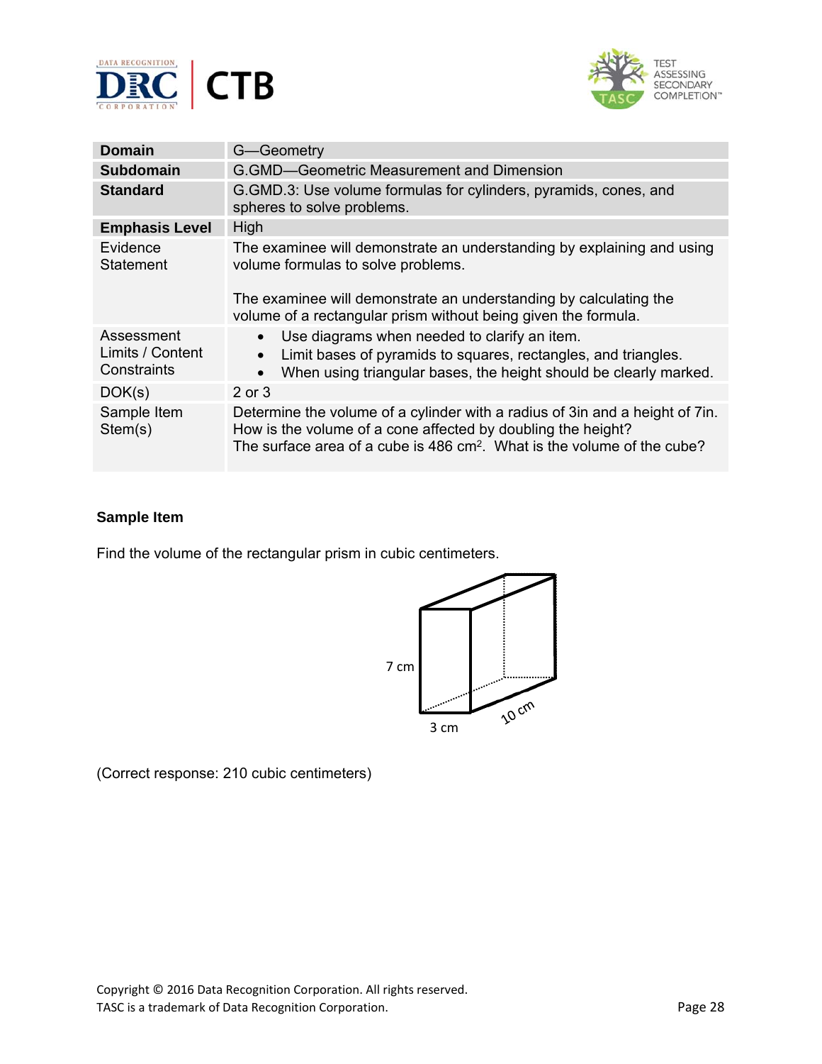| Domain | G—Geometry |
|---|---|
| **Subdomain** | G.GMD—Geometric Measurement and Dimension |
| **Standard** | G.GMD.3: Use volume formulas for cylinders, pyramids, cones, and spheres to solve problems. |
| **Emphasis Level** | High |
| Evidence Statement | The examinee will demonstrate an understanding by explaining and using volume formulas to solve problems. The examinee will demonstrate an understanding by calculating the volume of a rectangular prism without being given the formula. |
| Assessment Limits / Content Constraints | • Use diagrams when needed to clarify an item. • Limit bases of pyramids to squares, rectangles, and triangles. • When using triangular bases, the height should be clearly marked. |
| DOK(s) | 2 or 3 |
| Sample Item Stem(s) | Determine the volume of a cylinder with a radius of 3in and a height of 7in. How is the volume of a cone affected by doubling the height? The surface area of a cube is 486 $cm^2$. What is the volume of the cube? |

**Sample Item**

Find the volume of the rectangular prism in cubic centimeters.

7 cm

3 cm

10 cm

(Correct response: 210 cubic centimeters)

Copyright © 2016 Data Recognition Corporation. All rights reserved.
TASC is a trademark of Data Recognition Corporation.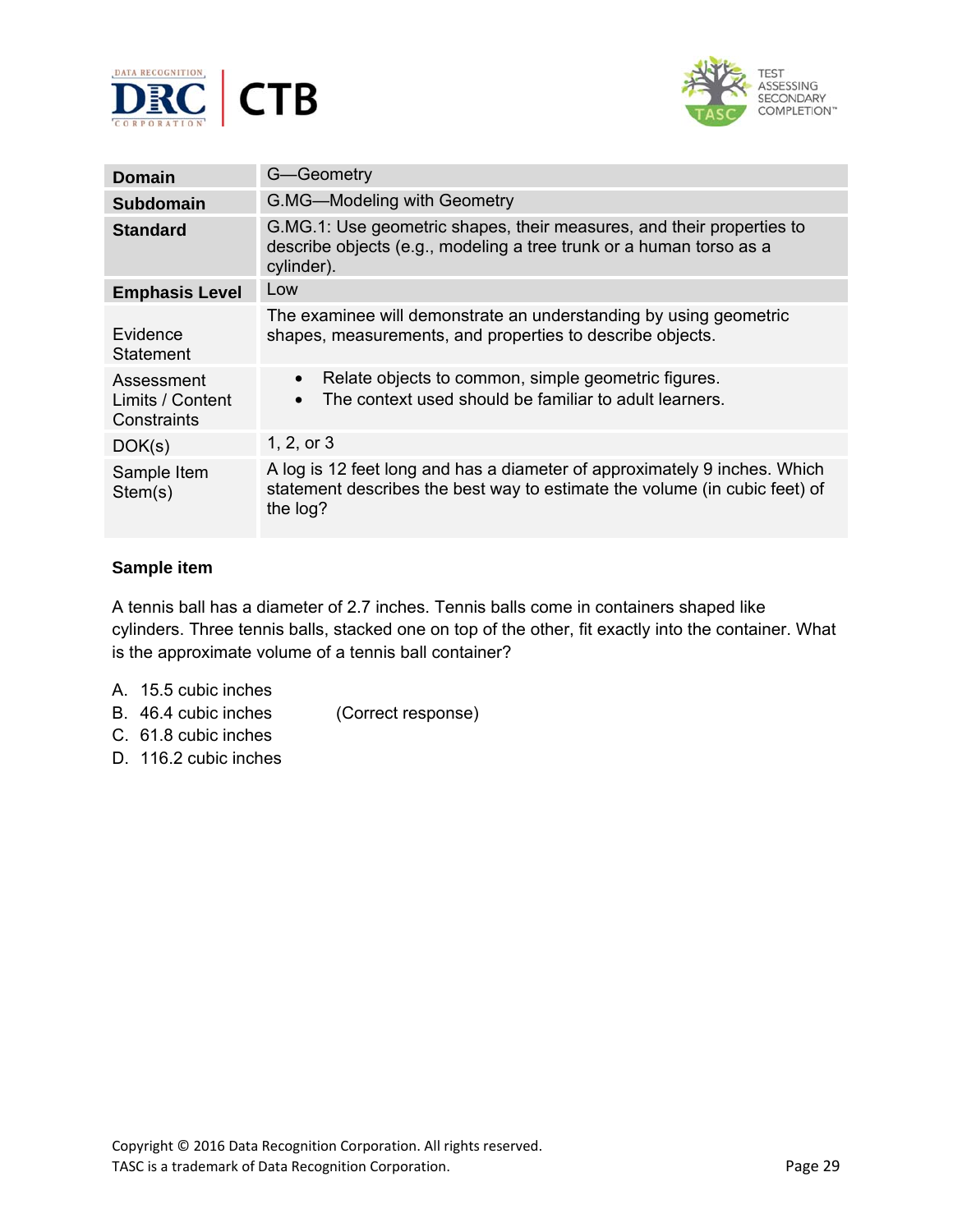| Domain | G—Geometry |
|---|---|
| **Subdomain** | G.MG—Modeling with Geometry |
| **Standard** | G.MG.1: Use geometric shapes, their measures, and their properties to describe objects (e.g., modeling a tree trunk or a human torso as a cylinder). |
| **Emphasis Level** | Low |
| Evidence Statement | The examinee will demonstrate an understanding by using geometric shapes, measurements, and properties to describe objects. |
| Assessment Limits / Content Constraints | • Relate objects to common, simple geometric figures. <br> • The context used should be familiar to adult learners. |
| DOK(s) | 1, 2, or 3 |
| Sample Item Stem(s) | A log is 12 feet long and has a diameter of approximately 9 inches. Which statement describes the best way to estimate the volume (in cubic feet) of the log? |

**Sample item**

A tennis ball has a diameter of 2.7 inches. Tennis balls come in containers shaped like cylinders. Three tennis balls, stacked one on top of the other, fit exactly into the container. What is the approximate volume of a tennis ball container?

A. 15.5 cubic inches
B. 46.4 cubic inches (Correct response)
C. 61.8 cubic inches
D. 116.2 cubic inches

Copyright © 2016 Data Recognition Corporation. All rights reserved.
TASC is a trademark of Data Recognition Corporation.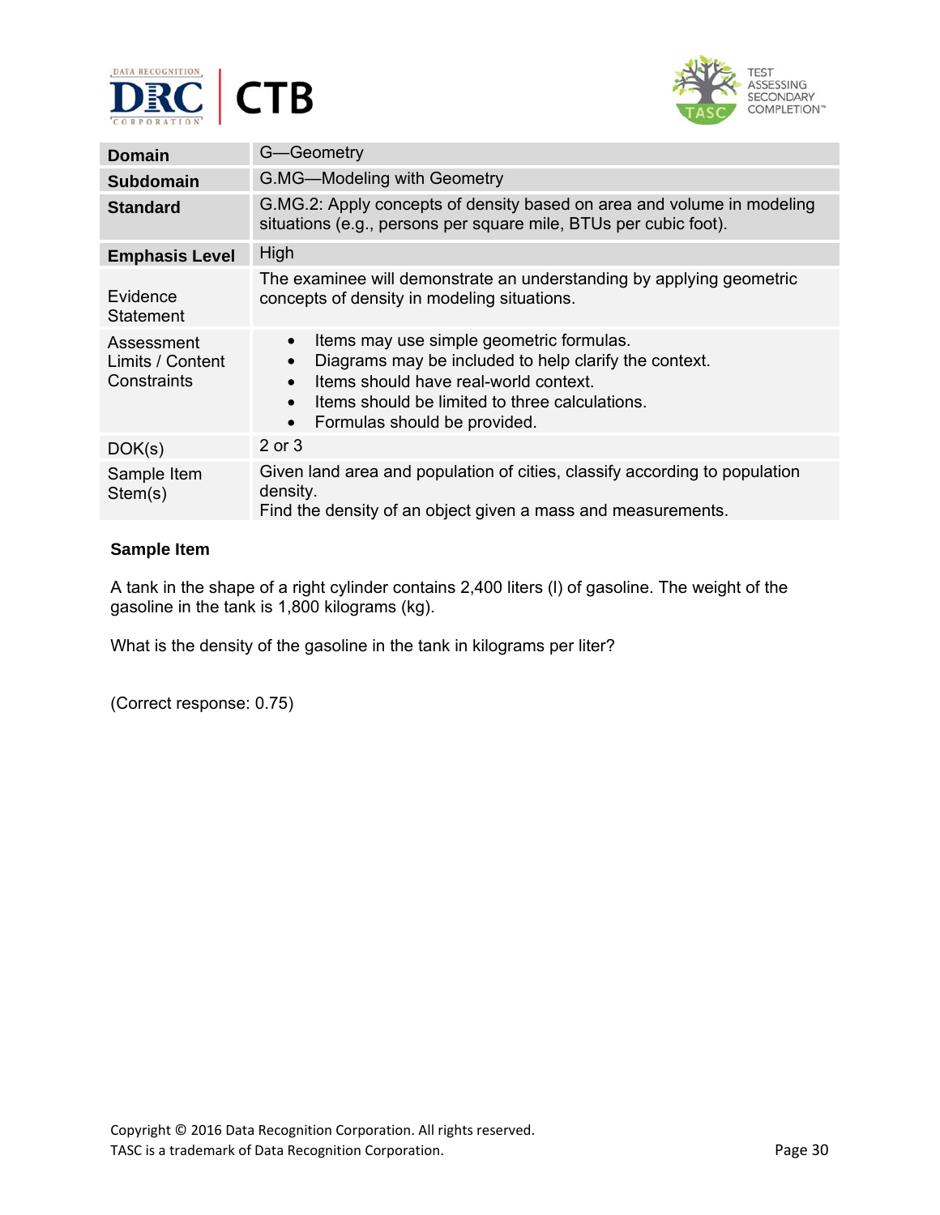| Domain | G—Geometry |
| --- | --- |
| Subdomain | G.MG—Modeling with Geometry |
| Standard | G.MG.2: Apply concepts of density based on area and volume in modeling situations (e.g., persons per square mile, BTUs per cubic foot). |
| Emphasis Level | High |
| Evidence Statement | The examinee will demonstrate an understanding by applying geometric concepts of density in modeling situations. |
| Assessment Limits / Content Constraints | • Items may use simple geometric formulas.<br>• Diagrams may be included to help clarify the context.<br>• Items should have real-world context.<br>• Items should be limited to three calculations.<br>• Formulas should be provided. |
| DOK(s) | 2 or 3 |
| Sample Item Stem(s) | Given land area and population of cities, classify according to population density.<br>Find the density of an object given a mass and measurements. |

**Sample Item**

A tank in the shape of a right cylinder contains 2,400 liters (l) of gasoline. The weight of the gasoline in the tank is 1,800 kilograms (kg).

What is the density of the gasoline in the tank in kilograms per liter?

(Correct response: 0.75)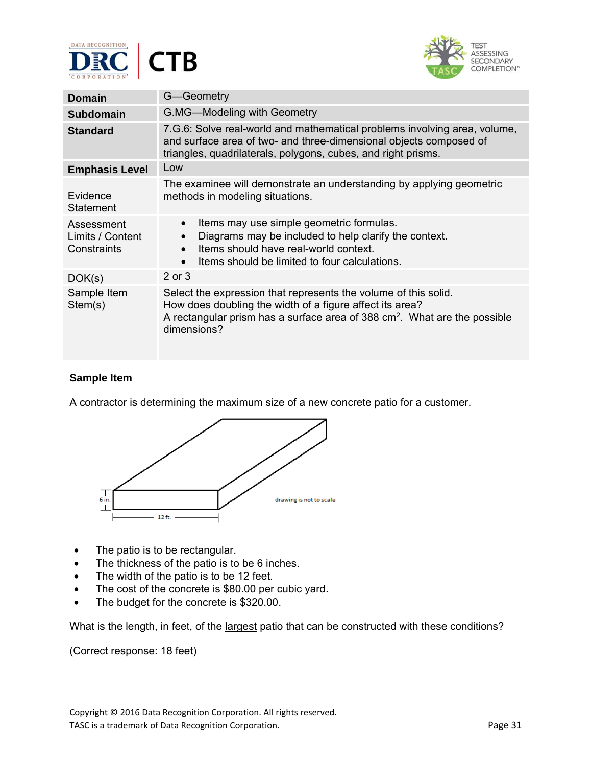| Domain | G—Geometry |
|---|---|
| Subdomain | G.MG—Modeling with Geometry |
| Standard | 7.G.6: Solve real-world and mathematical problems involving area, volume, and surface area of two- and three-dimensional objects composed of triangles, quadrilaterals, polygons, cubes, and right prisms. |
| Emphasis Level | Low |
| Evidence Statement | The examinee will demonstrate an understanding by applying geometric methods in modeling situations. |
| Assessment Limits / Content Constraints | • Items may use simple geometric formulas.<br>• Diagrams may be included to help clarify the context.<br>• Items should have real-world context.<br>• Items should be limited to four calculations. |
| DOK(s) | 2 or 3 |
| Sample Item Stem(s) | Select the expression that represents the volume of this solid.<br>How does doubling the width of a figure affect its area?<br>A rectangular prism has a surface area of 388 $cm^2$. What are the possible dimensions? |

**Sample Item**

A contractor is determining the maximum size of a new concrete patio for a customer.

6 in.

12 ft.

drawing is not to scale

- The patio is to be rectangular.
- The thickness of the patio is to be 6 inches.
- The width of the patio is to be 12 feet.
- The cost of the concrete is $80.00 per cubic yard.
- The budget for the concrete is $320.00.

What is the length, in feet, of the largest patio that can be constructed with these conditions?

(Correct response: 18 feet)

Copyright © 2016 Data Recognition Corporation. All rights reserved.
TASC is a trademark of Data Recognition Corporation.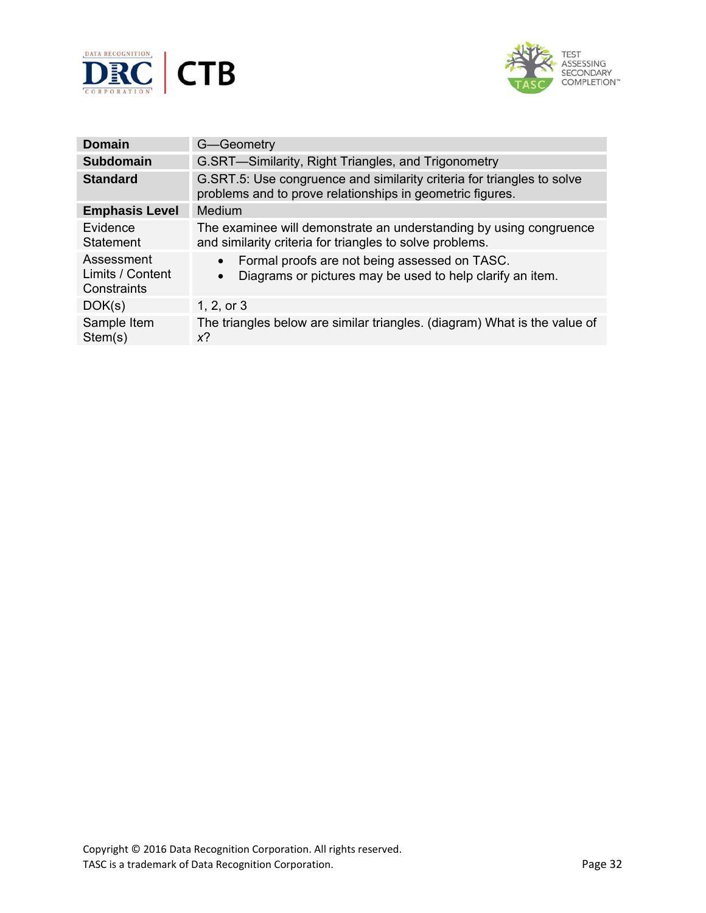| **Domain** | G—Geometry |
| --- | --- |
| **Subdomain** | G.SRT—Similarity, Right Triangles, and Trigonometry |
| **Standard** | G.SRT.5: Use congruence and similarity criteria for triangles to solve problems and to prove relationships in geometric figures. |
| **Emphasis Level** | Medium |
| Evidence Statement | The examinee will demonstrate an understanding by using congruence and similarity criteria for triangles to solve problems. |
| Assessment Limits / Content Constraints | • Formal proofs are not being assessed on TASC.<br>• Diagrams or pictures may be used to help clarify an item. |
| DOK(s) | 1, 2, or 3 |
| Sample Item Stem(s) | The triangles below are similar triangles. (diagram) What is the value of *x*? |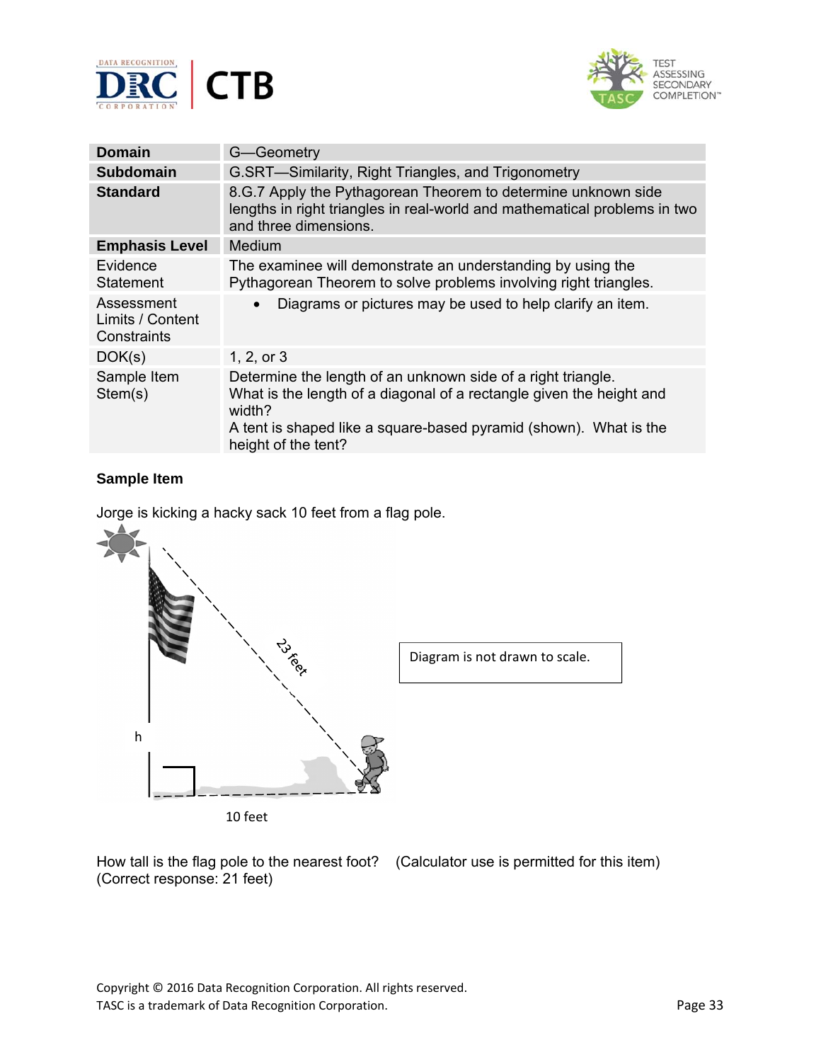| | |
|---|---|
| **Domain** | G—Geometry |
| **Subdomain** | G.SRT—Similarity, Right Triangles, and Trigonometry |
| **Standard** | 8.G.7 Apply the Pythagorean Theorem to determine unknown side lengths in right triangles in real-world and mathematical problems in two and three dimensions. |
| **Emphasis Level** | Medium |
| Evidence Statement | The examinee will demonstrate an understanding by using the Pythagorean Theorem to solve problems involving right triangles. |
| Assessment Limits / Content Constraints | • Diagrams or pictures may be used to help clarify an item. |
| DOK(s) | 1, 2, or 3 |
| Sample Item Stem(s) | Determine the length of an unknown side of a right triangle. What is the length of a diagonal of a rectangle given the height and width? A tent is shaped like a square-based pyramid (shown). What is the height of the tent? |

**Sample Item**

Jorge is kicking a hacky sack 10 feet from a flag pole.

23 feet

h

10 feet

Diagram is not drawn to scale.

How tall is the flag pole to the nearest foot? (Calculator use is permitted for this item)
(Correct response: 21 feet)

Copyright © 2016 Data Recognition Corporation. All rights reserved.
TASC is a trademark of Data Recognition Corporation.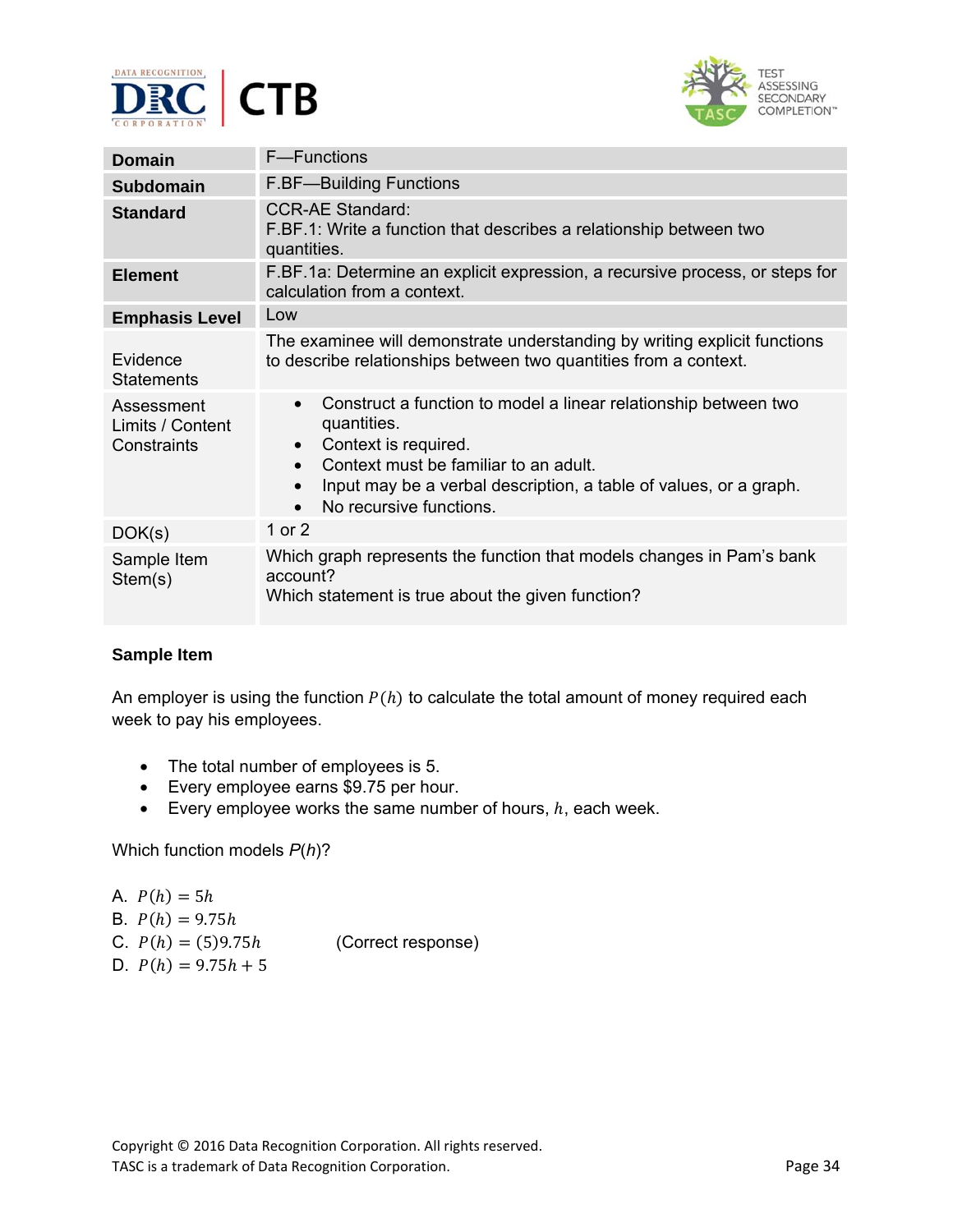| | |
|---|---|
| **Domain** | F—Functions |
| **Subdomain** | F.BF—Building Functions |
| **Standard** | CCR-AE Standard:<br>F.BF.1: Write a function that describes a relationship between two quantities. |
| **Element** | F.BF.1a: Determine an explicit expression, a recursive process, or steps for calculation from a context. |
| **Emphasis Level** | Low |
| Evidence Statements | The examinee will demonstrate understanding by writing explicit functions to describe relationships between two quantities from a context. |
| Assessment Limits / Content Constraints | • Construct a function to model a linear relationship between two quantities.<br>• Context is required.<br>• Context must be familiar to an adult.<br>• Input may be a verbal description, a table of values, or a graph.<br>• No recursive functions. |
| DOK(s) | 1 or 2 |
| Sample Item Stem(s) | Which graph represents the function that models changes in Pam's bank account?<br>Which statement is true about the given function? |

**Sample Item**

An employer is using the function $P(h)$ to calculate the total amount of money required each week to pay his employees.

- The total number of employees is 5.
- Every employee earns $9.75 per hour.
- Every employee works the same number of hours, $h$, each week.

Which function models $P(h)$?

A. $P(h) = 5h$
B. $P(h) = 9.75h$
C. $P(h) = (5)9.75h$ (Correct response)
D. $P(h) = 9.75h + 5$

Copyright © 2016 Data Recognition Corporation. All rights reserved.
TASC is a trademark of Data Recognition Corporation.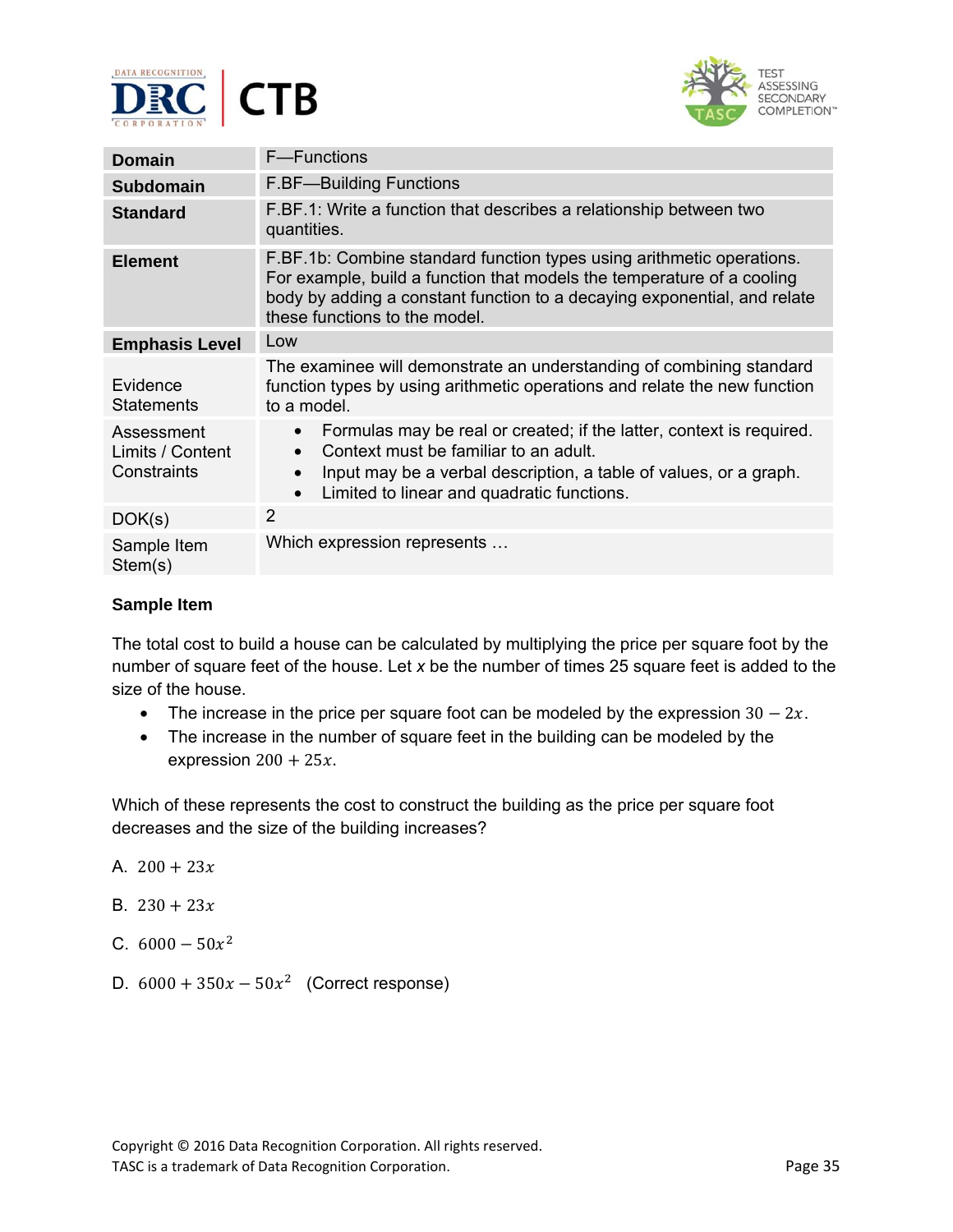| Domain | F—Functions |
|---|---|
| Subdomain | F.BF—Building Functions |
| Standard | F.BF.1: Write a function that describes a relationship between two quantities. |
| Element | F.BF.1b: Combine standard function types using arithmetic operations. For example, build a function that models the temperature of a cooling body by adding a constant function to a decaying exponential, and relate these functions to the model. |
| Emphasis Level | Low |
| Evidence Statements | The examinee will demonstrate an understanding of combining standard function types by using arithmetic operations and relate the new function to a model. |
| Assessment Limits / Content Constraints | • Formulas may be real or created; if the latter, context is required. • Context must be familiar to an adult. • Input may be a verbal description, a table of values, or a graph. • Limited to linear and quadratic functions. |
| DOK(s) | 2 |
| Sample Item Stem(s) | Which expression represents … |

**Sample Item**

The total cost to build a house can be calculated by multiplying the price per square foot by the number of square feet of the house. Let *x* be the number of times 25 square feet is added to the size of the house.

- The increase in the price per square foot can be modeled by the expression $30 - 2x$.
- The increase in the number of square feet in the building can be modeled by the expression $200 + 25x$.

Which of these represents the cost to construct the building as the price per square foot decreases and the size of the building increases?

A. $200 + 23x$

B. $230 + 23x$

C. $6000 - 50x^2$

D. $6000 + 350x - 50x^2$ (Correct response)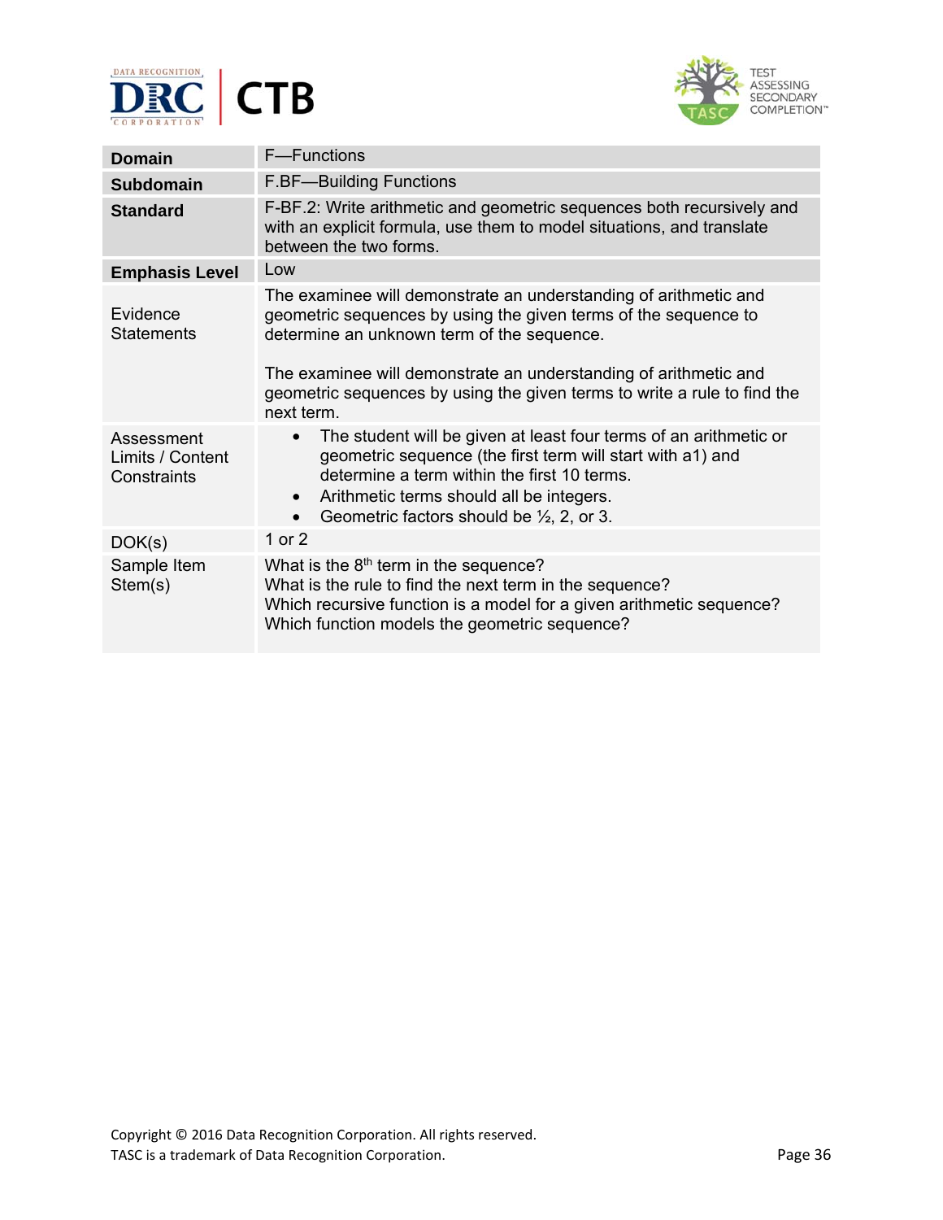| **Domain** | F—Functions |
|---|---|
| **Subdomain** | F.BF—Building Functions |
| **Standard** | F-BF.2: Write arithmetic and geometric sequences both recursively and with an explicit formula, use them to model situations, and translate between the two forms. |
| **Emphasis Level** | Low |
| Evidence Statements | The examinee will demonstrate an understanding of arithmetic and geometric sequences by using the given terms of the sequence to determine an unknown term of the sequence.<br><br>The examinee will demonstrate an understanding of arithmetic and geometric sequences by using the given terms to write a rule to find the next term. |
| Assessment Limits / Content Constraints | • The student will be given at least four terms of an arithmetic or geometric sequence (the first term will start with a1) and determine a term within the first 10 terms.<br>• Arithmetic terms should all be integers.<br>• Geometric factors should be ½, 2, or 3. |
| DOK(s) | 1 or 2 |
| Sample Item Stem(s) | What is the 8th term in the sequence?<br>What is the rule to find the next term in the sequence?<br>Which recursive function is a model for a given arithmetic sequence?<br>Which function models the geometric sequence? |

Copyright © 2016 Data Recognition Corporation. All rights reserved.
TASC is a trademark of Data Recognition Corporation.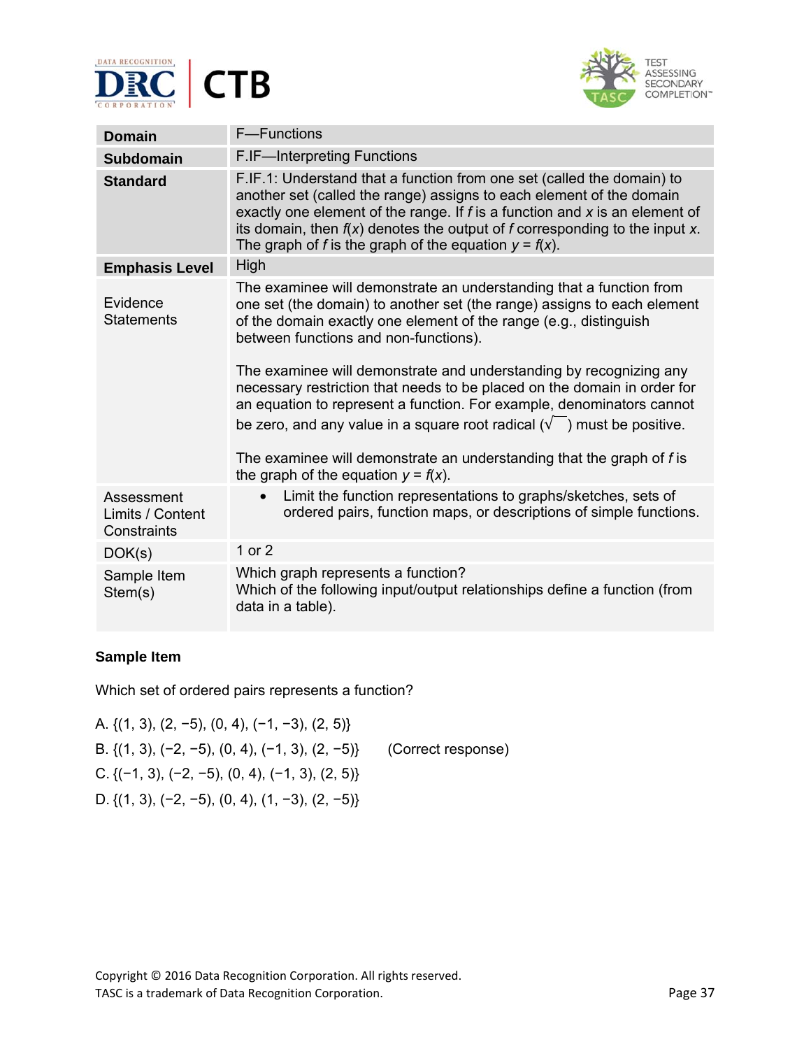| | |
|---|---|
| **Domain** | F—Functions |
| **Subdomain** | F.IF—Interpreting Functions |
| **Standard** | F.IF.1: Understand that a function from one set (called the domain) to another set (called the range) assigns to each element of the domain exactly one element of the range. If $f$ is a function and $x$ is an element of its domain, then $f(x)$ denotes the output of $f$ corresponding to the input $x$. The graph of $f$ is the graph of the equation $y = f(x)$. |
| **Emphasis Level** | High |
| Evidence Statements | The examinee will demonstrate an understanding that a function from one set (the domain) to another set (the range) assigns to each element of the domain exactly one element of the range (e.g., distinguish between functions and non-functions).<br><br>The examinee will demonstrate and understanding by recognizing any necessary restriction that needs to be placed on the domain in order for an equation to represent a function. For example, denominators cannot be zero, and any value in a square root radical ($\sqrt{\phantom{x}}$) must be positive.<br><br>The examinee will demonstrate an understanding that the graph of $f$ is the graph of the equation $y = f(x)$. |
| Assessment Limits / Content Constraints | • Limit the function representations to graphs/sketches, sets of ordered pairs, function maps, or descriptions of simple functions. |
| DOK(s) | 1 or 2 |
| Sample Item Stem(s) | Which graph represents a function?<br>Which of the following input/output relationships define a function (from data in a table). |

**Sample Item**

Which set of ordered pairs represents a function?

A. {(1, 3), (2, −5), (0, 4), (−1, −3), (2, 5)}

B. {(1, 3), (−2, −5), (0, 4), (−1, 3), (2, −5)}     (Correct response)

C. {(−1, 3), (−2, −5), (0, 4), (−1, 3), (2, 5)}

D. {(1, 3), (−2, −5), (0, 4), (1, −3), (2, −5)}

Copyright © 2016 Data Recognition Corporation. All rights reserved.
TASC is a trademark of Data Recognition Corporation.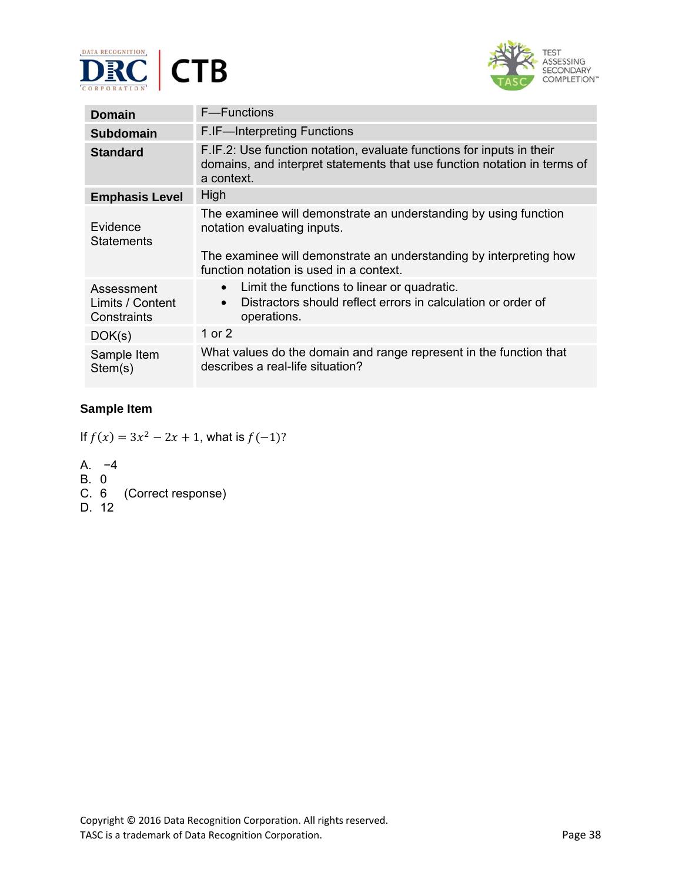| Domain | F—Functions |
| --- | --- |
| Subdomain | F.IF—Interpreting Functions |
| Standard | F.IF.2: Use function notation, evaluate functions for inputs in their domains, and interpret statements that use function notation in terms of a context. |
| Emphasis Level | High |
| Evidence Statements | The examinee will demonstrate an understanding by using function notation evaluating inputs.<br><br>The examinee will demonstrate an understanding by interpreting how function notation is used in a context. |
| Assessment Limits / Content Constraints | • Limit the functions to linear or quadratic.<br>• Distractors should reflect errors in calculation or order of operations. |
| DOK(s) | 1 or 2 |
| Sample Item Stem(s) | What values do the domain and range represent in the function that describes a real-life situation? |

**Sample Item**

If $f(x) = 3x^2 - 2x + 1$, what is $f(-1)$?

A. −4
B. 0
C. 6 (Correct response)
D. 12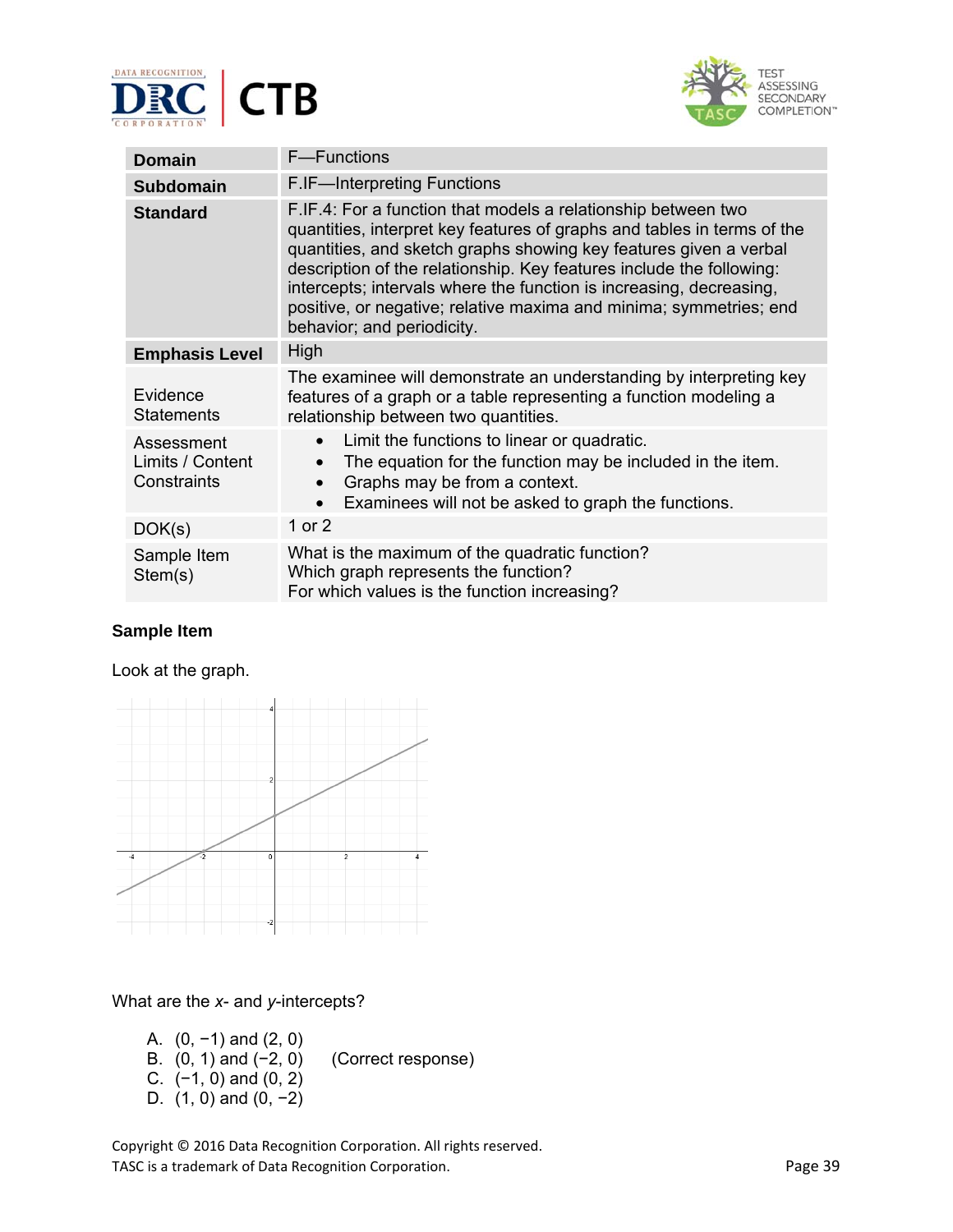| Domain | F—Functions |
|---|---|
| **Subdomain** | F.IF—Interpreting Functions |
| **Standard** | F.IF.4: For a function that models a relationship between two quantities, interpret key features of graphs and tables in terms of the quantities, and sketch graphs showing key features given a verbal description of the relationship. Key features include the following: intercepts; intervals where the function is increasing, decreasing, positive, or negative; relative maxima and minima; symmetries; end behavior; and periodicity. |
| **Emphasis Level** | High |
| Evidence Statements | The examinee will demonstrate an understanding by interpreting key features of a graph or a table representing a function modeling a relationship between two quantities. |
| Assessment Limits / Content Constraints | • Limit the functions to linear or quadratic. • The equation for the function may be included in the item. • Graphs may be from a context. • Examinees will not be asked to graph the functions. |
| DOK(s) | 1 or 2 |
| Sample Item Stem(s) | What is the maximum of the quadratic function? Which graph represents the function? For which values is the function increasing? |

**Sample Item**

Look at the graph.

What are the *x*- and *y*-intercepts?

A. (0, −1) and (2, 0)
B. (0, 1) and (−2, 0) (Correct response)
C. (−1, 0) and (0, 2)
D. (1, 0) and (0, −2)

Copyright © 2016 Data Recognition Corporation. All rights reserved.
TASC is a trademark of Data Recognition Corporation.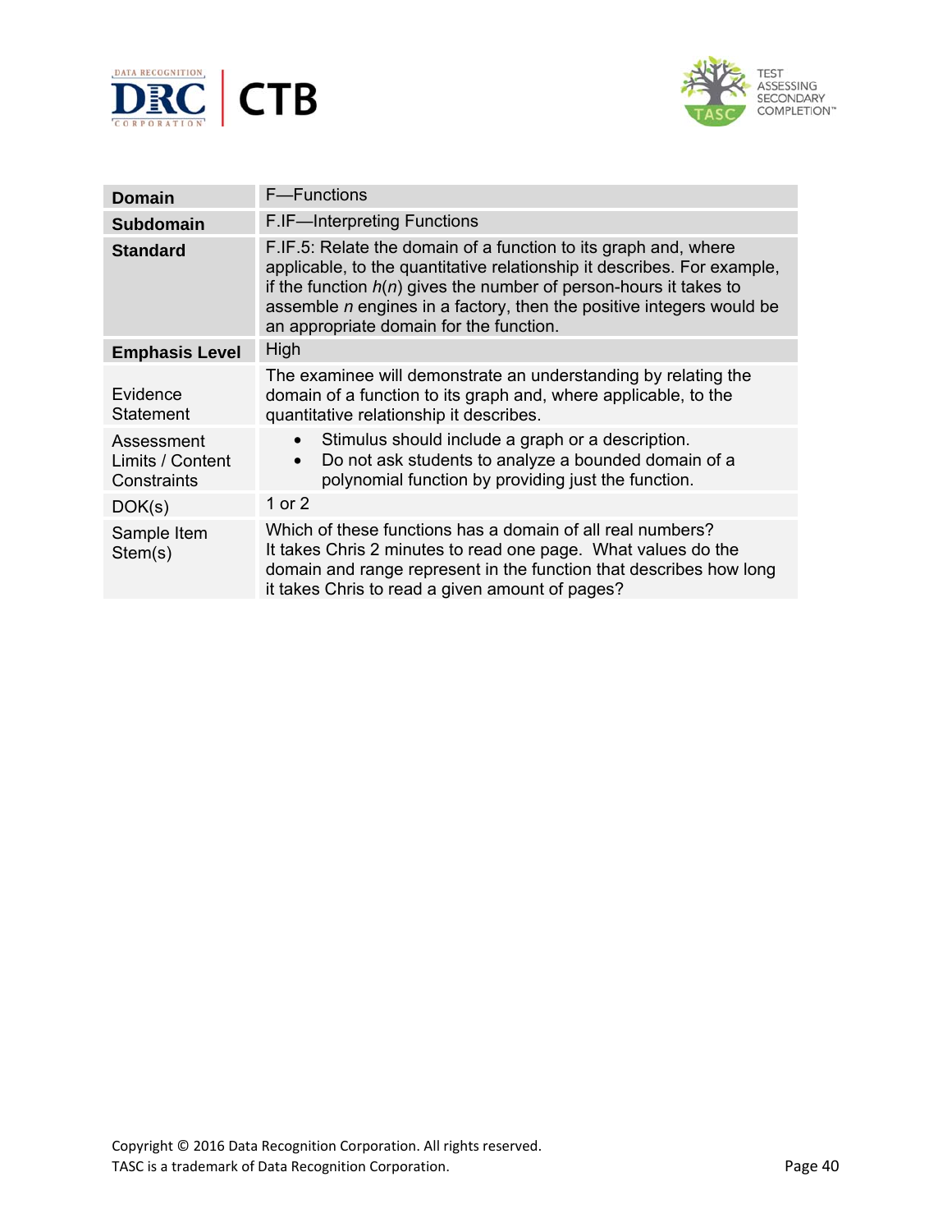| **Domain** | F—Functions |
|---|---|
| **Subdomain** | F.IF—Interpreting Functions |
| **Standard** | F.IF.5: Relate the domain of a function to its graph and, where applicable, to the quantitative relationship it describes. For example, if the function $h(n)$ gives the number of person-hours it takes to assemble $n$ engines in a factory, then the positive integers would be an appropriate domain for the function. |
| **Emphasis Level** | High |
| Evidence Statement | The examinee will demonstrate an understanding by relating the domain of a function to its graph and, where applicable, to the quantitative relationship it describes. |
| Assessment Limits / Content Constraints | • Stimulus should include a graph or a description.<br>• Do not ask students to analyze a bounded domain of a polynomial function by providing just the function. |
| DOK(s) | 1 or 2 |
| Sample Item Stem(s) | Which of these functions has a domain of all real numbers?<br>It takes Chris 2 minutes to read one page. What values do the domain and range represent in the function that describes how long it takes Chris to read a given amount of pages? |

Copyright © 2016 Data Recognition Corporation. All rights reserved.
TASC is a trademark of Data Recognition Corporation.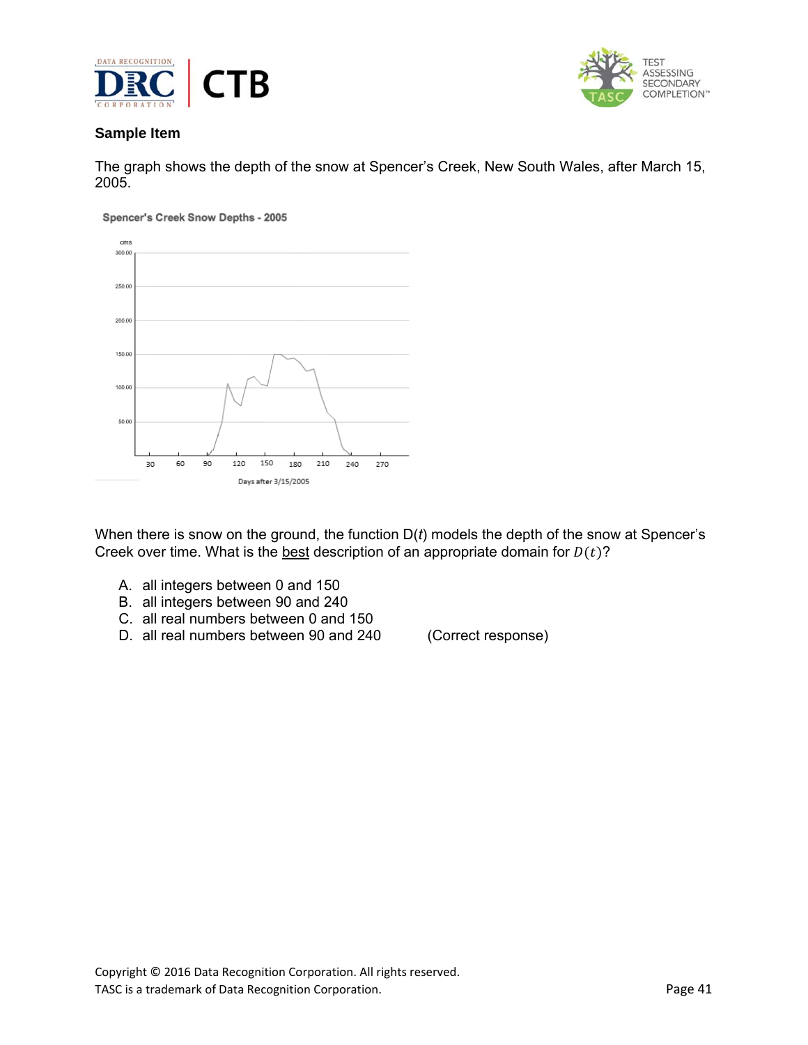**Sample Item**

The graph shows the depth of the snow at Spencer's Creek, New South Wales, after March 15, 2005.

Spencer's Creek Snow Depths - 2005

When there is snow on the ground, the function D($t$) models the depth of the snow at Spencer's Creek over time. What is the best description of an appropriate domain for $D(t)$?

A. all integers between 0 and 150
B. all integers between 90 and 240
C. all real numbers between 0 and 150
D. all real numbers between 90 and 240 (Correct response)

Copyright © 2016 Data Recognition Corporation. All rights reserved.
TASC is a trademark of Data Recognition Corporation.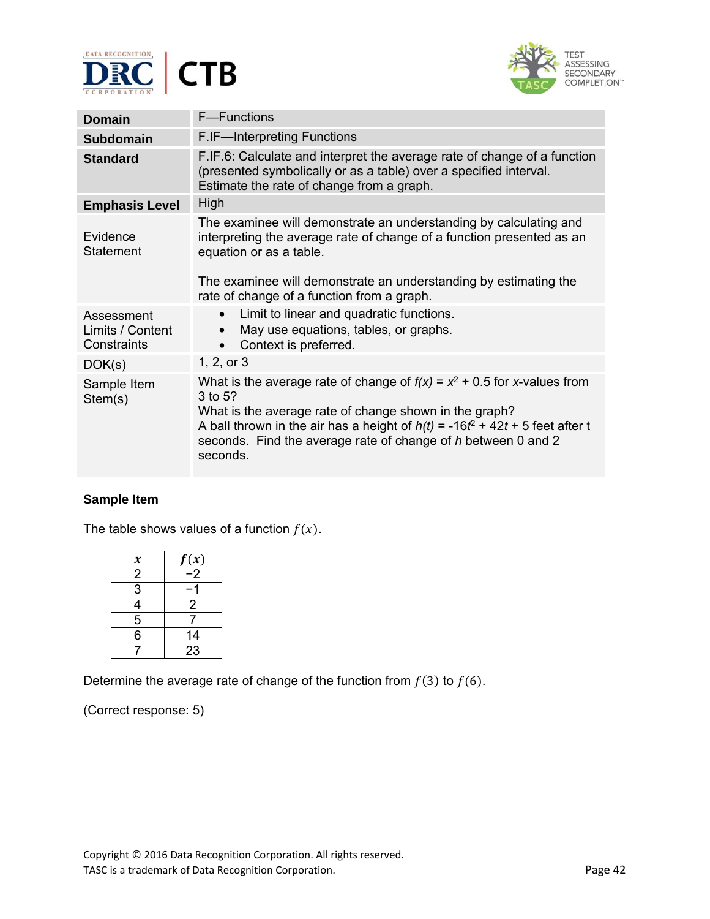| Domain | F—Functions |
|---|---|
| **Subdomain** | F.IF—Interpreting Functions |
| **Standard** | F.IF.6: Calculate and interpret the average rate of change of a function (presented symbolically or as a table) over a specified interval. Estimate the rate of change from a graph. |
| **Emphasis Level** | High |
| Evidence Statement | The examinee will demonstrate an understanding by calculating and interpreting the average rate of change of a function presented as an equation or as a table.<br><br>The examinee will demonstrate an understanding by estimating the rate of change of a function from a graph. |
| Assessment Limits / Content Constraints | • Limit to linear and quadratic functions.<br>• May use equations, tables, or graphs.<br>• Context is preferred. |
| DOK(s) | 1, 2, or 3 |
| Sample Item Stem(s) | What is the average rate of change of $f(x) = x^2 + 0.5$ for $x$-values from 3 to 5?<br>What is the average rate of change shown in the graph?<br>A ball thrown in the air has a height of $h(t) = -16t^2 + 42t + 5$ feet after t seconds. Find the average rate of change of $h$ between 0 and 2 seconds. |

**Sample Item**

The table shows values of a function $f(x)$.

| $x$ | $f(x)$ |
|---|---|
| 2 | −2 |
| 3 | −1 |
| 4 | 2 |
| 5 | 7 |
| 6 | 14 |
| 7 | 23 |

Determine the average rate of change of the function from $f(3)$ to $f(6)$.

(Correct response: 5)

Copyright © 2016 Data Recognition Corporation. All rights reserved.
TASC is a trademark of Data Recognition Corporation.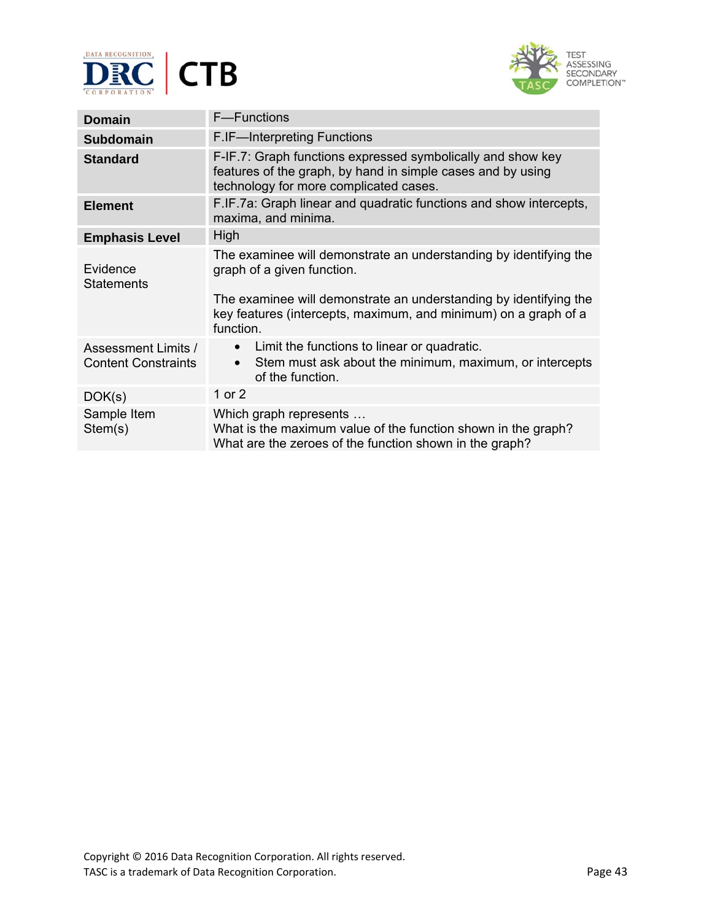| **Domain** | F—Functions |
|---|---|
| **Subdomain** | F.IF—Interpreting Functions |
| **Standard** | F-IF.7: Graph functions expressed symbolically and show key features of the graph, by hand in simple cases and by using technology for more complicated cases. |
| **Element** | F.IF.7a: Graph linear and quadratic functions and show intercepts, maxima, and minima. |
| **Emphasis Level** | High |
| Evidence Statements | The examinee will demonstrate an understanding by identifying the graph of a given function.<br><br>The examinee will demonstrate an understanding by identifying the key features (intercepts, maximum, and minimum) on a graph of a function. |
| Assessment Limits / Content Constraints | • Limit the functions to linear or quadratic.<br>• Stem must ask about the minimum, maximum, or intercepts of the function. |
| DOK(s) | 1 or 2 |
| Sample Item Stem(s) | Which graph represents …<br>What is the maximum value of the function shown in the graph?<br>What are the zeroes of the function shown in the graph? |

Copyright © 2016 Data Recognition Corporation. All rights reserved.
TASC is a trademark of Data Recognition Corporation.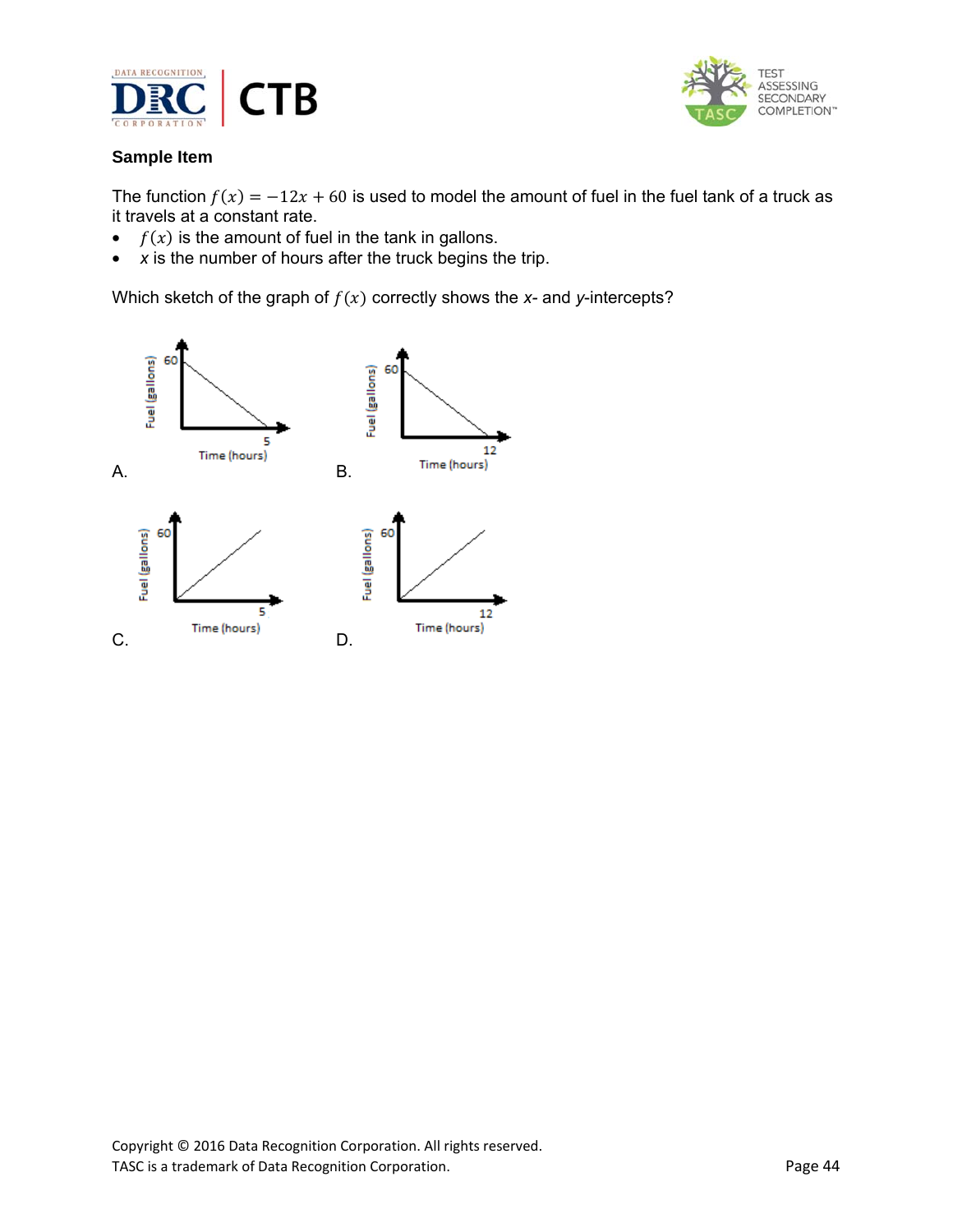**Sample Item**

The function $f(x) = -12x + 60$ is used to model the amount of fuel in the fuel tank of a truck as it travels at a constant rate.

- $f(x)$ is the amount of fuel in the tank in gallons.
- $x$ is the number of hours after the truck begins the trip.

Which sketch of the graph of $f(x)$ correctly shows the *x*- and *y*-intercepts?

A. Fuel (gallons) 60; Time (hours) 5

B. Fuel (gallons) 60; Time (hours) 12

C. Fuel (gallons) 60; Time (hours) 5

D. Fuel (gallons) 60; Time (hours) 12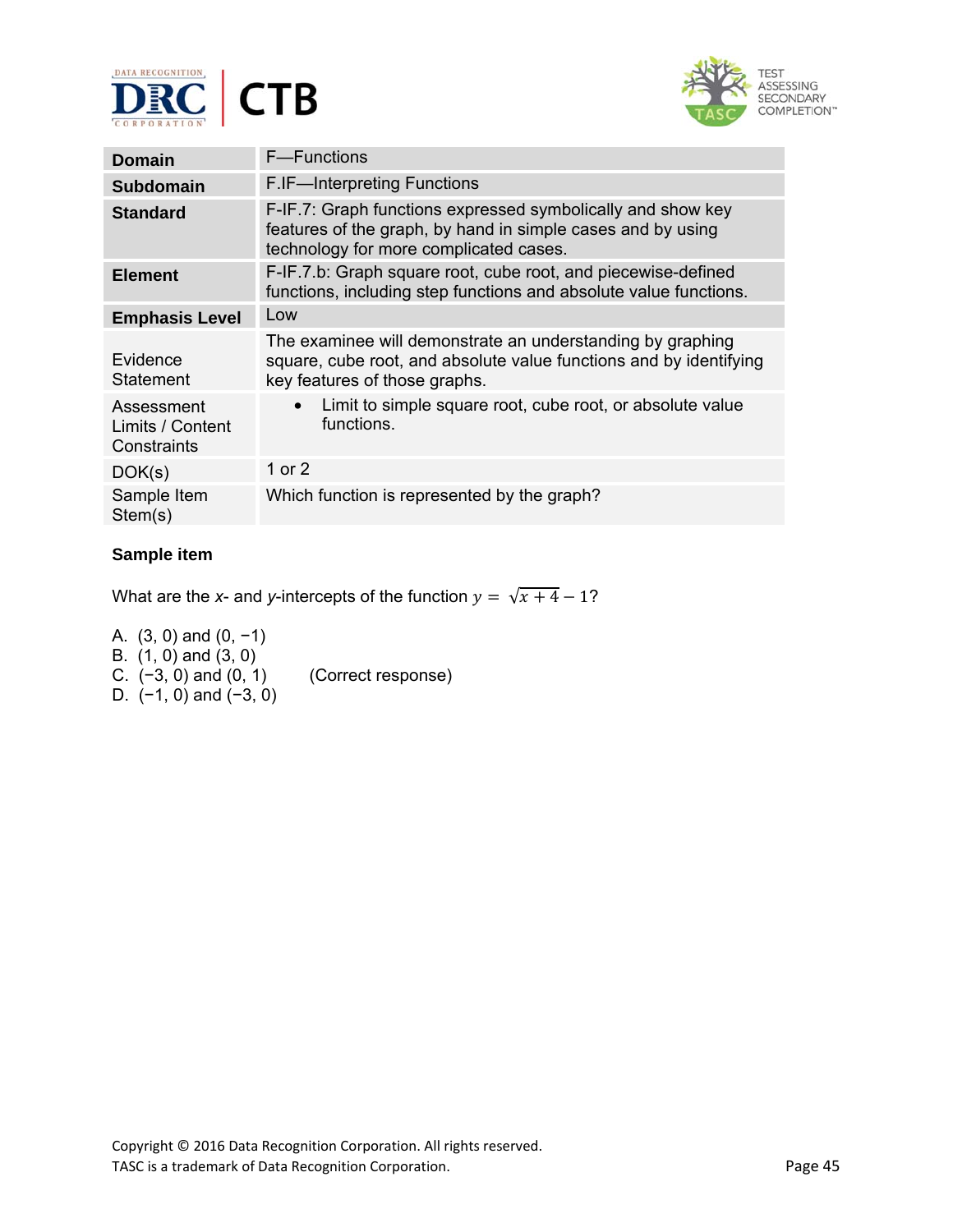| Domain | F—Functions |
| --- | --- |
| **Subdomain** | F.IF—Interpreting Functions |
| **Standard** | F-IF.7: Graph functions expressed symbolically and show key features of the graph, by hand in simple cases and by using technology for more complicated cases. |
| **Element** | F-IF.7.b: Graph square root, cube root, and piecewise-defined functions, including step functions and absolute value functions. |
| **Emphasis Level** | Low |
| Evidence Statement | The examinee will demonstrate an understanding by graphing square, cube root, and absolute value functions and by identifying key features of those graphs. |
| Assessment Limits / Content Constraints | • Limit to simple square root, cube root, or absolute value functions. |
| DOK(s) | 1 or 2 |
| Sample Item Stem(s) | Which function is represented by the graph? |

**Sample item**

What are the *x*- and *y*-intercepts of the function $y = \sqrt{x+4} - 1$?

A. (3, 0) and (0, −1)
B. (1, 0) and (3, 0)
C. (−3, 0) and (0, 1) (Correct response)
D. (−1, 0) and (−3, 0)

Copyright © 2016 Data Recognition Corporation. All rights reserved.
TASC is a trademark of Data Recognition Corporation.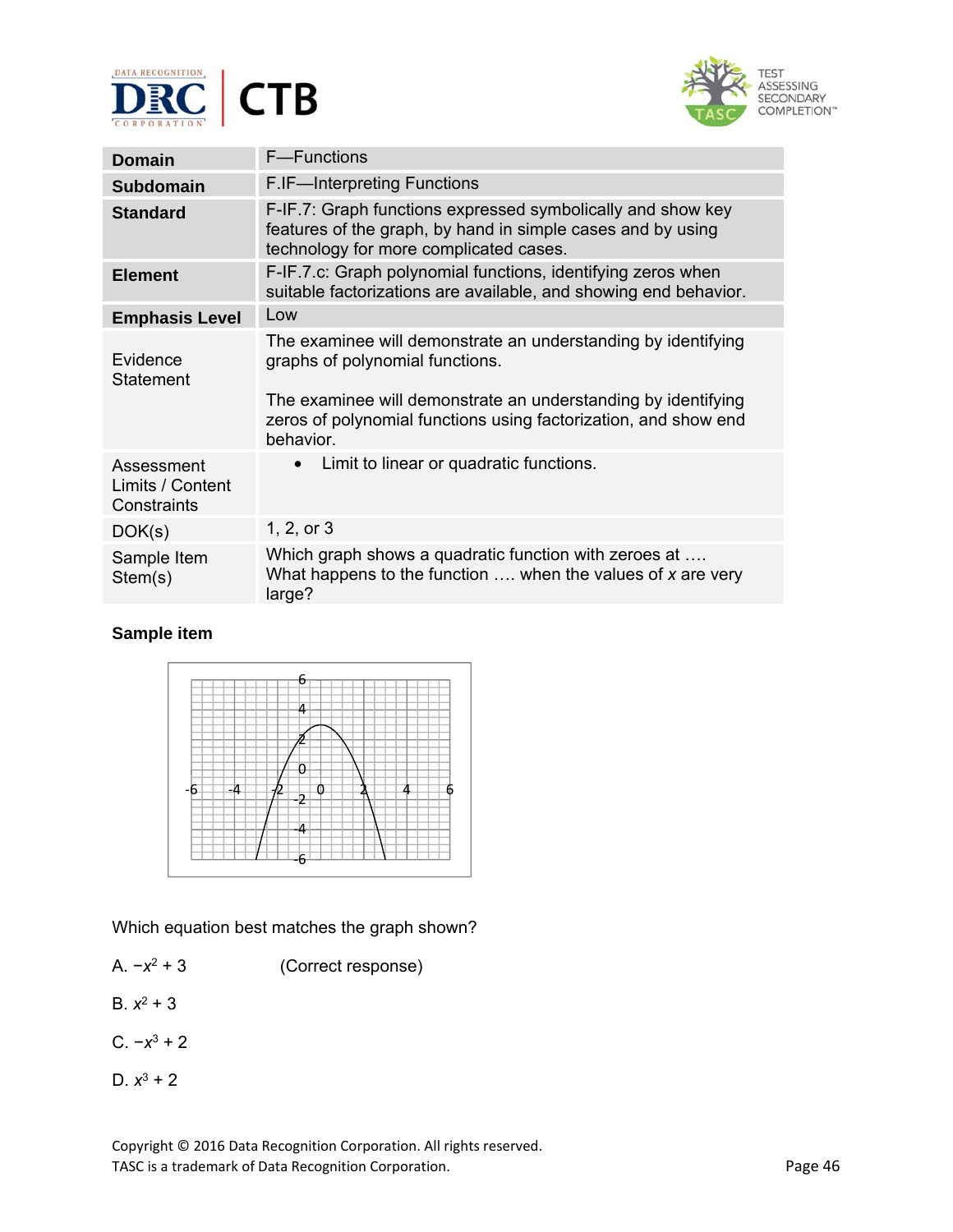| Domain | F—Functions |
|---|---|
| Subdomain | F.IF—Interpreting Functions |
| Standard | F-IF.7: Graph functions expressed symbolically and show key features of the graph, by hand in simple cases and by using technology for more complicated cases. |
| Element | F-IF.7.c: Graph polynomial functions, identifying zeros when suitable factorizations are available, and showing end behavior. |
| Emphasis Level | Low |
| Evidence Statement | The examinee will demonstrate an understanding by identifying graphs of polynomial functions.<br><br>The examinee will demonstrate an understanding by identifying zeros of polynomial functions using factorization, and show end behavior. |
| Assessment Limits / Content Constraints | • Limit to linear or quadratic functions. |
| DOK(s) | 1, 2, or 3 |
| Sample Item Stem(s) | Which graph shows a quadratic function with zeroes at ….<br>What happens to the function …. when the values of $x$ are very large? |

**Sample item**

Which equation best matches the graph shown?

A. $-x^2 + 3$ (Correct response)

B. $x^2 + 3$

C. $-x^3 + 2$

D. $x^3 + 2$

Copyright © 2016 Data Recognition Corporation. All rights reserved.
TASC is a trademark of Data Recognition Corporation.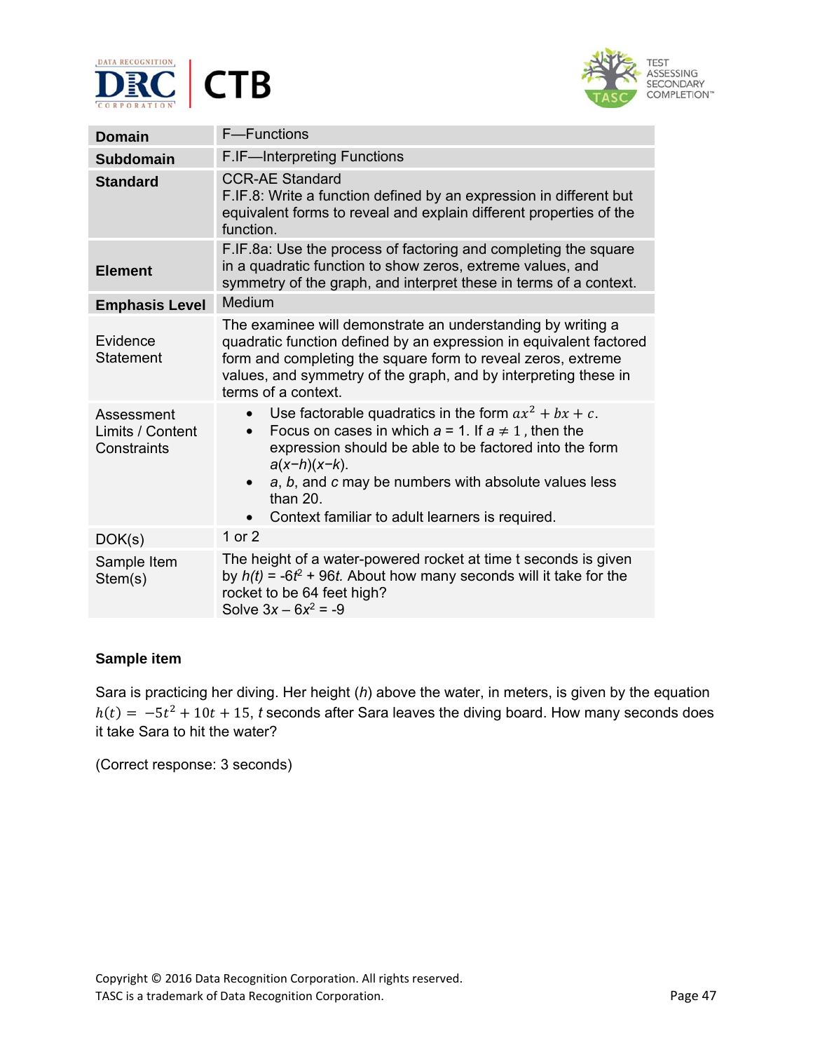| Domain | F—Functions |
|---|---|
| **Subdomain** | F.IF—Interpreting Functions |
| **Standard** | CCR-AE Standard<br>F.IF.8: Write a function defined by an expression in different but equivalent forms to reveal and explain different properties of the function. |
| **Element** | F.IF.8a: Use the process of factoring and completing the square in a quadratic function to show zeros, extreme values, and symmetry of the graph, and interpret these in terms of a context. |
| **Emphasis Level** | Medium |
| Evidence Statement | The examinee will demonstrate an understanding by writing a quadratic function defined by an expression in equivalent factored form and completing the square form to reveal zeros, extreme values, and symmetry of the graph, and by interpreting these in terms of a context. |
| Assessment Limits / Content Constraints | • Use factorable quadratics in the form $ax^2 + bx + c$.<br>• Focus on cases in which $a = 1$. If $a \neq 1$, then the expression should be able to be factored into the form $a(x-h)(x-k)$.<br>• $a$, $b$, and $c$ may be numbers with absolute values less than 20.<br>• Context familiar to adult learners is required. |
| DOK(s) | 1 or 2 |
| Sample Item Stem(s) | The height of a water-powered rocket at time t seconds is given by $h(t) = -6t^2 + 96t$. About how many seconds will it take for the rocket to be 64 feet high?<br>Solve $3x - 6x^2 = -9$ |

**Sample item**

Sara is practicing her diving. Her height ($h$) above the water, in meters, is given by the equation $h(t) = -5t^2 + 10t + 15$, $t$ seconds after Sara leaves the diving board. How many seconds does it take Sara to hit the water?

(Correct response: 3 seconds)

Copyright © 2016 Data Recognition Corporation. All rights reserved.
TASC is a trademark of Data Recognition Corporation.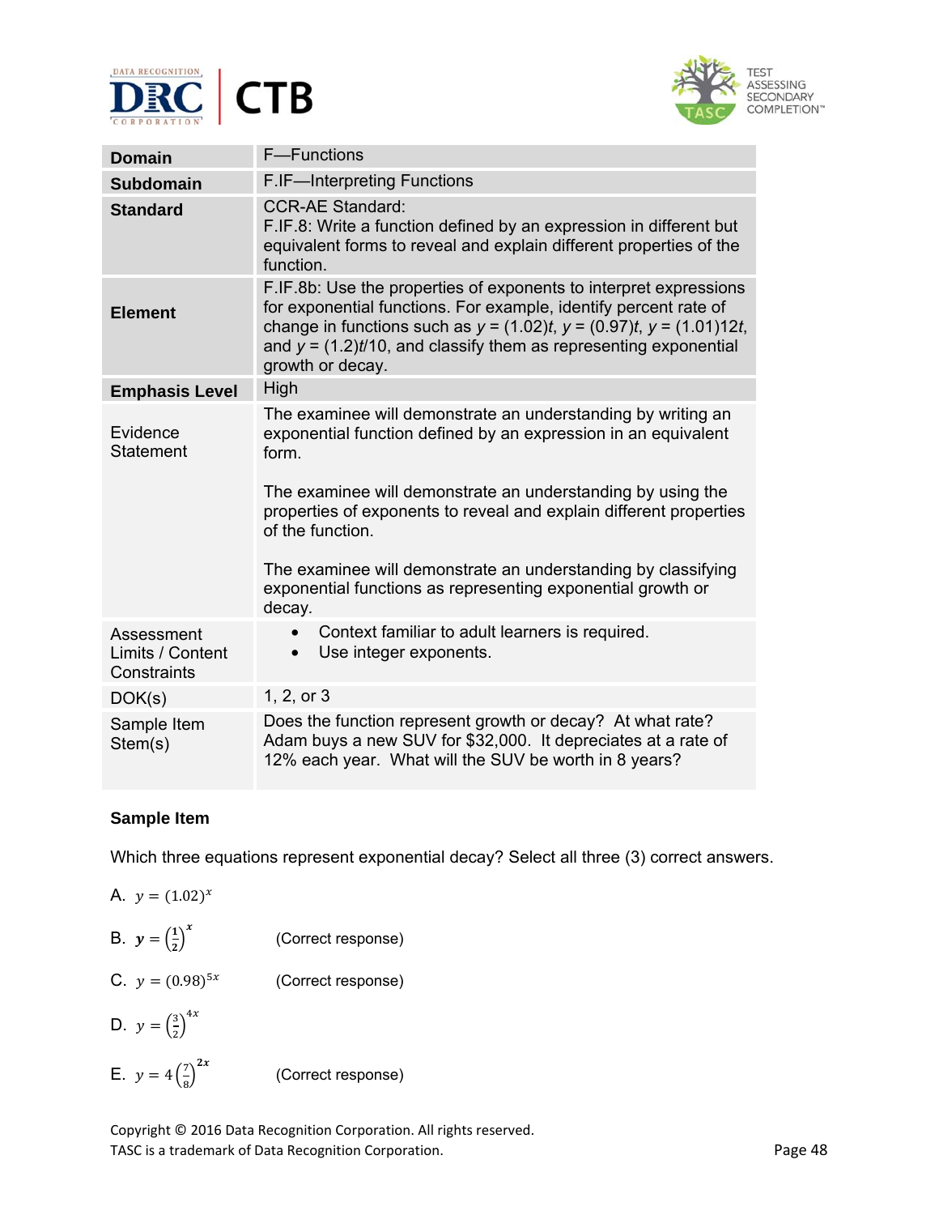| Domain | F—Functions |
|---|---|
| **Subdomain** | F.IF—Interpreting Functions |
| **Standard** | CCR-AE Standard:<br>F.IF.8: Write a function defined by an expression in different but equivalent forms to reveal and explain different properties of the function. |
| **Element** | F.IF.8b: Use the properties of exponents to interpret expressions for exponential functions. For example, identify percent rate of change in functions such as $y$ = (1.02)$t$, $y$ = (0.97)$t$, $y$ = (1.01)12$t$, and $y$ = (1.2)$t$/10, and classify them as representing exponential growth or decay. |
| **Emphasis Level** | High |
| Evidence Statement | The examinee will demonstrate an understanding by writing an exponential function defined by an expression in an equivalent form.<br><br>The examinee will demonstrate an understanding by using the properties of exponents to reveal and explain different properties of the function.<br><br>The examinee will demonstrate an understanding by classifying exponential functions as representing exponential growth or decay. |
| Assessment Limits / Content Constraints | • Context familiar to adult learners is required.<br>• Use integer exponents. |
| DOK(s) | 1, 2, or 3 |
| Sample Item Stem(s) | Does the function represent growth or decay? At what rate? Adam buys a new SUV for $32,000. It depreciates at a rate of 12% each year. What will the SUV be worth in 8 years? |

**Sample Item**

Which three equations represent exponential decay? Select all three (3) correct answers.

A. $y = (1.02)^x$

B. $y = \left(\frac{1}{2}\right)^x$ (Correct response)

C. $y = (0.98)^{5x}$ (Correct response)

D. $y = \left(\frac{3}{2}\right)^{4x}$

E. $y = 4\left(\frac{7}{8}\right)^{2x}$ (Correct response)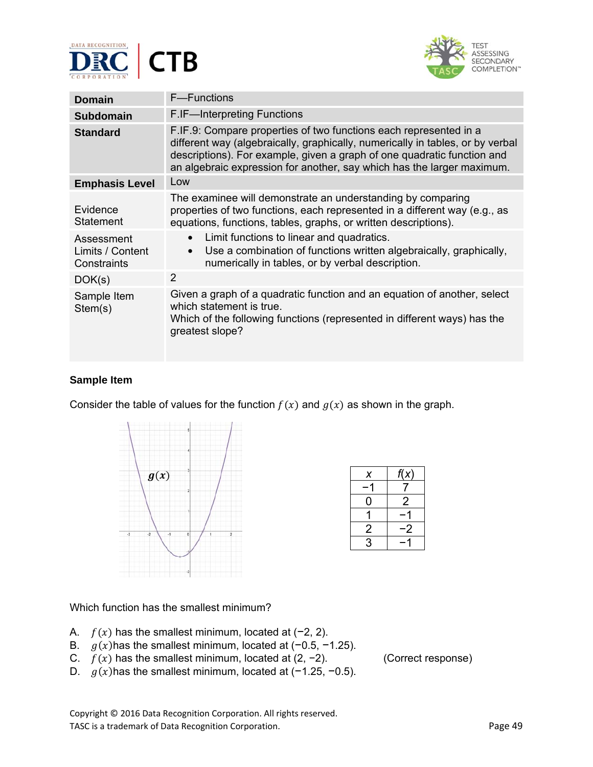| | |
|---|---|
| **Domain** | F—Functions |
| **Subdomain** | F.IF—Interpreting Functions |
| **Standard** | F.IF.9: Compare properties of two functions each represented in a different way (algebraically, graphically, numerically in tables, or by verbal descriptions). For example, given a graph of one quadratic function and an algebraic expression for another, say which has the larger maximum. |
| **Emphasis Level** | Low |
| Evidence Statement | The examinee will demonstrate an understanding by comparing properties of two functions, each represented in a different way (e.g., as equations, functions, tables, graphs, or written descriptions). |
| Assessment Limits / Content Constraints | • Limit functions to linear and quadratics.<br>• Use a combination of functions written algebraically, graphically, numerically in tables, or by verbal description. |
| DOK(s) | 2 |
| Sample Item Stem(s) | Given a graph of a quadratic function and an equation of another, select which statement is true.<br>Which of the following functions (represented in different ways) has the greatest slope? |

**Sample Item**

Consider the table of values for the function $f(x)$ and $g(x)$ as shown in the graph.

| $x$ | $f(x)$ |
|---|---|
| −1 | 7 |
| 0 | 2 |
| 1 | −1 |
| 2 | −2 |
| 3 | −1 |

Which function has the smallest minimum?

A. $f(x)$ has the smallest minimum, located at (−2, 2).
B. $g(x)$ has the smallest minimum, located at (−0.5, −1.25).
C. $f(x)$ has the smallest minimum, located at (2, −2). (Correct response)
D. $g(x)$ has the smallest minimum, located at (−1.25, −0.5).

Copyright © 2016 Data Recognition Corporation. All rights reserved.
TASC is a trademark of Data Recognition Corporation.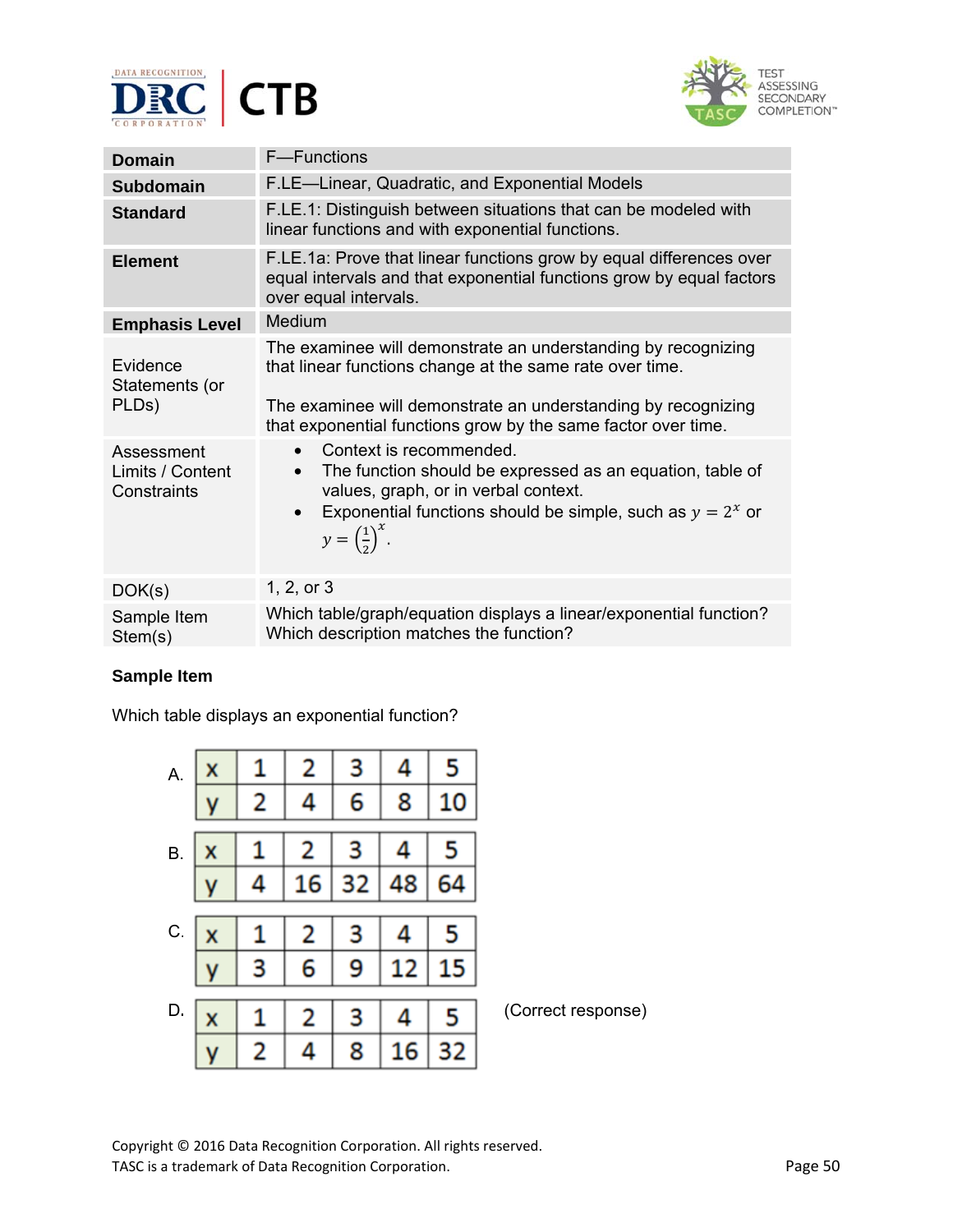| Domain | F—Functions |
|---|---|
| **Subdomain** | F.LE—Linear, Quadratic, and Exponential Models |
| **Standard** | F.LE.1: Distinguish between situations that can be modeled with linear functions and with exponential functions. |
| **Element** | F.LE.1a: Prove that linear functions grow by equal differences over equal intervals and that exponential functions grow by equal factors over equal intervals. |
| **Emphasis Level** | Medium |
| Evidence Statements (or PLDs) | The examinee will demonstrate an understanding by recognizing that linear functions change at the same rate over time.<br><br>The examinee will demonstrate an understanding by recognizing that exponential functions grow by the same factor over time. |
| Assessment Limits / Content Constraints | • Context is recommended.<br>• The function should be expressed as an equation, table of values, graph, or in verbal context.<br>• Exponential functions should be simple, such as $y = 2^x$ or $y = \left(\frac{1}{2}\right)^x$. |
| DOK(s) | 1, 2, or 3 |
| Sample Item Stem(s) | Which table/graph/equation displays a linear/exponential function?<br>Which description matches the function? |

**Sample Item**

Which table displays an exponential function?

A.

| x | 1 | 2 | 3 | 4 | 5 |
|---|---|---|---|---|---|
| y | 2 | 4 | 6 | 8 | 10 |

B.

| x | 1 | 2 | 3 | 4 | 5 |
|---|---|---|---|---|---|
| y | 4 | 16 | 32 | 48 | 64 |

C.

| x | 1 | 2 | 3 | 4 | 5 |
|---|---|---|---|---|---|
| y | 3 | 6 | 9 | 12 | 15 |

D.

| x | 1 | 2 | 3 | 4 | 5 |
|---|---|---|---|---|---|
| y | 2 | 4 | 8 | 16 | 32 |

(Correct response)

Copyright © 2016 Data Recognition Corporation. All rights reserved.
TASC is a trademark of Data Recognition Corporation.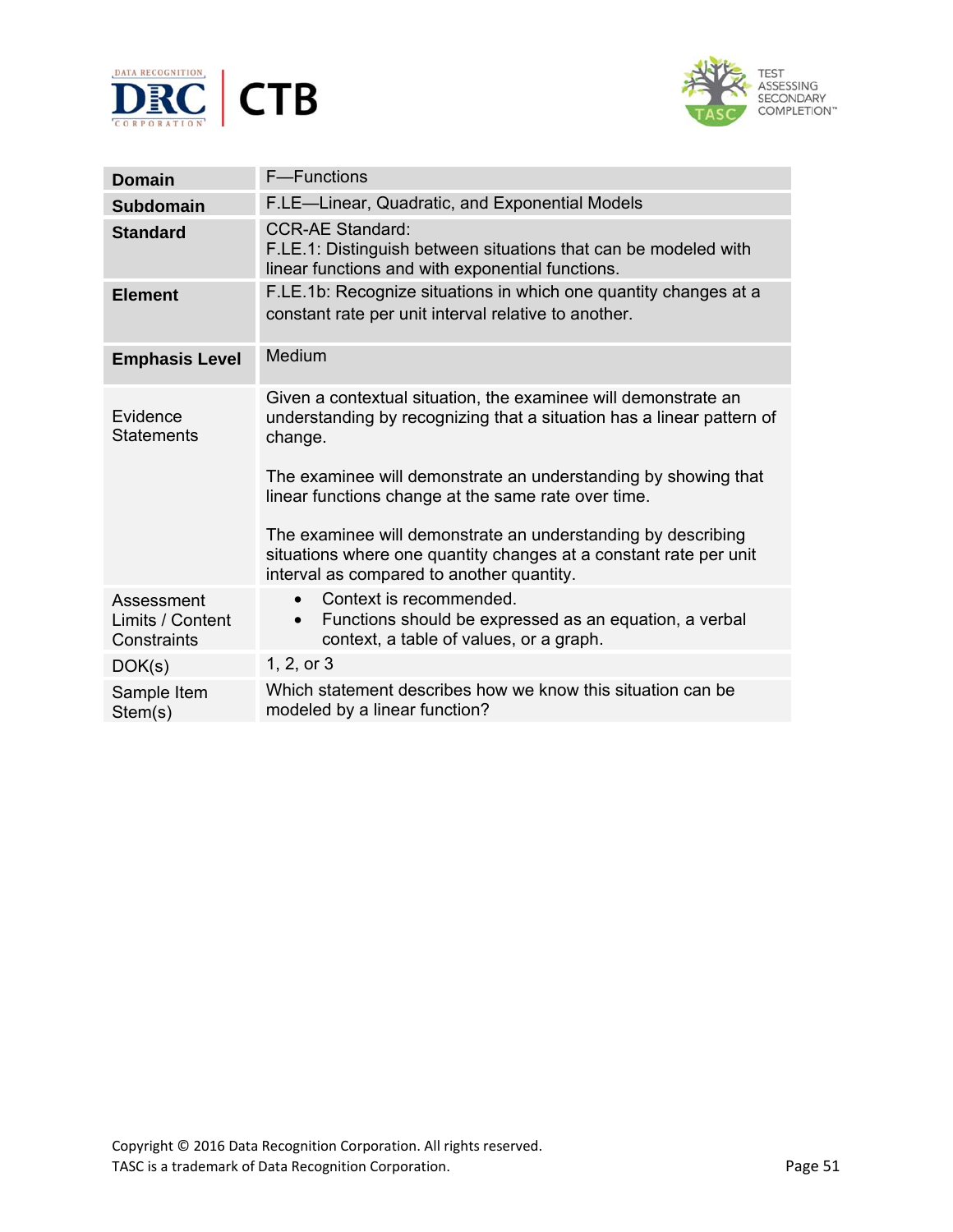| | |
|---|---|
| **Domain** | F—Functions |
| **Subdomain** | F.LE—Linear, Quadratic, and Exponential Models |
| **Standard** | CCR-AE Standard:<br>F.LE.1: Distinguish between situations that can be modeled with linear functions and with exponential functions. |
| **Element** | F.LE.1b: Recognize situations in which one quantity changes at a constant rate per unit interval relative to another. |
| **Emphasis Level** | Medium |
| Evidence Statements | Given a contextual situation, the examinee will demonstrate an understanding by recognizing that a situation has a linear pattern of change.<br><br>The examinee will demonstrate an understanding by showing that linear functions change at the same rate over time.<br><br>The examinee will demonstrate an understanding by describing situations where one quantity changes at a constant rate per unit interval as compared to another quantity. |
| Assessment Limits / Content Constraints | • Context is recommended.<br>• Functions should be expressed as an equation, a verbal context, a table of values, or a graph. |
| DOK(s) | 1, 2, or 3 |
| Sample Item Stem(s) | Which statement describes how we know this situation can be modeled by a linear function? |

Copyright © 2016 Data Recognition Corporation. All rights reserved.
TASC is a trademark of Data Recognition Corporation.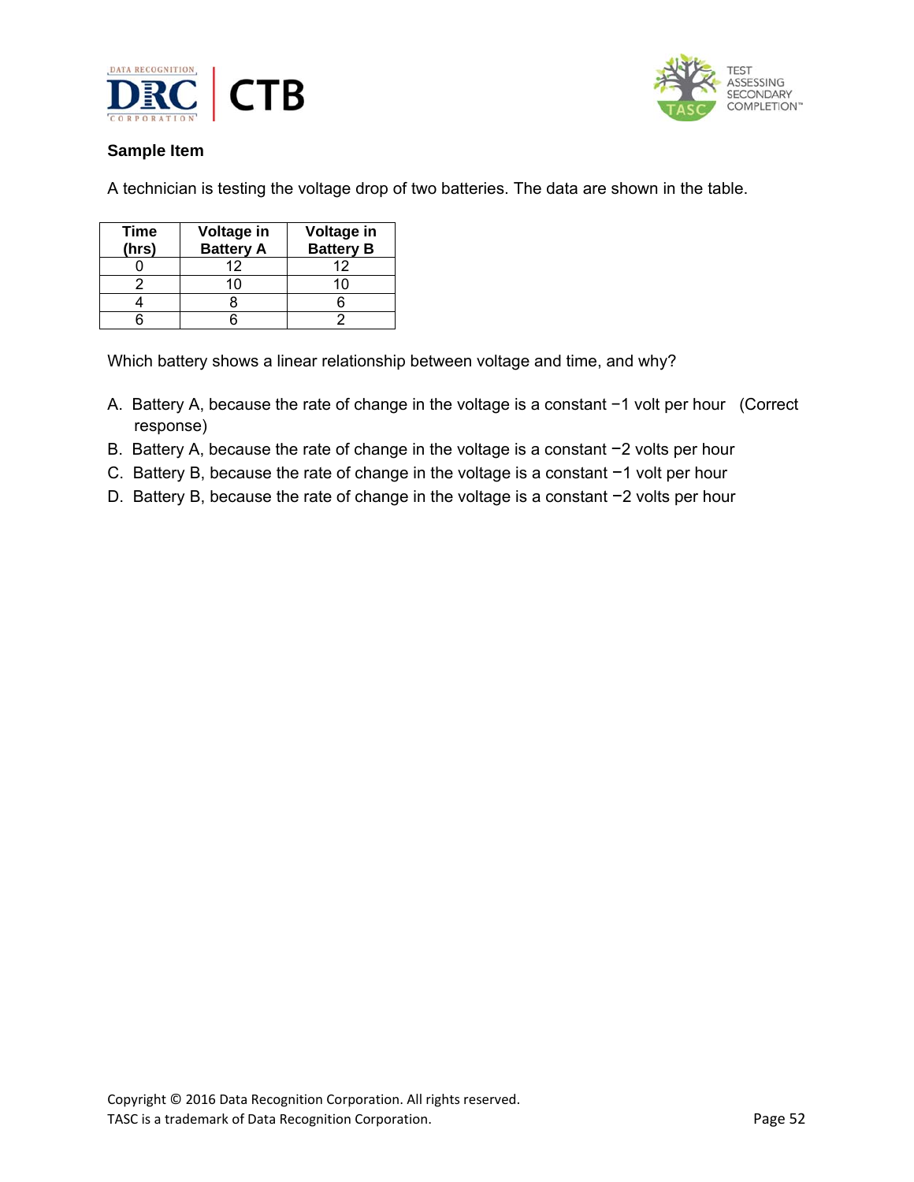**Sample Item**

A technician is testing the voltage drop of two batteries. The data are shown in the table.

| Time (hrs) | Voltage in Battery A | Voltage in Battery B |
|---|---|---|
| 0 | 12 | 12 |
| 2 | 10 | 10 |
| 4 | 8 | 6 |
| 6 | 6 | 2 |

Which battery shows a linear relationship between voltage and time, and why?

A. Battery A, because the rate of change in the voltage is a constant −1 volt per hour (Correct response)
B. Battery A, because the rate of change in the voltage is a constant −2 volts per hour
C. Battery B, because the rate of change in the voltage is a constant −1 volt per hour
D. Battery B, because the rate of change in the voltage is a constant −2 volts per hour

Copyright © 2016 Data Recognition Corporation. All rights reserved.
TASC is a trademark of Data Recognition Corporation.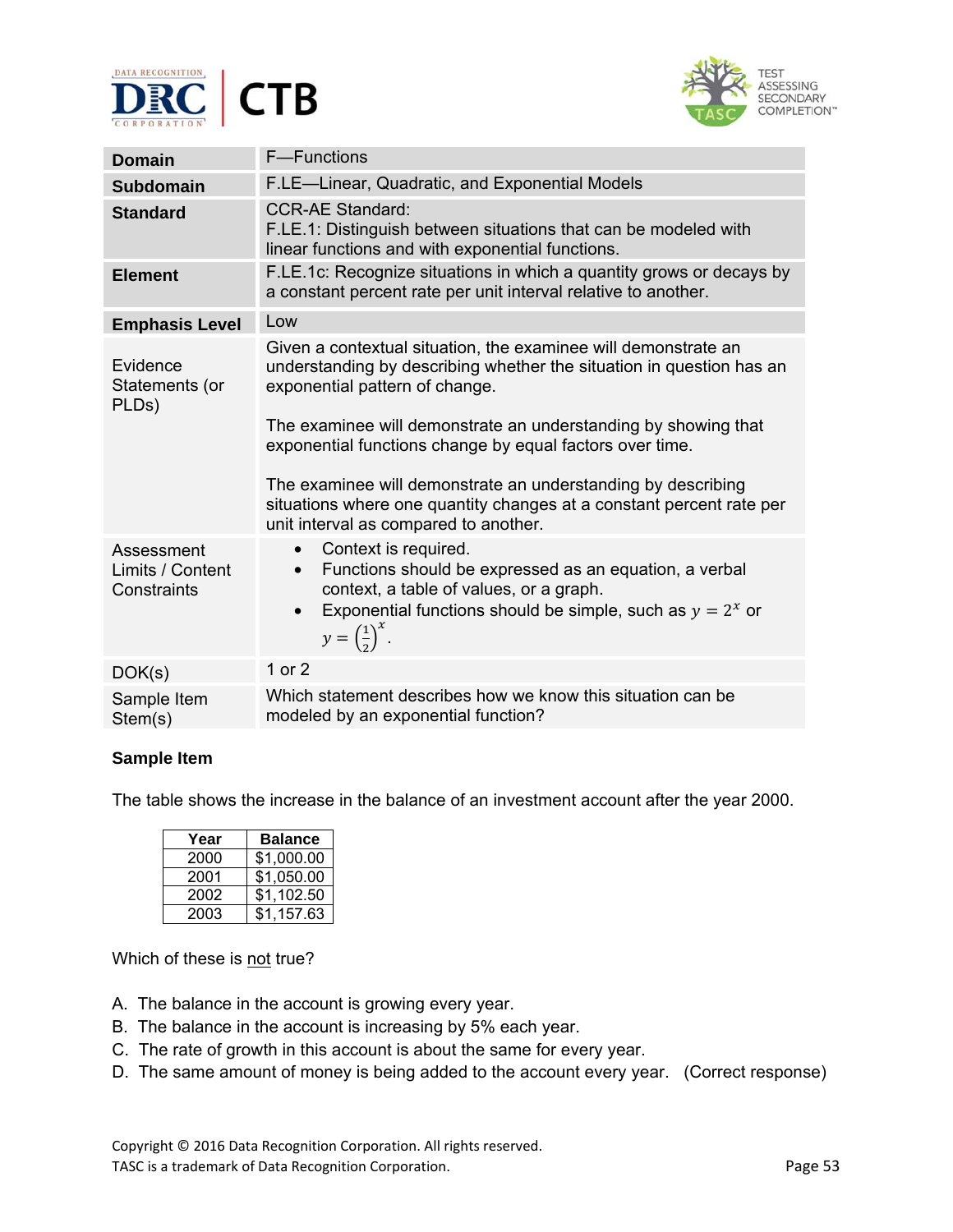| Domain | F—Functions |
|---|---|
| **Subdomain** | F.LE—Linear, Quadratic, and Exponential Models |
| **Standard** | CCR-AE Standard:<br>F.LE.1: Distinguish between situations that can be modeled with linear functions and with exponential functions. |
| **Element** | F.LE.1c: Recognize situations in which a quantity grows or decays by a constant percent rate per unit interval relative to another. |
| **Emphasis Level** | Low |
| Evidence Statements (or PLDs) | Given a contextual situation, the examinee will demonstrate an understanding by describing whether the situation in question has an exponential pattern of change.<br><br>The examinee will demonstrate an understanding by showing that exponential functions change by equal factors over time.<br><br>The examinee will demonstrate an understanding by describing situations where one quantity changes at a constant percent rate per unit interval as compared to another. |
| Assessment Limits / Content Constraints | • Context is required.<br>• Functions should be expressed as an equation, a verbal context, a table of values, or a graph.<br>• Exponential functions should be simple, such as $y = 2^x$ or $y = \left(\frac{1}{2}\right)^x$. |
| DOK(s) | 1 or 2 |
| Sample Item Stem(s) | Which statement describes how we know this situation can be modeled by an exponential function? |

**Sample Item**

The table shows the increase in the balance of an investment account after the year 2000.

| Year | Balance |
|---|---|
| 2000 | $1,000.00 |
| 2001 | $1,050.00 |
| 2002 | $1,102.50 |
| 2003 | $1,157.63 |

Which of these is not true?

A. The balance in the account is growing every year.
B. The balance in the account is increasing by 5% each year.
C. The rate of growth in this account is about the same for every year.
D. The same amount of money is being added to the account every year. (Correct response)

Copyright © 2016 Data Recognition Corporation. All rights reserved.
TASC is a trademark of Data Recognition Corporation.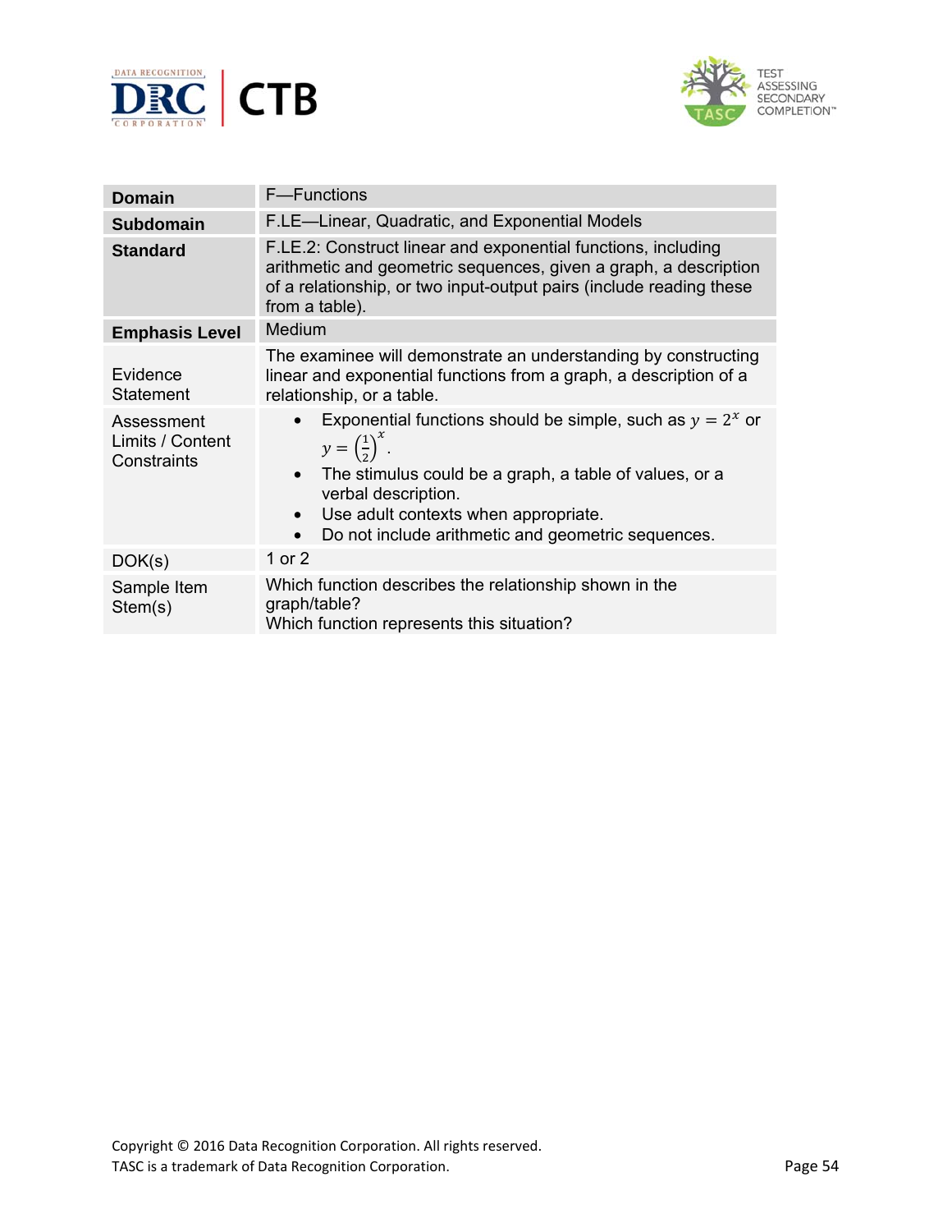| | |
|---|---|
| **Domain** | F—Functions |
| **Subdomain** | F.LE—Linear, Quadratic, and Exponential Models |
| **Standard** | F.LE.2: Construct linear and exponential functions, including arithmetic and geometric sequences, given a graph, a description of a relationship, or two input-output pairs (include reading these from a table). |
| **Emphasis Level** | Medium |
| Evidence Statement | The examinee will demonstrate an understanding by constructing linear and exponential functions from a graph, a description of a relationship, or a table. |
| Assessment Limits / Content Constraints | • Exponential functions should be simple, such as $y = 2^x$ or $y = \left(\frac{1}{2}\right)^x$.<br>• The stimulus could be a graph, a table of values, or a verbal description.<br>• Use adult contexts when appropriate.<br>• Do not include arithmetic and geometric sequences. |
| DOK(s) | 1 or 2 |
| Sample Item Stem(s) | Which function describes the relationship shown in the graph/table?<br>Which function represents this situation? |

Copyright © 2016 Data Recognition Corporation. All rights reserved.
TASC is a trademark of Data Recognition Corporation.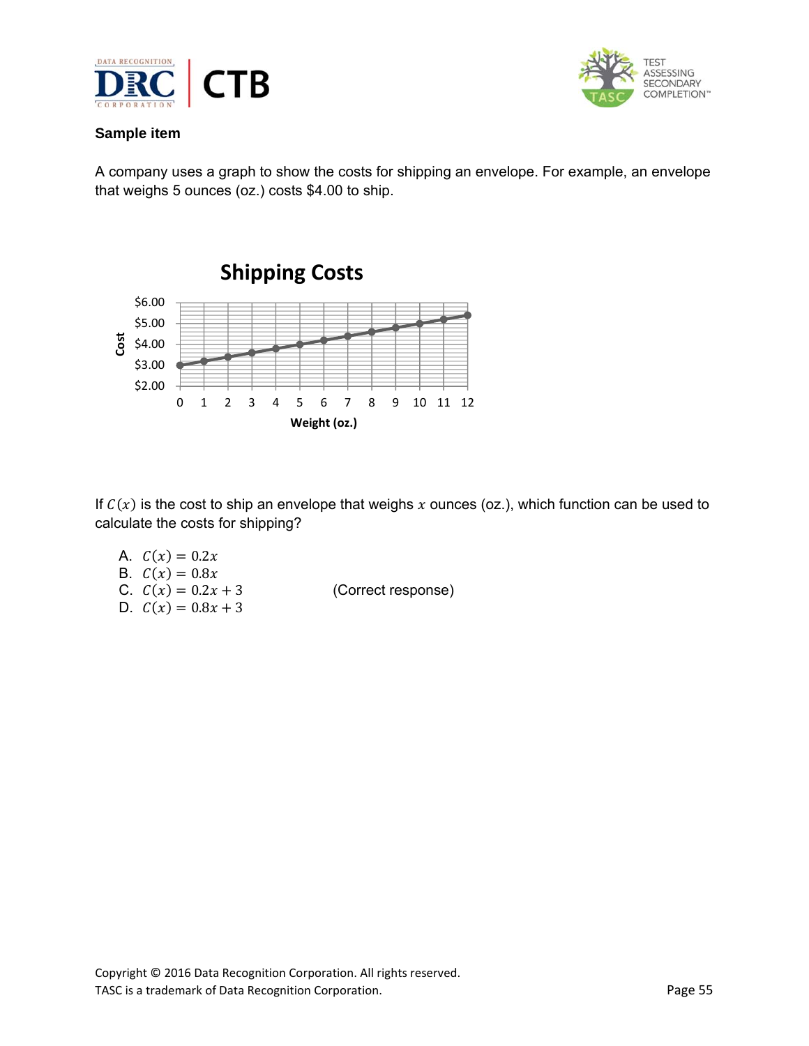**Sample item**

A company uses a graph to show the costs for shipping an envelope. For example, an envelope that weighs 5 ounces (oz.) costs $4.00 to ship.

**Shipping Costs**

If $C(x)$ is the cost to ship an envelope that weighs $x$ ounces (oz.), which function can be used to calculate the costs for shipping?

A. $C(x) = 0.2x$
B. $C(x) = 0.8x$
C. $C(x) = 0.2x + 3$ (Correct response)
D. $C(x) = 0.8x + 3$

Copyright © 2016 Data Recognition Corporation. All rights reserved.
TASC is a trademark of Data Recognition Corporation.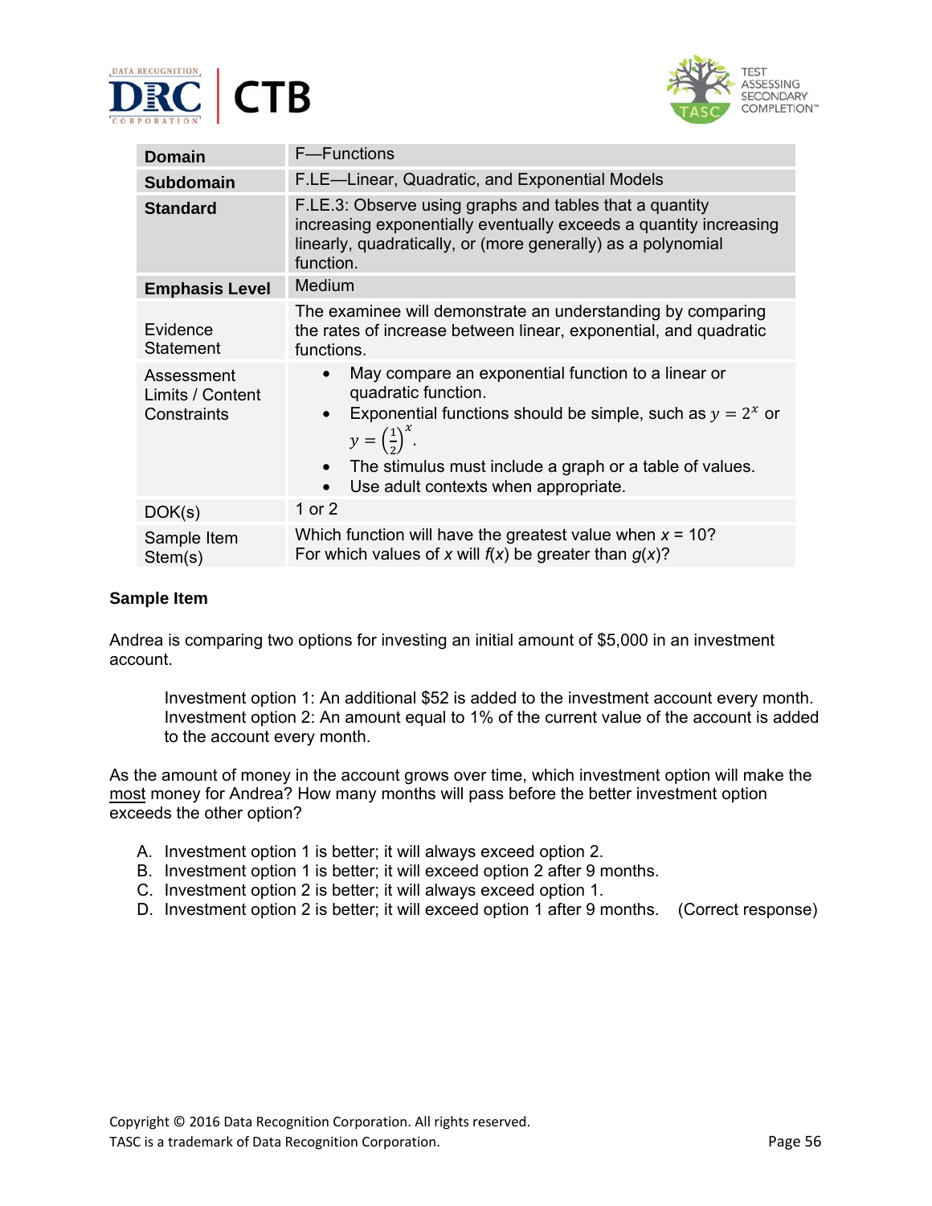| Domain | F—Functions |
|---|---|
| **Subdomain** | F.LE—Linear, Quadratic, and Exponential Models |
| **Standard** | F.LE.3: Observe using graphs and tables that a quantity increasing exponentially eventually exceeds a quantity increasing linearly, quadratically, or (more generally) as a polynomial function. |
| **Emphasis Level** | Medium |
| Evidence Statement | The examinee will demonstrate an understanding by comparing the rates of increase between linear, exponential, and quadratic functions. |
| Assessment Limits / Content Constraints | • May compare an exponential function to a linear or quadratic function.<br>• Exponential functions should be simple, such as $y = 2^x$ or $y = \left(\frac{1}{2}\right)^x$.<br>• The stimulus must include a graph or a table of values.<br>• Use adult contexts when appropriate. |
| DOK(s) | 1 or 2 |
| Sample Item Stem(s) | Which function will have the greatest value when $x = 10$?<br>For which values of $x$ will $f(x)$ be greater than $g(x)$? |

**Sample Item**

Andrea is comparing two options for investing an initial amount of $5,000 in an investment account.

> Investment option 1: An additional $52 is added to the investment account every month.
> Investment option 2: An amount equal to 1% of the current value of the account is added to the account every month.

As the amount of money in the account grows over time, which investment option will make the most money for Andrea? How many months will pass before the better investment option exceeds the other option?

A. Investment option 1 is better; it will always exceed option 2.
B. Investment option 1 is better; it will exceed option 2 after 9 months.
C. Investment option 2 is better; it will always exceed option 1.
D. Investment option 2 is better; it will exceed option 1 after 9 months. (Correct response)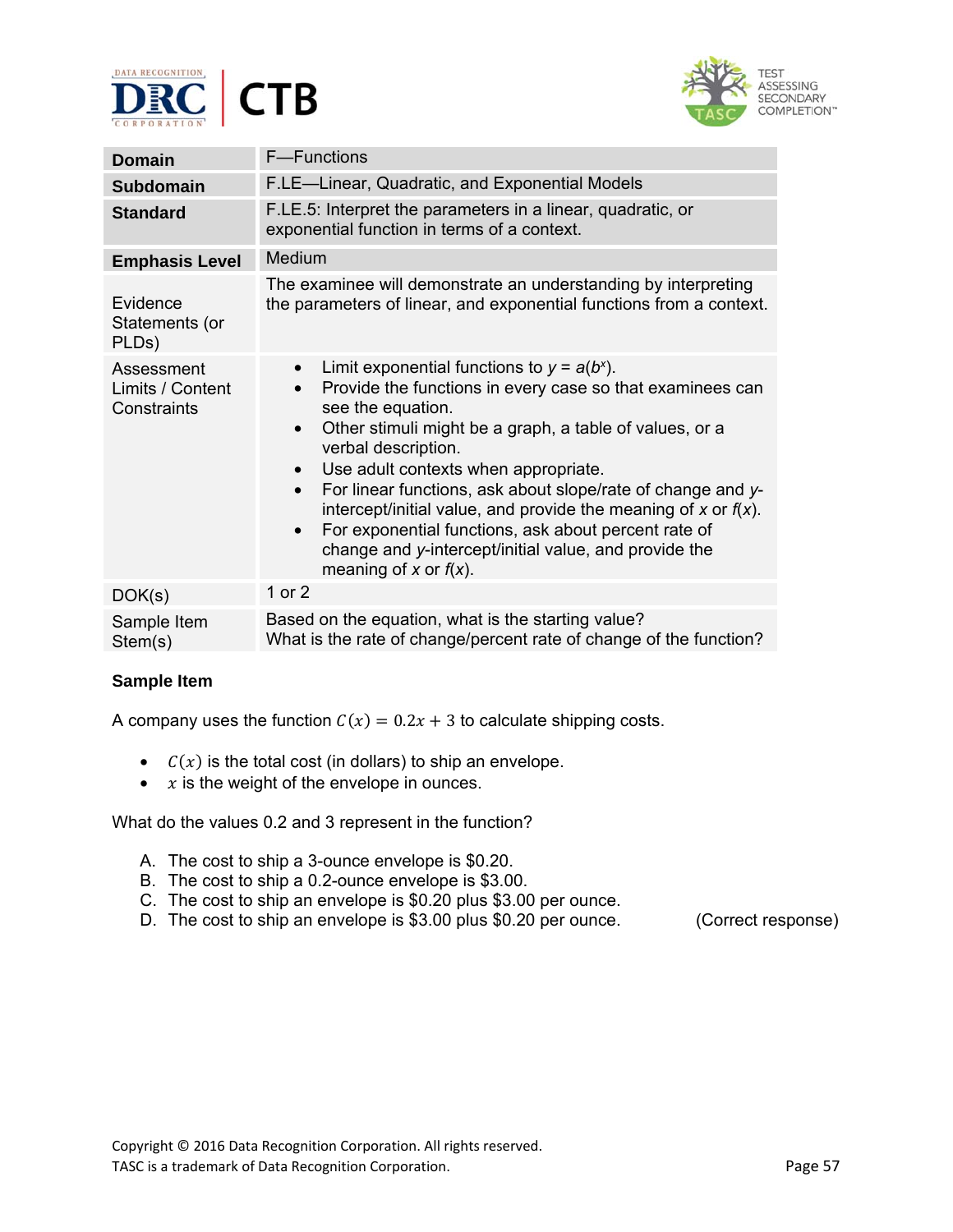| Domain | F—Functions |
|---|---|
| **Subdomain** | F.LE—Linear, Quadratic, and Exponential Models |
| **Standard** | F.LE.5: Interpret the parameters in a linear, quadratic, or exponential function in terms of a context. |
| **Emphasis Level** | Medium |
| Evidence Statements (or PLDs) | The examinee will demonstrate an understanding by interpreting the parameters of linear, and exponential functions from a context. |
| Assessment Limits / Content Constraints | • Limit exponential functions to $y = a(b^x)$.<br>• Provide the functions in every case so that examinees can see the equation.<br>• Other stimuli might be a graph, a table of values, or a verbal description.<br>• Use adult contexts when appropriate.<br>• For linear functions, ask about slope/rate of change and *y*-intercept/initial value, and provide the meaning of *x* or *f*(*x*).<br>• For exponential functions, ask about percent rate of change and *y*-intercept/initial value, and provide the meaning of *x* or *f*(*x*). |
| DOK(s) | 1 or 2 |
| Sample Item Stem(s) | Based on the equation, what is the starting value?<br>What is the rate of change/percent rate of change of the function? |

**Sample Item**

A company uses the function $C(x) = 0.2x + 3$ to calculate shipping costs.

- $C(x)$ is the total cost (in dollars) to ship an envelope.
- $x$ is the weight of the envelope in ounces.

What do the values 0.2 and 3 represent in the function?

A. The cost to ship a 3-ounce envelope is $0.20.
B. The cost to ship a 0.2-ounce envelope is $3.00.
C. The cost to ship an envelope is $0.20 plus $3.00 per ounce.
D. The cost to ship an envelope is $3.00 plus $0.20 per ounce. (Correct response)

Copyright © 2016 Data Recognition Corporation. All rights reserved.
TASC is a trademark of Data Recognition Corporation.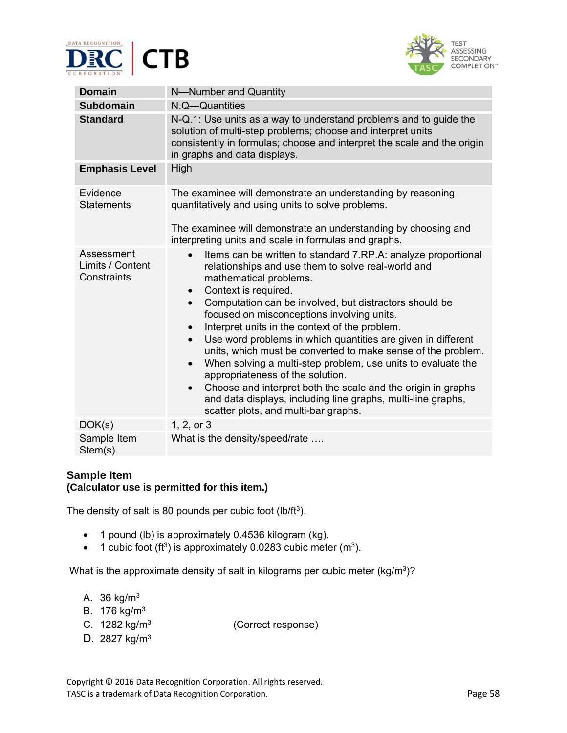| Domain | N—Number and Quantity |
|---|---|
| **Subdomain** | N.Q—Quantities |
| **Standard** | N-Q.1: Use units as a way to understand problems and to guide the solution of multi-step problems; choose and interpret units consistently in formulas; choose and interpret the scale and the origin in graphs and data displays. |
| **Emphasis Level** | High |
| Evidence Statements | The examinee will demonstrate an understanding by reasoning quantitatively and using units to solve problems.<br><br>The examinee will demonstrate an understanding by choosing and interpreting units and scale in formulas and graphs. |
| Assessment Limits / Content Constraints | • Items can be written to standard 7.RP.A: analyze proportional relationships and use them to solve real-world and mathematical problems.<br>• Context is required.<br>• Computation can be involved, but distractors should be focused on misconceptions involving units.<br>• Interpret units in the context of the problem.<br>• Use word problems in which quantities are given in different units, which must be converted to make sense of the problem.<br>• When solving a multi-step problem, use units to evaluate the appropriateness of the solution.<br>• Choose and interpret both the scale and the origin in graphs and data displays, including line graphs, multi-line graphs, scatter plots, and multi-bar graphs. |
| DOK(s) | 1, 2, or 3 |
| Sample Item Stem(s) | What is the density/speed/rate …. |

## Sample Item
**(Calculator use is permitted for this item.)**

The density of salt is 80 pounds per cubic foot (lb/ft$^3$).

- 1 pound (lb) is approximately 0.4536 kilogram (kg).
- 1 cubic foot (ft$^3$) is approximately 0.0283 cubic meter (m$^3$).

What is the approximate density of salt in kilograms per cubic meter (kg/m$^3$)?

A. 36 kg/m$^3$
B. 176 kg/m$^3$
C. 1282 kg/m$^3$ (Correct response)
D. 2827 kg/m$^3$

Copyright © 2016 Data Recognition Corporation. All rights reserved.
TASC is a trademark of Data Recognition Corporation.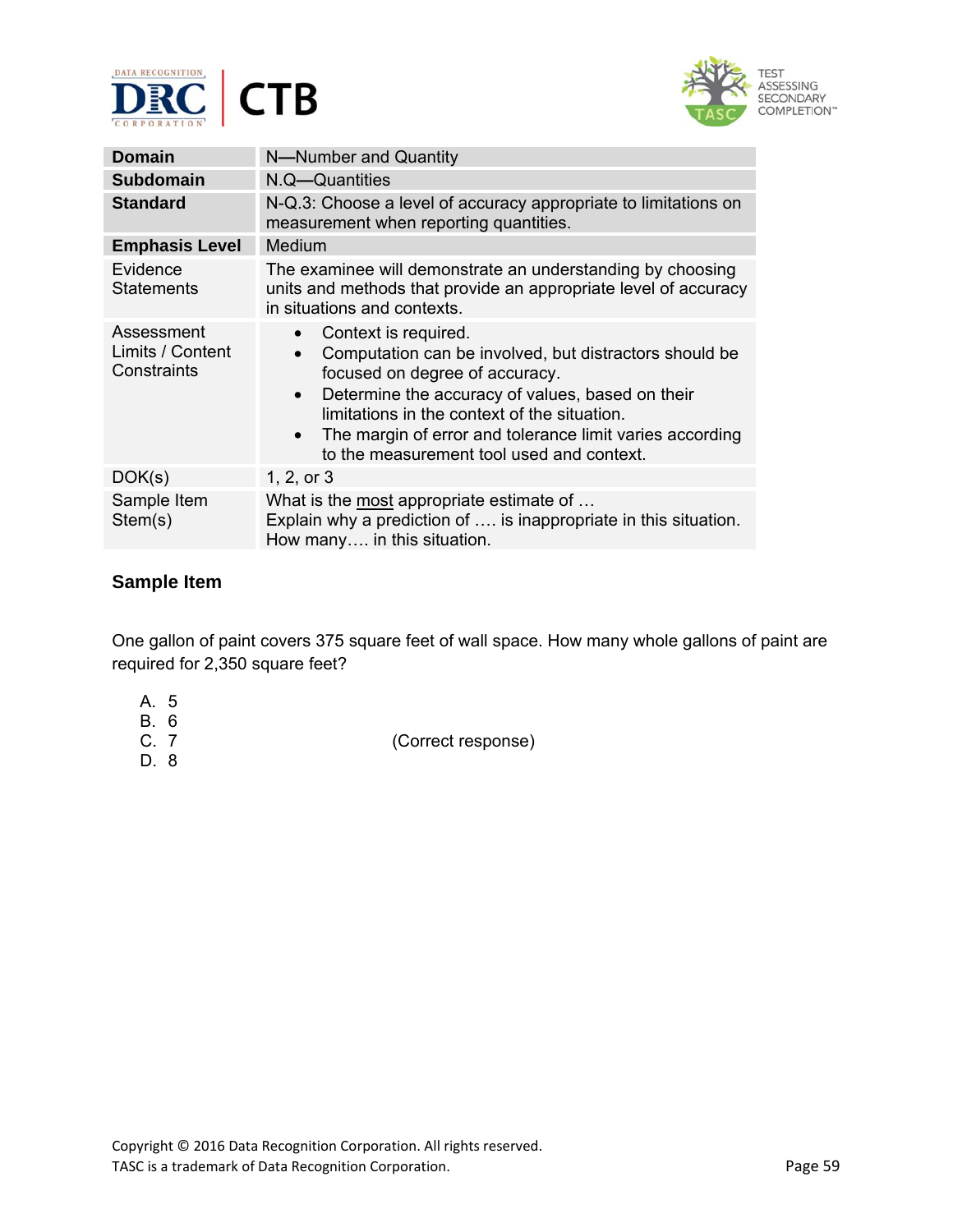| Domain | N—Number and Quantity |
|---|---|
| **Subdomain** | N.Q—Quantities |
| **Standard** | N-Q.3: Choose a level of accuracy appropriate to limitations on measurement when reporting quantities. |
| **Emphasis Level** | Medium |
| Evidence Statements | The examinee will demonstrate an understanding by choosing units and methods that provide an appropriate level of accuracy in situations and contexts. |
| Assessment Limits / Content Constraints | • Context is required.<br>• Computation can be involved, but distractors should be focused on degree of accuracy.<br>• Determine the accuracy of values, based on their limitations in the context of the situation.<br>• The margin of error and tolerance limit varies according to the measurement tool used and context. |
| DOK(s) | 1, 2, or 3 |
| Sample Item Stem(s) | What is the most appropriate estimate of …<br>Explain why a prediction of …. is inappropriate in this situation.<br>How many…. in this situation. |

### Sample Item

One gallon of paint covers 375 square feet of wall space. How many whole gallons of paint are required for 2,350 square feet?

A. 5
B. 6
C. 7 (Correct response)
D. 8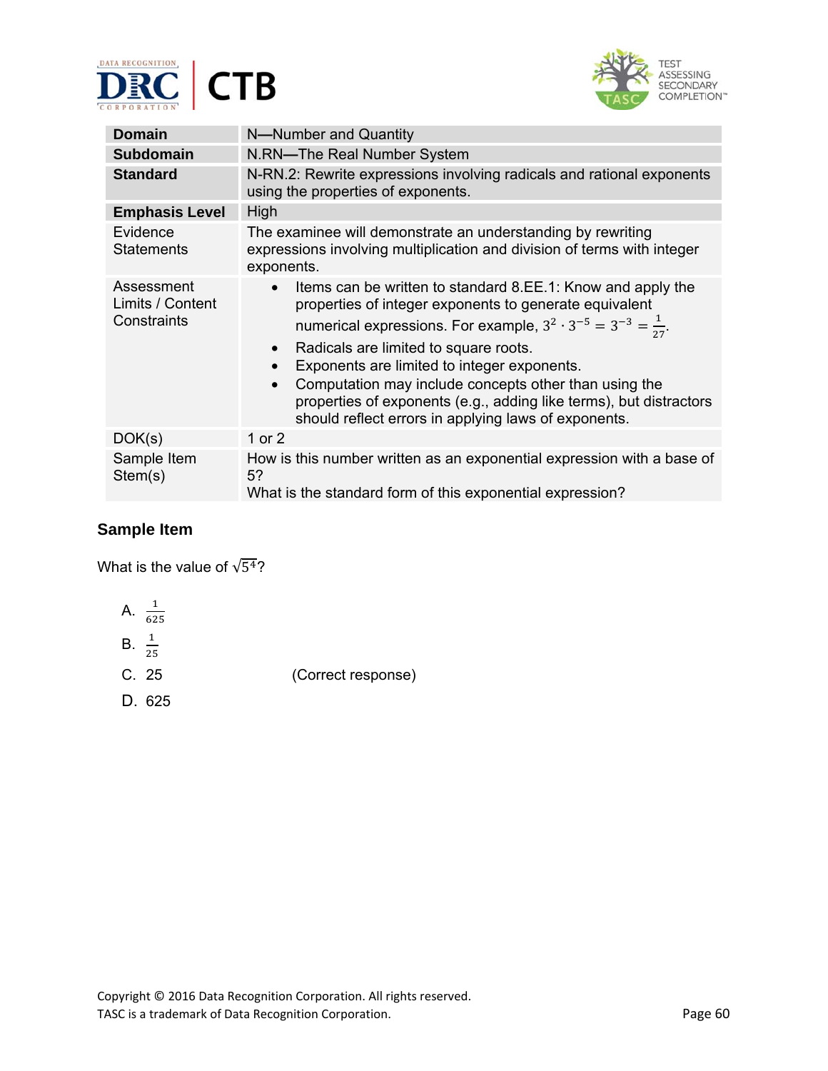| Domain | N—Number and Quantity |
|---|---|
| **Subdomain** | N.RN—The Real Number System |
| **Standard** | N-RN.2: Rewrite expressions involving radicals and rational exponents using the properties of exponents. |
| **Emphasis Level** | High |
| Evidence Statements | The examinee will demonstrate an understanding by rewriting expressions involving multiplication and division of terms with integer exponents. |
| Assessment Limits / Content Constraints | • Items can be written to standard 8.EE.1: Know and apply the properties of integer exponents to generate equivalent numerical expressions. For example, $3^2 \cdot 3^{-5} = 3^{-3} = \frac{1}{27}$.<br>• Radicals are limited to square roots.<br>• Exponents are limited to integer exponents.<br>• Computation may include concepts other than using the properties of exponents (e.g., adding like terms), but distractors should reflect errors in applying laws of exponents. |
| DOK(s) | 1 or 2 |
| Sample Item Stem(s) | How is this number written as an exponential expression with a base of 5?<br>What is the standard form of this exponential expression? |

## Sample Item

What is the value of $\sqrt{5^4}$?

A. $\frac{1}{625}$

B. $\frac{1}{25}$

C. 25 (Correct response)

D. 625

Copyright © 2016 Data Recognition Corporation. All rights reserved.
TASC is a trademark of Data Recognition Corporation.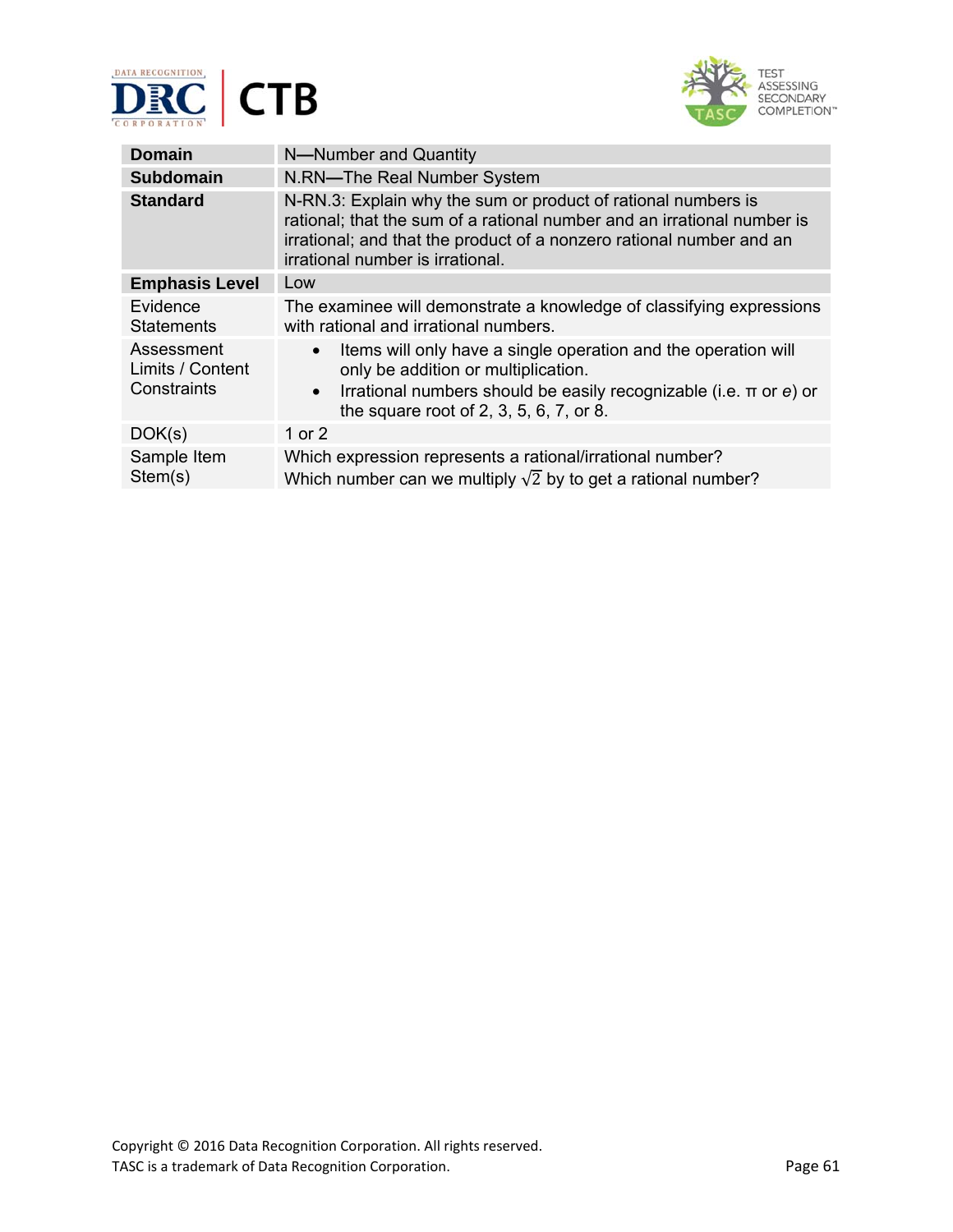| **Domain** | N—Number and Quantity |
| --- | --- |
| **Subdomain** | N.RN—The Real Number System |
| **Standard** | N-RN.3: Explain why the sum or product of rational numbers is rational; that the sum of a rational number and an irrational number is irrational; and that the product of a nonzero rational number and an irrational number is irrational. |
| **Emphasis Level** | Low |
| Evidence Statements | The examinee will demonstrate a knowledge of classifying expressions with rational and irrational numbers. |
| Assessment Limits / Content Constraints | • Items will only have a single operation and the operation will only be addition or multiplication.<br>• Irrational numbers should be easily recognizable (i.e. $\pi$ or $e$) or the square root of 2, 3, 5, 6, 7, or 8. |
| DOK(s) | 1 or 2 |
| Sample Item Stem(s) | Which expression represents a rational/irrational number?<br>Which number can we multiply $\sqrt{2}$ by to get a rational number? |

Copyright © 2016 Data Recognition Corporation. All rights reserved.
TASC is a trademark of Data Recognition Corporation.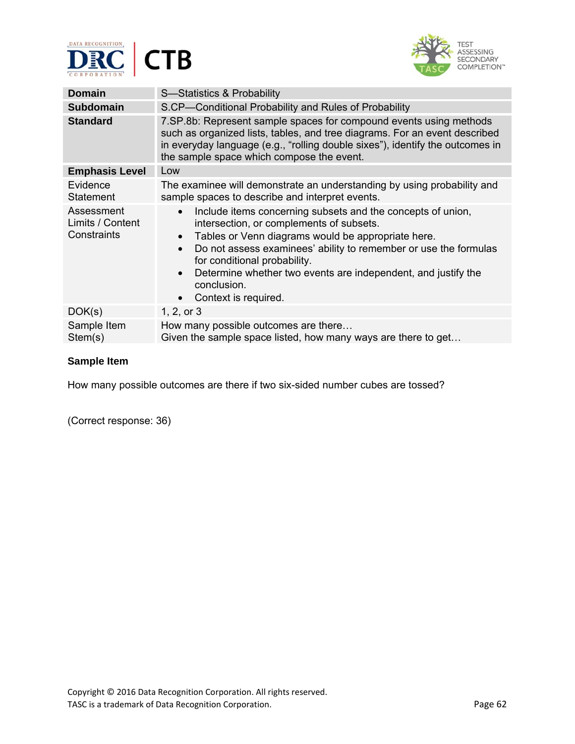| Domain | S—Statistics & Probability |
|---|---|
| **Subdomain** | S.CP—Conditional Probability and Rules of Probability |
| **Standard** | 7.SP.8b: Represent sample spaces for compound events using methods such as organized lists, tables, and tree diagrams. For an event described in everyday language (e.g., “rolling double sixes”), identify the outcomes in the sample space which compose the event. |
| **Emphasis Level** | Low |
| Evidence Statement | The examinee will demonstrate an understanding by using probability and sample spaces to describe and interpret events. |
| Assessment Limits / Content Constraints | • Include items concerning subsets and the concepts of union, intersection, or complements of subsets.<br>• Tables or Venn diagrams would be appropriate here.<br>• Do not assess examinees’ ability to remember or use the formulas for conditional probability.<br>• Determine whether two events are independent, and justify the conclusion.<br>• Context is required. |
| DOK(s) | 1, 2, or 3 |
| Sample Item Stem(s) | How many possible outcomes are there…<br>Given the sample space listed, how many ways are there to get… |

**Sample Item**

How many possible outcomes are there if two six-sided number cubes are tossed?

(Correct response: 36)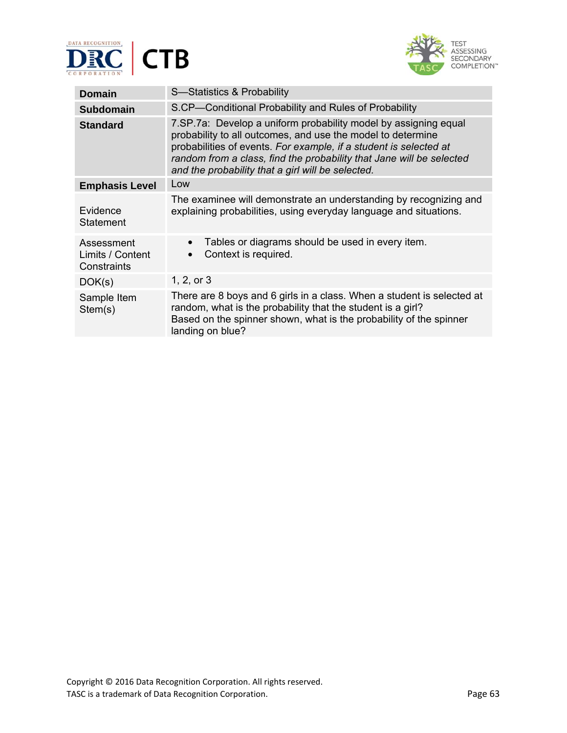| Domain | S—Statistics & Probability |
|---|---|
| **Subdomain** | S.CP—Conditional Probability and Rules of Probability |
| **Standard** | 7.SP.7a: Develop a uniform probability model by assigning equal probability to all outcomes, and use the model to determine probabilities of events. *For example, if a student is selected at random from a class, find the probability that Jane will be selected and the probability that a girl will be selected.* |
| **Emphasis Level** | Low |
| Evidence Statement | The examinee will demonstrate an understanding by recognizing and explaining probabilities, using everyday language and situations. |
| Assessment Limits / Content Constraints | • Tables or diagrams should be used in every item.<br>• Context is required. |
| DOK(s) | 1, 2, or 3 |
| Sample Item Stem(s) | There are 8 boys and 6 girls in a class. When a student is selected at random, what is the probability that the student is a girl?<br>Based on the spinner shown, what is the probability of the spinner landing on blue? |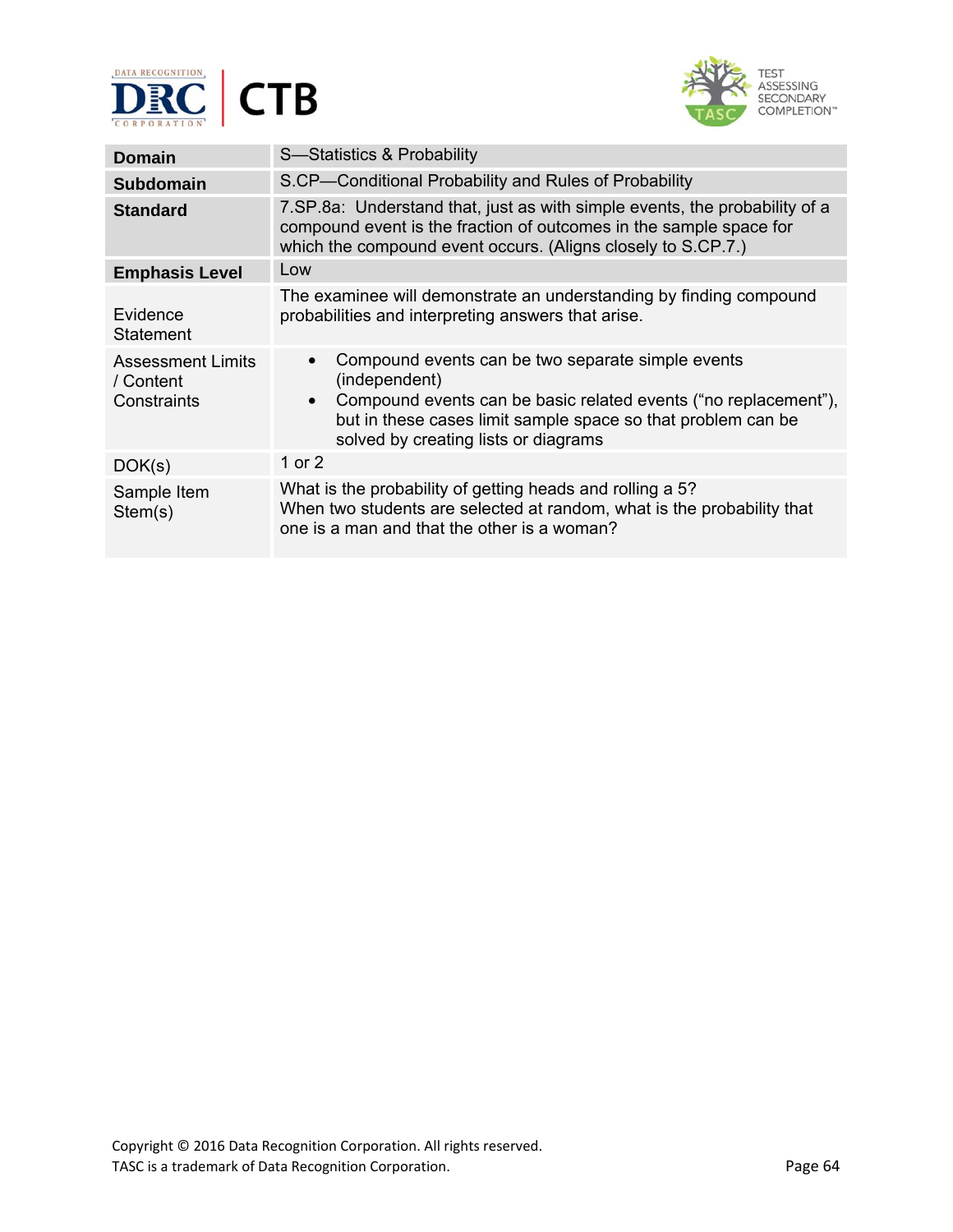| Domain | S—Statistics & Probability |
| --- | --- |
| **Subdomain** | S.CP—Conditional Probability and Rules of Probability |
| **Standard** | 7.SP.8a: Understand that, just as with simple events, the probability of a compound event is the fraction of outcomes in the sample space for which the compound event occurs. (Aligns closely to S.CP.7.) |
| **Emphasis Level** | Low |
| Evidence Statement | The examinee will demonstrate an understanding by finding compound probabilities and interpreting answers that arise. |
| Assessment Limits / Content Constraints | • Compound events can be two separate simple events (independent)<br>• Compound events can be basic related events ("no replacement"), but in these cases limit sample space so that problem can be solved by creating lists or diagrams |
| DOK(s) | 1 or 2 |
| Sample Item Stem(s) | What is the probability of getting heads and rolling a 5?<br>When two students are selected at random, what is the probability that one is a man and that the other is a woman? |

Copyright © 2016 Data Recognition Corporation. All rights reserved.
TASC is a trademark of Data Recognition Corporation.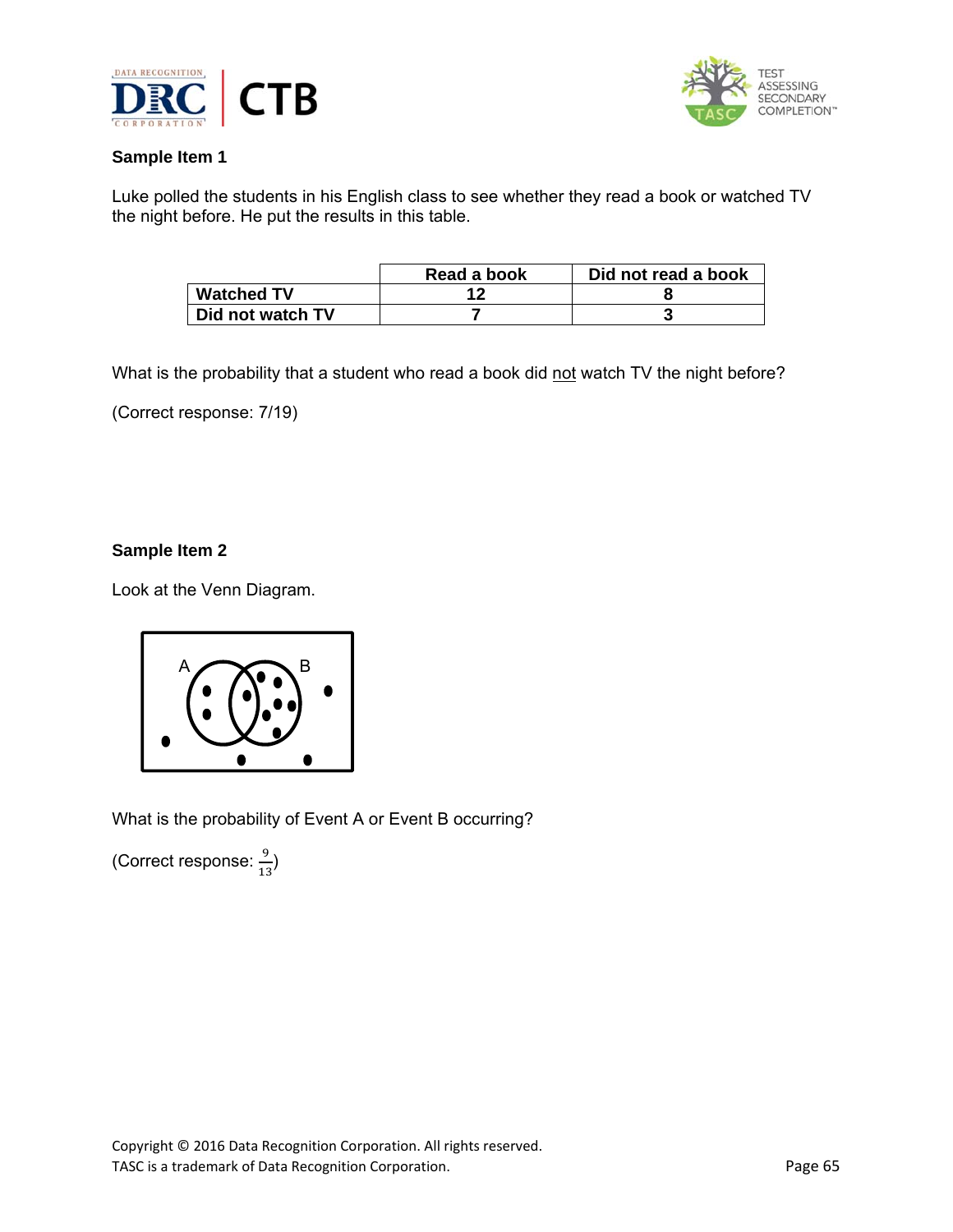**Sample Item 1**

Luke polled the students in his English class to see whether they read a book or watched TV the night before. He put the results in this table.

| | Read a book | Did not read a book |
|---|---|---|
| **Watched TV** | 12 | 8 |
| **Did not watch TV** | 7 | 3 |

What is the probability that a student who read a book did not watch TV the night before?

(Correct response: 7/19)

**Sample Item 2**

Look at the Venn Diagram.

What is the probability of Event A or Event B occurring?

(Correct response: $\frac{9}{13}$)

Copyright © 2016 Data Recognition Corporation. All rights reserved.
TASC is a trademark of Data Recognition Corporation.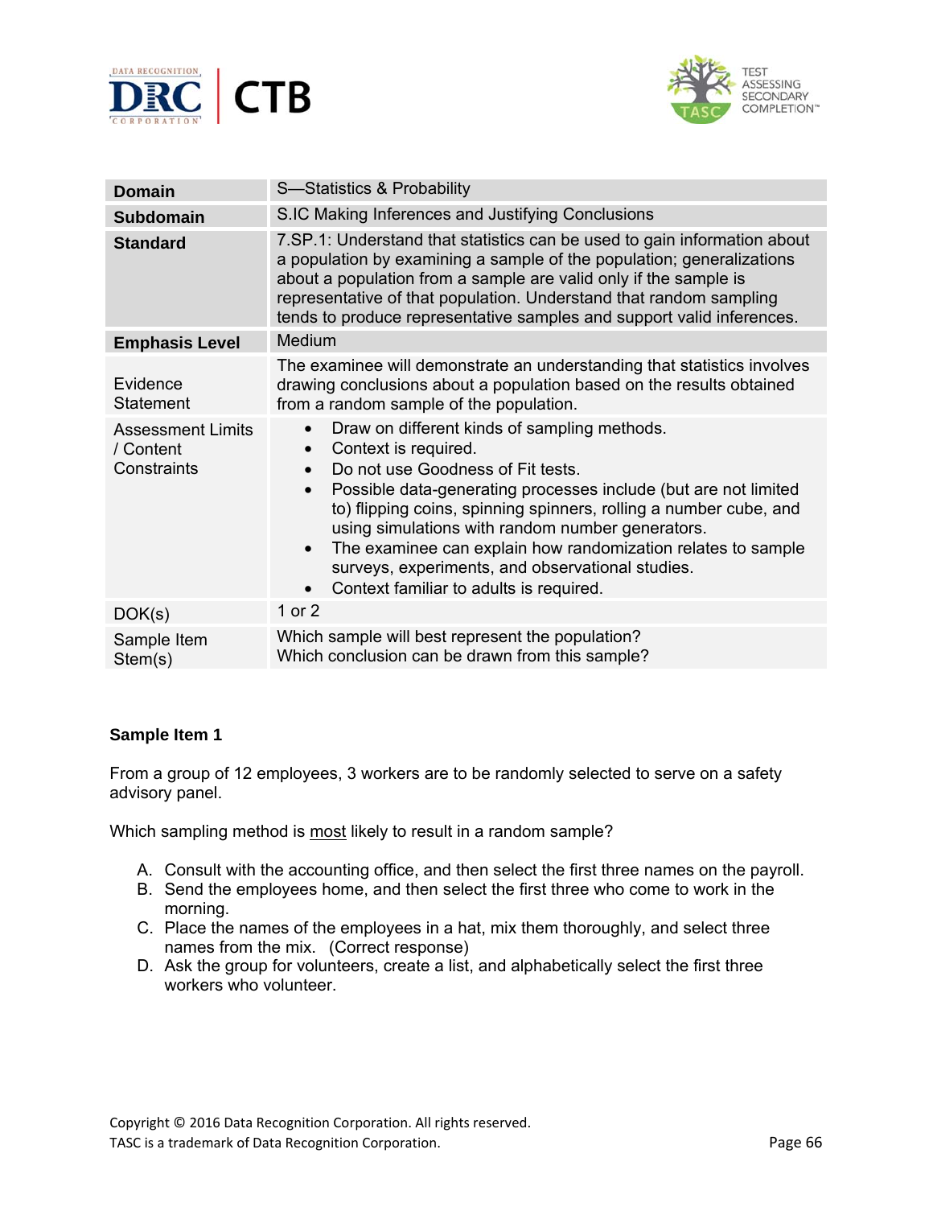| | |
|---|---|
| **Domain** | S—Statistics & Probability |
| **Subdomain** | S.IC Making Inferences and Justifying Conclusions |
| **Standard** | 7.SP.1: Understand that statistics can be used to gain information about a population by examining a sample of the population; generalizations about a population from a sample are valid only if the sample is representative of that population. Understand that random sampling tends to produce representative samples and support valid inferences. |
| **Emphasis Level** | Medium |
| Evidence Statement | The examinee will demonstrate an understanding that statistics involves drawing conclusions about a population based on the results obtained from a random sample of the population. |
| Assessment Limits / Content Constraints | • Draw on different kinds of sampling methods.<br>• Context is required.<br>• Do not use Goodness of Fit tests.<br>• Possible data-generating processes include (but are not limited to) flipping coins, spinning spinners, rolling a number cube, and using simulations with random number generators.<br>• The examinee can explain how randomization relates to sample surveys, experiments, and observational studies.<br>• Context familiar to adults is required. |
| DOK(s) | 1 or 2 |
| Sample Item Stem(s) | Which sample will best represent the population?<br>Which conclusion can be drawn from this sample? |

**Sample Item 1**

From a group of 12 employees, 3 workers are to be randomly selected to serve on a safety advisory panel.

Which sampling method is most likely to result in a random sample?

A. Consult with the accounting office, and then select the first three names on the payroll.
B. Send the employees home, and then select the first three who come to work in the morning.
C. Place the names of the employees in a hat, mix them thoroughly, and select three names from the mix. (Correct response)
D. Ask the group for volunteers, create a list, and alphabetically select the first three workers who volunteer.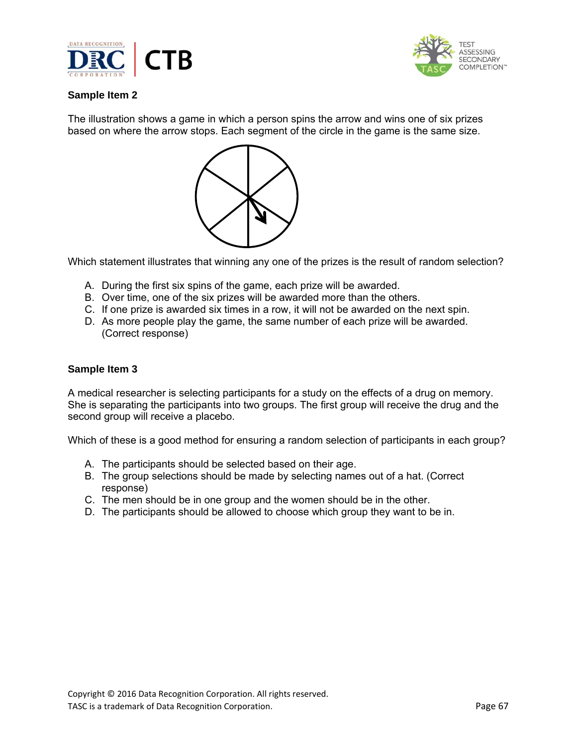### Sample Item 2

The illustration shows a game in which a person spins the arrow and wins one of six prizes based on where the arrow stops. Each segment of the circle in the game is the same size.

Which statement illustrates that winning any one of the prizes is the result of random selection?

A. During the first six spins of the game, each prize will be awarded.
B. Over time, one of the six prizes will be awarded more than the others.
C. If one prize is awarded six times in a row, it will not be awarded on the next spin.
D. As more people play the game, the same number of each prize will be awarded. (Correct response)

### Sample Item 3

A medical researcher is selecting participants for a study on the effects of a drug on memory. She is separating the participants into two groups. The first group will receive the drug and the second group will receive a placebo.

Which of these is a good method for ensuring a random selection of participants in each group?

A. The participants should be selected based on their age.
B. The group selections should be made by selecting names out of a hat. (Correct response)
C. The men should be in one group and the women should be in the other.
D. The participants should be allowed to choose which group they want to be in.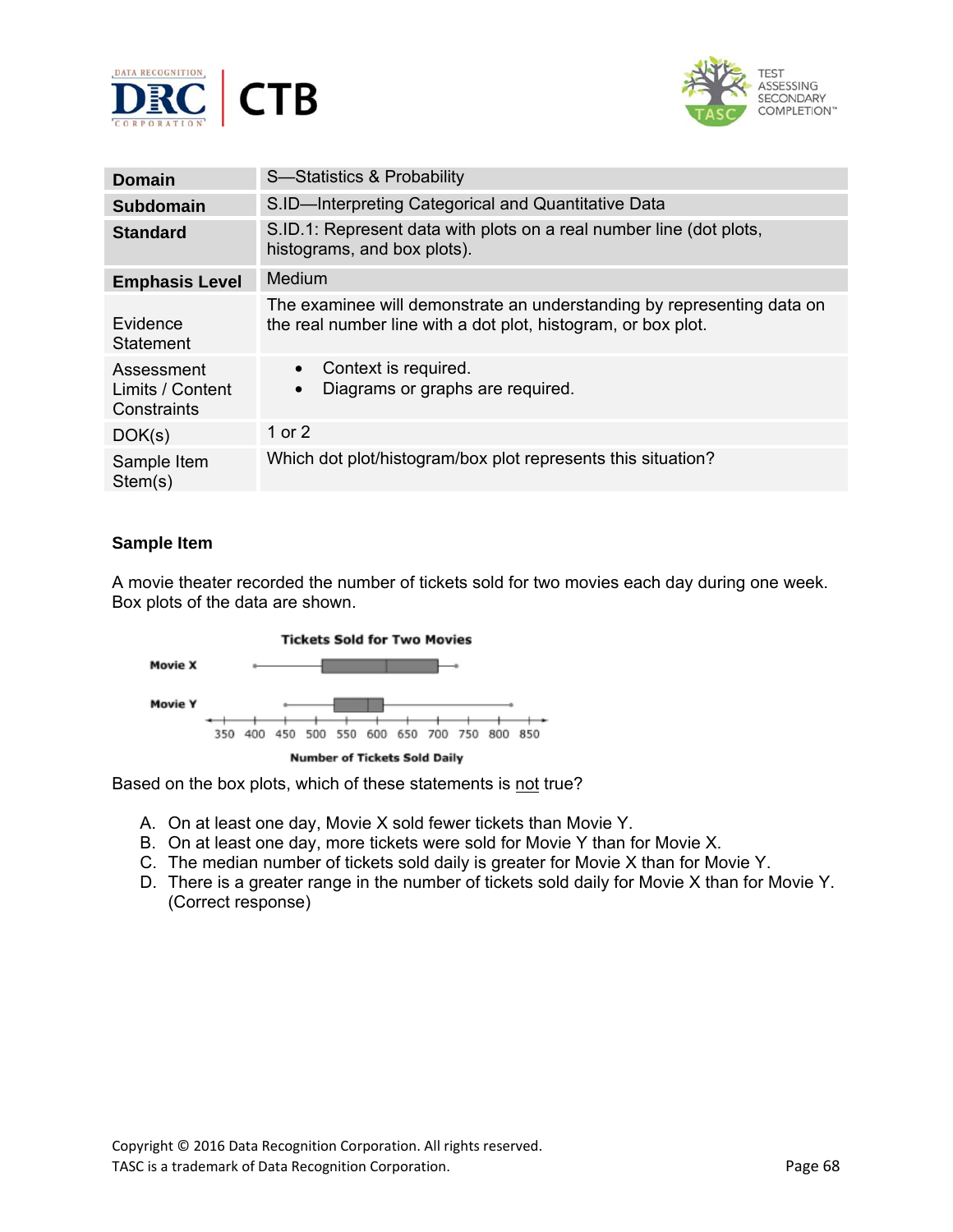| Domain | S—Statistics & Probability |
|---|---|
| Subdomain | S.ID—Interpreting Categorical and Quantitative Data |
| Standard | S.ID.1: Represent data with plots on a real number line (dot plots, histograms, and box plots). |
| Emphasis Level | Medium |
| Evidence Statement | The examinee will demonstrate an understanding by representing data on the real number line with a dot plot, histogram, or box plot. |
| Assessment Limits / Content Constraints | • Context is required. • Diagrams or graphs are required. |
| DOK(s) | 1 or 2 |
| Sample Item Stem(s) | Which dot plot/histogram/box plot represents this situation? |

**Sample Item**

A movie theater recorded the number of tickets sold for two movies each day during one week. Box plots of the data are shown.

**Tickets Sold for Two Movies**

Movie X

Movie Y

350 400 450 500 550 600 650 700 750 800 850

**Number of Tickets Sold Daily**

Based on the box plots, which of these statements is not true?

A. On at least one day, Movie X sold fewer tickets than Movie Y.
B. On at least one day, more tickets were sold for Movie Y than for Movie X.
C. The median number of tickets sold daily is greater for Movie X than for Movie Y.
D. There is a greater range in the number of tickets sold daily for Movie X than for Movie Y. (Correct response)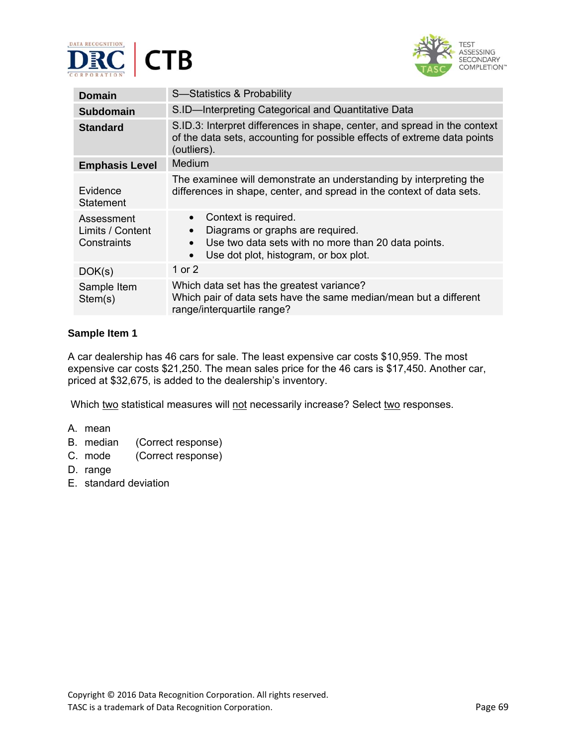| Domain | S—Statistics & Probability |
|---|---|
| Subdomain | S.ID—Interpreting Categorical and Quantitative Data |
| Standard | S.ID.3: Interpret differences in shape, center, and spread in the context of the data sets, accounting for possible effects of extreme data points (outliers). |
| Emphasis Level | Medium |
| Evidence Statement | The examinee will demonstrate an understanding by interpreting the differences in shape, center, and spread in the context of data sets. |
| Assessment Limits / Content Constraints | • Context is required.<br>• Diagrams or graphs are required.<br>• Use two data sets with no more than 20 data points.<br>• Use dot plot, histogram, or box plot. |
| DOK(s) | 1 or 2 |
| Sample Item Stem(s) | Which data set has the greatest variance?<br>Which pair of data sets have the same median/mean but a different range/interquartile range? |

**Sample Item 1**

A car dealership has 46 cars for sale. The least expensive car costs $10,959. The most expensive car costs $21,250. The mean sales price for the 46 cars is $17,450. Another car, priced at $32,675, is added to the dealership's inventory.

Which two statistical measures will not necessarily increase? Select two responses.

A. mean
B. median (Correct response)
C. mode (Correct response)
D. range
E. standard deviation

Copyright © 2016 Data Recognition Corporation. All rights reserved.
TASC is a trademark of Data Recognition Corporation.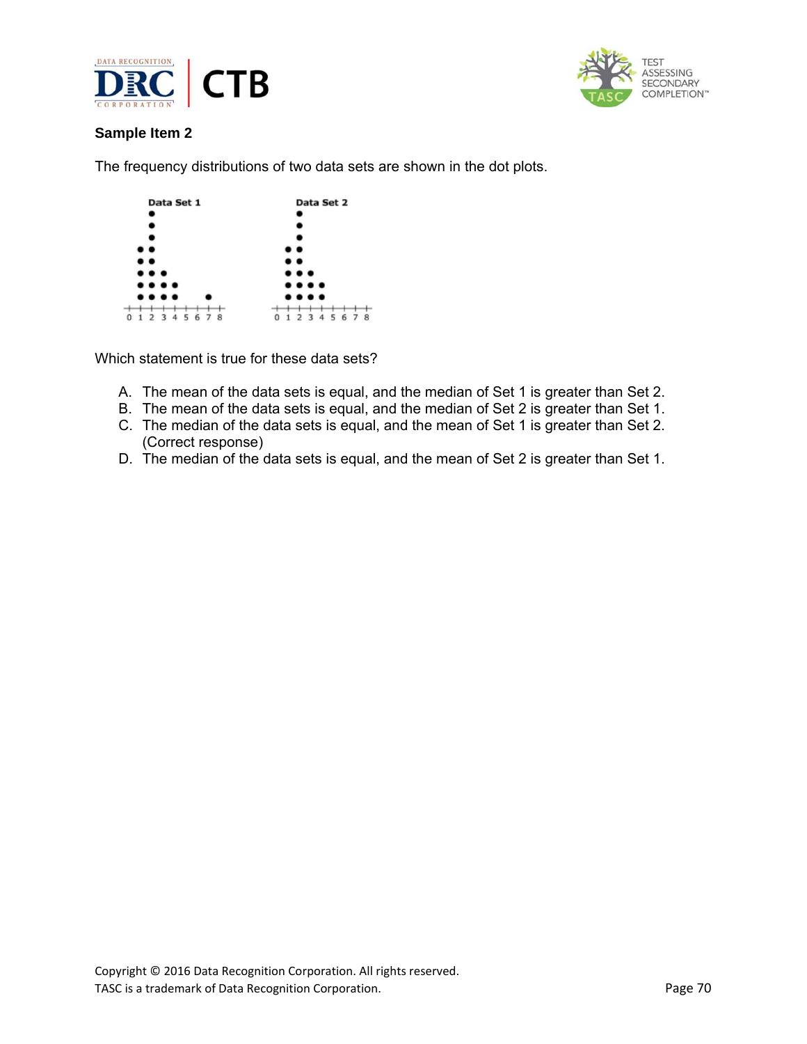## Sample Item 2

The frequency distributions of two data sets are shown in the dot plots.

Which statement is true for these data sets?

A. The mean of the data sets is equal, and the median of Set 1 is greater than Set 2.
B. The mean of the data sets is equal, and the median of Set 2 is greater than Set 1.
C. The median of the data sets is equal, and the mean of Set 1 is greater than Set 2. (Correct response)
D. The median of the data sets is equal, and the mean of Set 2 is greater than Set 1.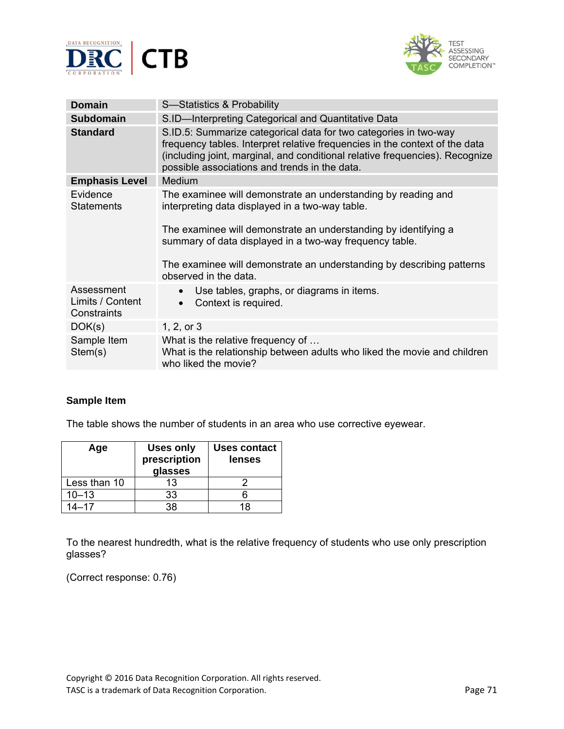| Domain | S—Statistics & Probability |
| --- | --- |
| **Subdomain** | S.ID—Interpreting Categorical and Quantitative Data |
| **Standard** | S.ID.5: Summarize categorical data for two categories in two-way frequency tables. Interpret relative frequencies in the context of the data (including joint, marginal, and conditional relative frequencies). Recognize possible associations and trends in the data. |
| **Emphasis Level** | Medium |
| Evidence Statements | The examinee will demonstrate an understanding by reading and interpreting data displayed in a two-way table.<br><br>The examinee will demonstrate an understanding by identifying a summary of data displayed in a two-way frequency table.<br><br>The examinee will demonstrate an understanding by describing patterns observed in the data. |
| Assessment Limits / Content Constraints | • Use tables, graphs, or diagrams in items.<br>• Context is required. |
| DOK(s) | 1, 2, or 3 |
| Sample Item Stem(s) | What is the relative frequency of …<br>What is the relationship between adults who liked the movie and children who liked the movie? |

**Sample Item**

The table shows the number of students in an area who use corrective eyewear.

| Age | Uses only prescription glasses | Uses contact lenses |
| --- | --- | --- |
| Less than 10 | 13 | 2 |
| 10–13 | 33 | 6 |
| 14–17 | 38 | 18 |

To the nearest hundredth, what is the relative frequency of students who use only prescription glasses?

(Correct response: 0.76)

Copyright © 2016 Data Recognition Corporation. All rights reserved.
TASC is a trademark of Data Recognition Corporation.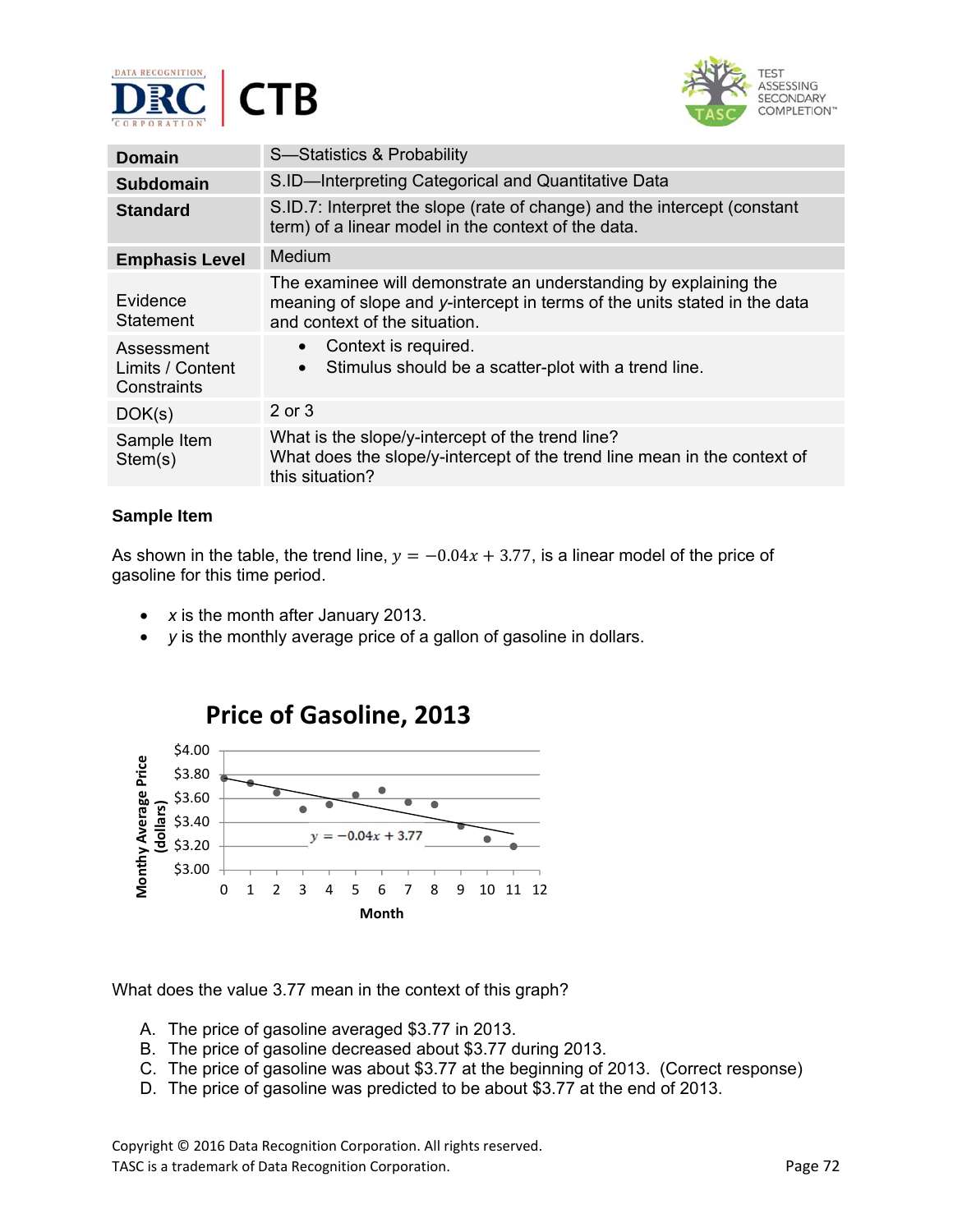| Domain | S—Statistics & Probability |
|---|---|
| Subdomain | S.ID—Interpreting Categorical and Quantitative Data |
| Standard | S.ID.7: Interpret the slope (rate of change) and the intercept (constant term) of a linear model in the context of the data. |
| Emphasis Level | Medium |
| Evidence Statement | The examinee will demonstrate an understanding by explaining the meaning of slope and *y*-intercept in terms of the units stated in the data and context of the situation. |
| Assessment Limits / Content Constraints | • Context is required. • Stimulus should be a scatter-plot with a trend line. |
| DOK(s) | 2 or 3 |
| Sample Item Stem(s) | What is the slope/y-intercept of the trend line? What does the slope/y-intercept of the trend line mean in the context of this situation? |

**Sample Item**

As shown in the table, the trend line, $y = -0.04x + 3.77$, is a linear model of the price of gasoline for this time period.

- *x* is the month after January 2013.
- *y* is the monthly average price of a gallon of gasoline in dollars.

**Price of Gasoline, 2013**

(Scatter plot: Monthy Average Price (dollars) vs. Month, 0–12, with trend line $y = -0.04x + 3.77$; y-axis from \$3.00 to \$4.00)

What does the value 3.77 mean in the context of this graph?

A. The price of gasoline averaged \$3.77 in 2013.
B. The price of gasoline decreased about \$3.77 during 2013.
C. The price of gasoline was about \$3.77 at the beginning of 2013. (Correct response)
D. The price of gasoline was predicted to be about \$3.77 at the end of 2013.

Copyright © 2016 Data Recognition Corporation. All rights reserved.
TASC is a trademark of Data Recognition Corporation.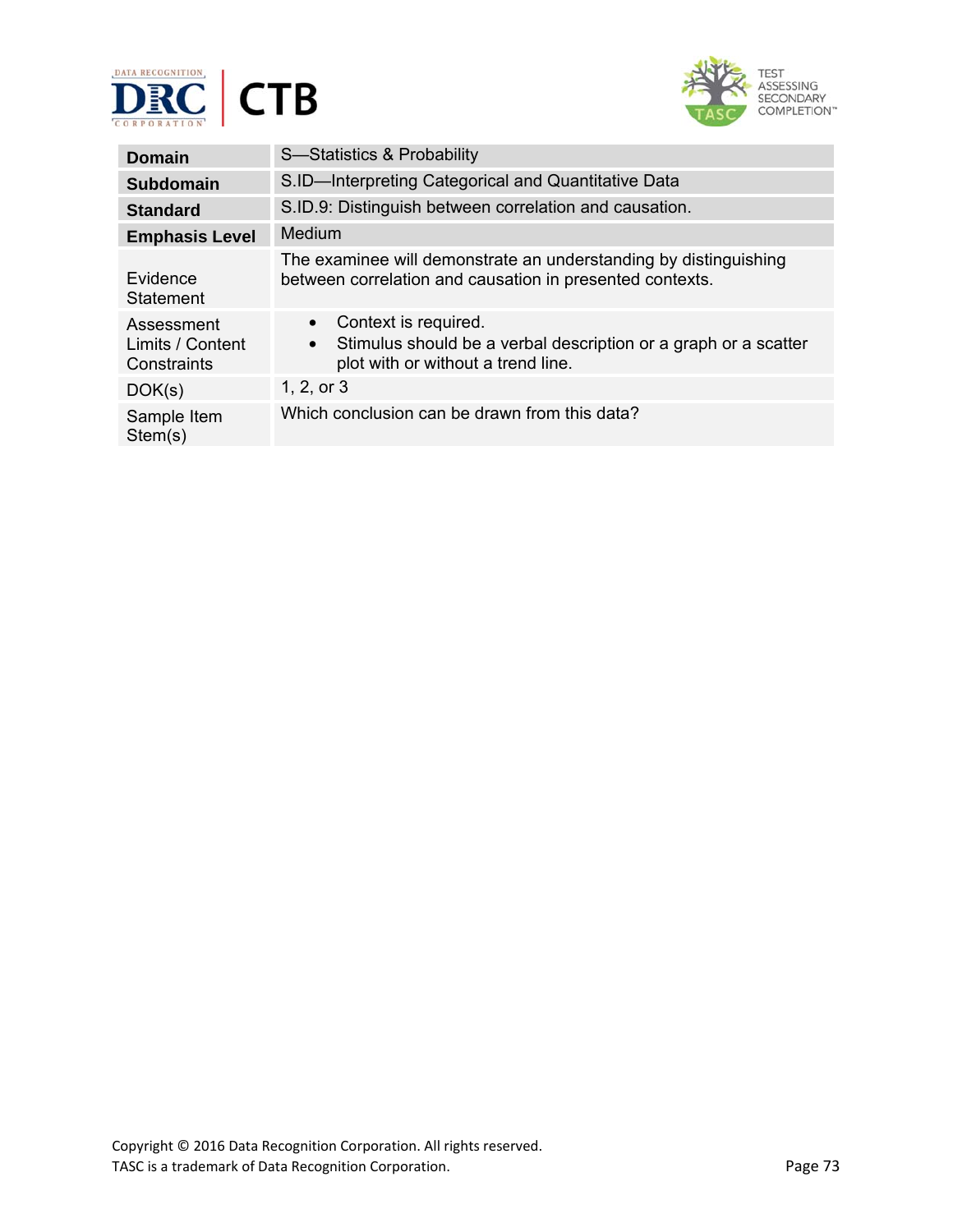| **Domain** | S—Statistics & Probability |
|---|---|
| **Subdomain** | S.ID—Interpreting Categorical and Quantitative Data |
| **Standard** | S.ID.9: Distinguish between correlation and causation. |
| **Emphasis Level** | Medium |
| Evidence Statement | The examinee will demonstrate an understanding by distinguishing between correlation and causation in presented contexts. |
| Assessment Limits / Content Constraints | • Context is required.<br>• Stimulus should be a verbal description or a graph or a scatter plot with or without a trend line. |
| DOK(s) | 1, 2, or 3 |
| Sample Item Stem(s) | Which conclusion can be drawn from this data? |

Copyright © 2016 Data Recognition Corporation. All rights reserved.
TASC is a trademark of Data Recognition Corporation.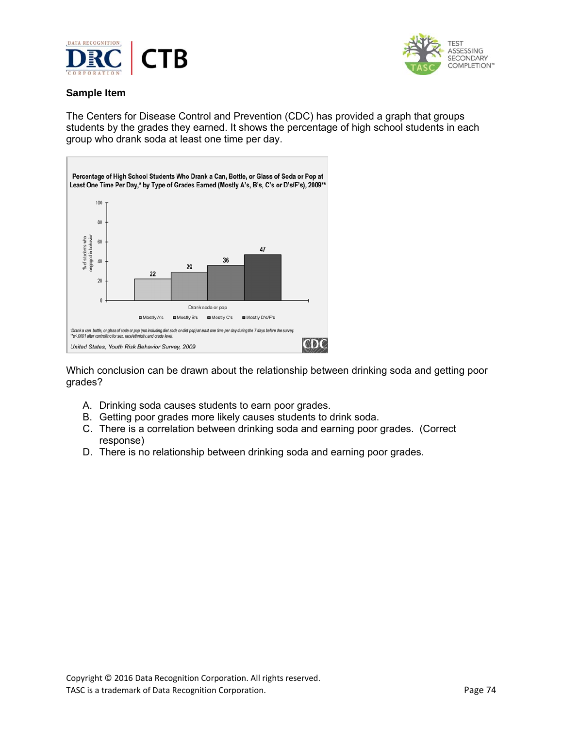**Sample Item**

The Centers for Disease Control and Prevention (CDC) has provided a graph that groups students by the grades they earned. It shows the percentage of high school students in each group who drank soda at least one time per day.

**Percentage of High School Students Who Drank a Can, Bottle, or Glass of Soda or Pop at Least One Time Per Day,* by Type of Grades Earned (Mostly A's, B's, C's or D's/F's), 2009****

| Drank soda or pop | % of students who engaged in behavior |
|---|---|
| Mostly A's | 22 |
| Mostly B's | 29 |
| Mostly C's | 36 |
| Mostly D's/F's | 47 |

*Drank a can, bottle, or glass of soda or pop (not including diet soda or diet pop) at least one time per day during the 7 days before the survey.
**p<.0001 after controlling for sex, race/ethnicity, and grade level.

*United States, Youth Risk Behavior Survey, 2009*

Which conclusion can be drawn about the relationship between drinking soda and getting poor grades?

A. Drinking soda causes students to earn poor grades.
B. Getting poor grades more likely causes students to drink soda.
C. There is a correlation between drinking soda and earning poor grades. (Correct response)
D. There is no relationship between drinking soda and earning poor grades.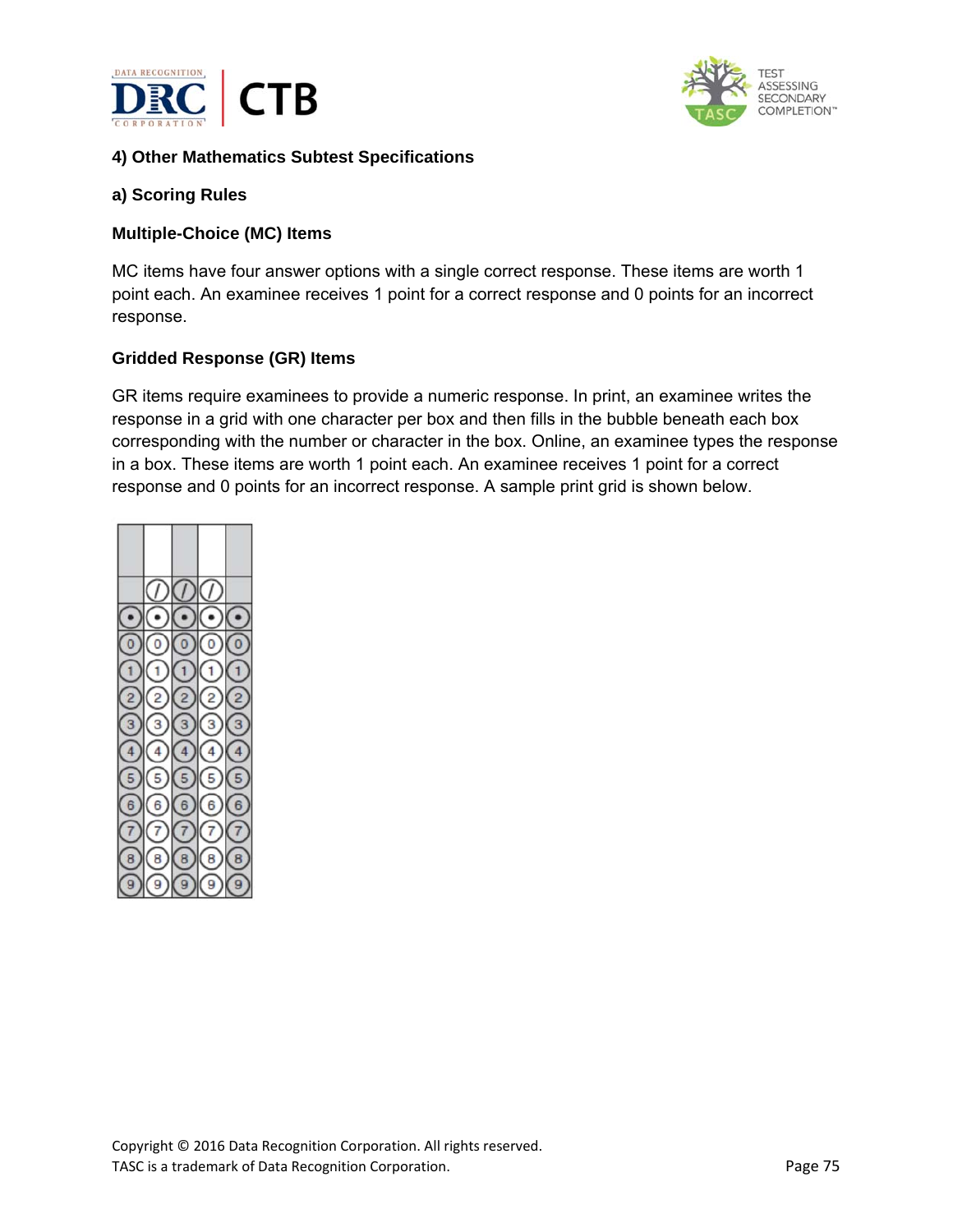### 4) Other Mathematics Subtest Specifications

#### a) Scoring Rules

**Multiple-Choice (MC) Items**

MC items have four answer options with a single correct response. These items are worth 1 point each. An examinee receives 1 point for a correct response and 0 points for an incorrect response.

**Gridded Response (GR) Items**

GR items require examinees to provide a numeric response. In print, an examinee writes the response in a grid with one character per box and then fills in the bubble beneath each box corresponding with the number or character in the box. Online, an examinee types the response in a box. These items are worth 1 point each. An examinee receives 1 point for a correct response and 0 points for an incorrect response. A sample print grid is shown below.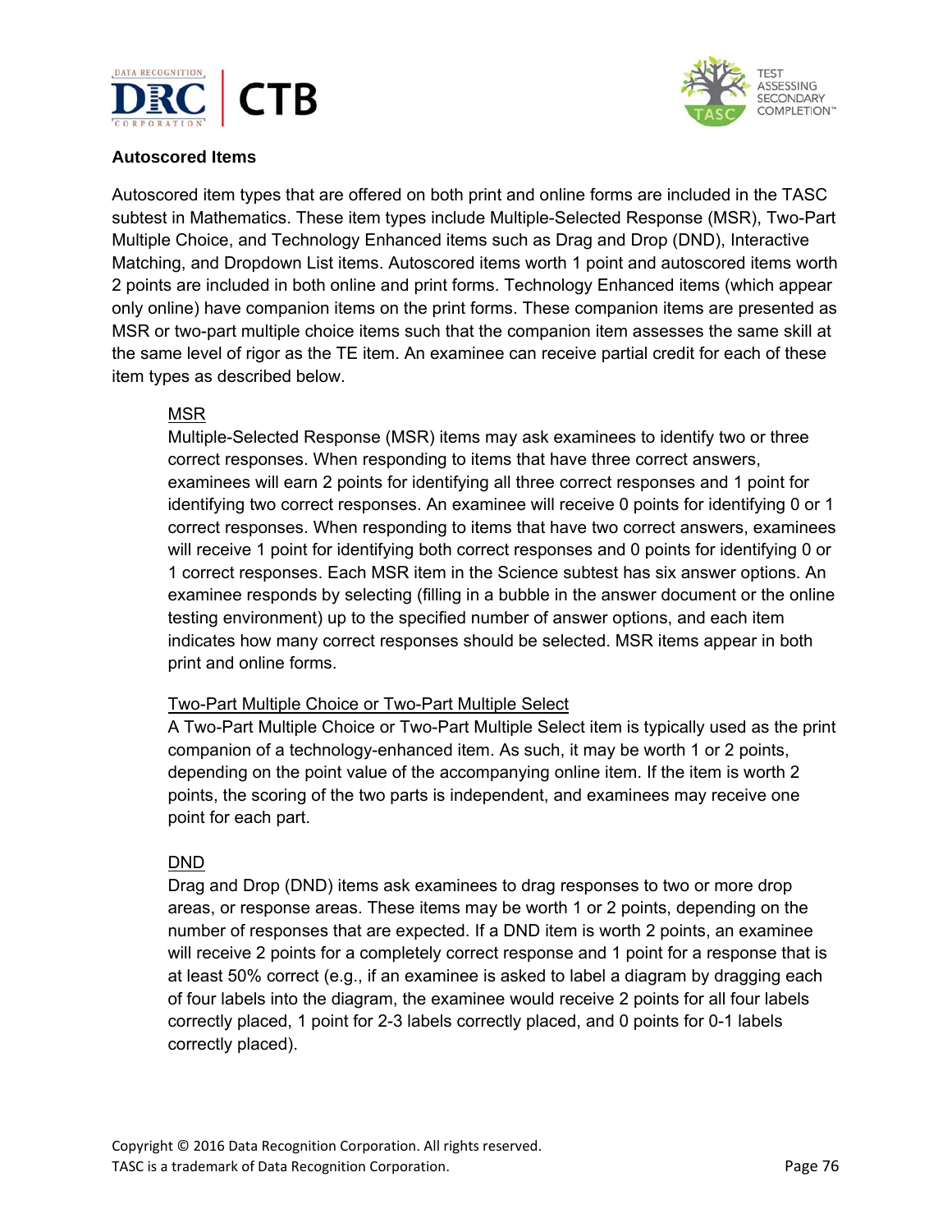### Autoscored Items

Autoscored item types that are offered on both print and online forms are included in the TASC subtest in Mathematics. These item types include Multiple-Selected Response (MSR), Two-Part Multiple Choice, and Technology Enhanced items such as Drag and Drop (DND), Interactive Matching, and Dropdown List items. Autoscored items worth 1 point and autoscored items worth 2 points are included in both online and print forms. Technology Enhanced items (which appear only online) have companion items on the print forms. These companion items are presented as MSR or two-part multiple choice items such that the companion item assesses the same skill at the same level of rigor as the TE item. An examinee can receive partial credit for each of these item types as described below.

<u>MSR</u>

Multiple-Selected Response (MSR) items may ask examinees to identify two or three correct responses. When responding to items that have three correct answers, examinees will earn 2 points for identifying all three correct responses and 1 point for identifying two correct responses. An examinee will receive 0 points for identifying 0 or 1 correct responses. When responding to items that have two correct answers, examinees will receive 1 point for identifying both correct responses and 0 points for identifying 0 or 1 correct responses. Each MSR item in the Science subtest has six answer options. An examinee responds by selecting (filling in a bubble in the answer document or the online testing environment) up to the specified number of answer options, and each item indicates how many correct responses should be selected. MSR items appear in both print and online forms.

<u>Two-Part Multiple Choice or Two-Part Multiple Select</u>

A Two-Part Multiple Choice or Two-Part Multiple Select item is typically used as the print companion of a technology-enhanced item. As such, it may be worth 1 or 2 points, depending on the point value of the accompanying online item. If the item is worth 2 points, the scoring of the two parts is independent, and examinees may receive one point for each part.

<u>DND</u>

Drag and Drop (DND) items ask examinees to drag responses to two or more drop areas, or response areas. These items may be worth 1 or 2 points, depending on the number of responses that are expected. If a DND item is worth 2 points, an examinee will receive 2 points for a completely correct response and 1 point for a response that is at least 50% correct (e.g., if an examinee is asked to label a diagram by dragging each of four labels into the diagram, the examinee would receive 2 points for all four labels correctly placed, 1 point for 2-3 labels correctly placed, and 0 points for 0-1 labels correctly placed).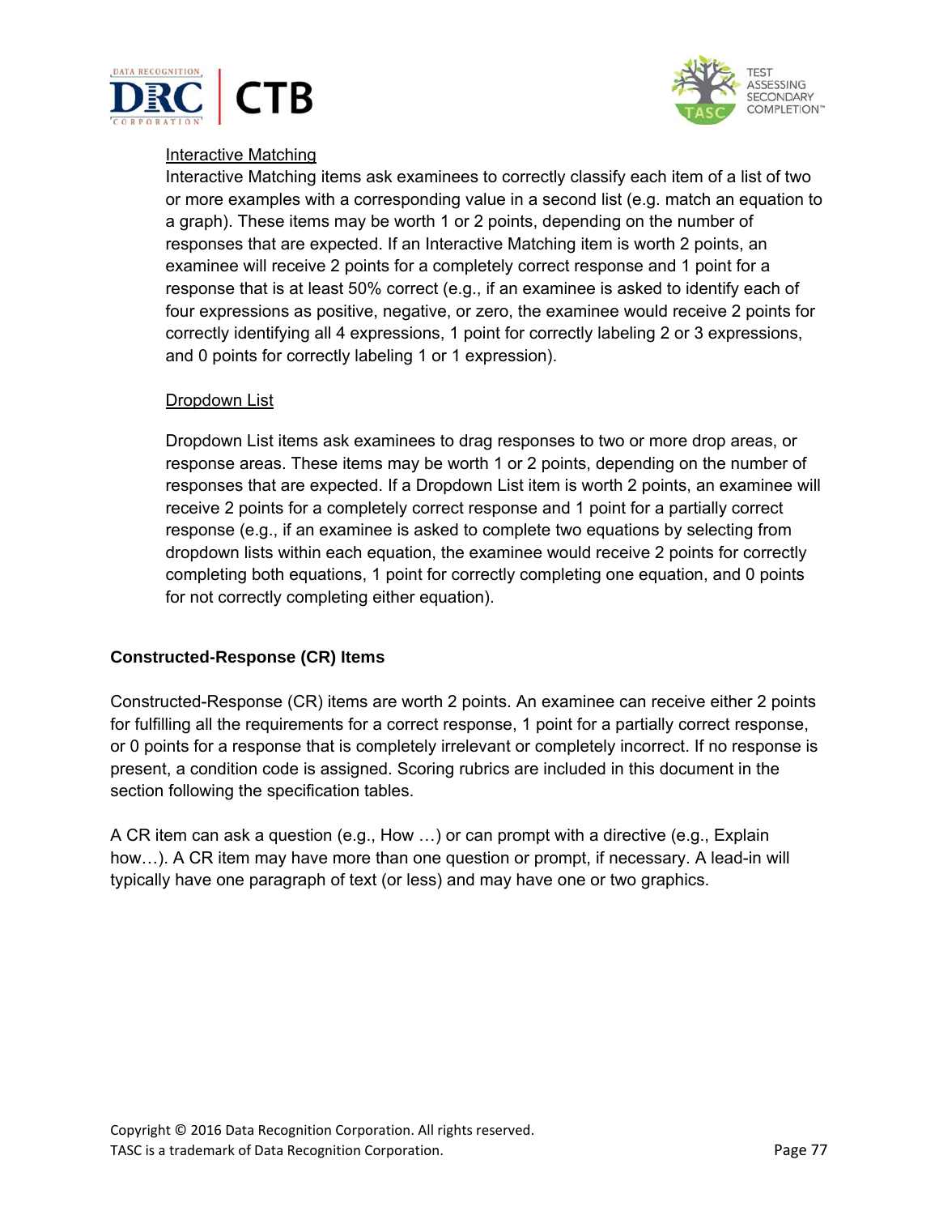Interactive Matching

Interactive Matching items ask examinees to correctly classify each item of a list of two or more examples with a corresponding value in a second list (e.g. match an equation to a graph). These items may be worth 1 or 2 points, depending on the number of responses that are expected. If an Interactive Matching item is worth 2 points, an examinee will receive 2 points for a completely correct response and 1 point for a response that is at least 50% correct (e.g., if an examinee is asked to identify each of four expressions as positive, negative, or zero, the examinee would receive 2 points for correctly identifying all 4 expressions, 1 point for correctly labeling 2 or 3 expressions, and 0 points for correctly labeling 1 or 1 expression).

Dropdown List

Dropdown List items ask examinees to drag responses to two or more drop areas, or response areas. These items may be worth 1 or 2 points, depending on the number of responses that are expected. If a Dropdown List item is worth 2 points, an examinee will receive 2 points for a completely correct response and 1 point for a partially correct response (e.g., if an examinee is asked to complete two equations by selecting from dropdown lists within each equation, the examinee would receive 2 points for correctly completing both equations, 1 point for correctly completing one equation, and 0 points for not correctly completing either equation).

**Constructed-Response (CR) Items**

Constructed-Response (CR) items are worth 2 points. An examinee can receive either 2 points for fulfilling all the requirements for a correct response, 1 point for a partially correct response, or 0 points for a response that is completely irrelevant or completely incorrect. If no response is present, a condition code is assigned. Scoring rubrics are included in this document in the section following the specification tables.

A CR item can ask a question (e.g., How …) or can prompt with a directive (e.g., Explain how…). A CR item may have more than one question or prompt, if necessary. A lead-in will typically have one paragraph of text (or less) and may have one or two graphics.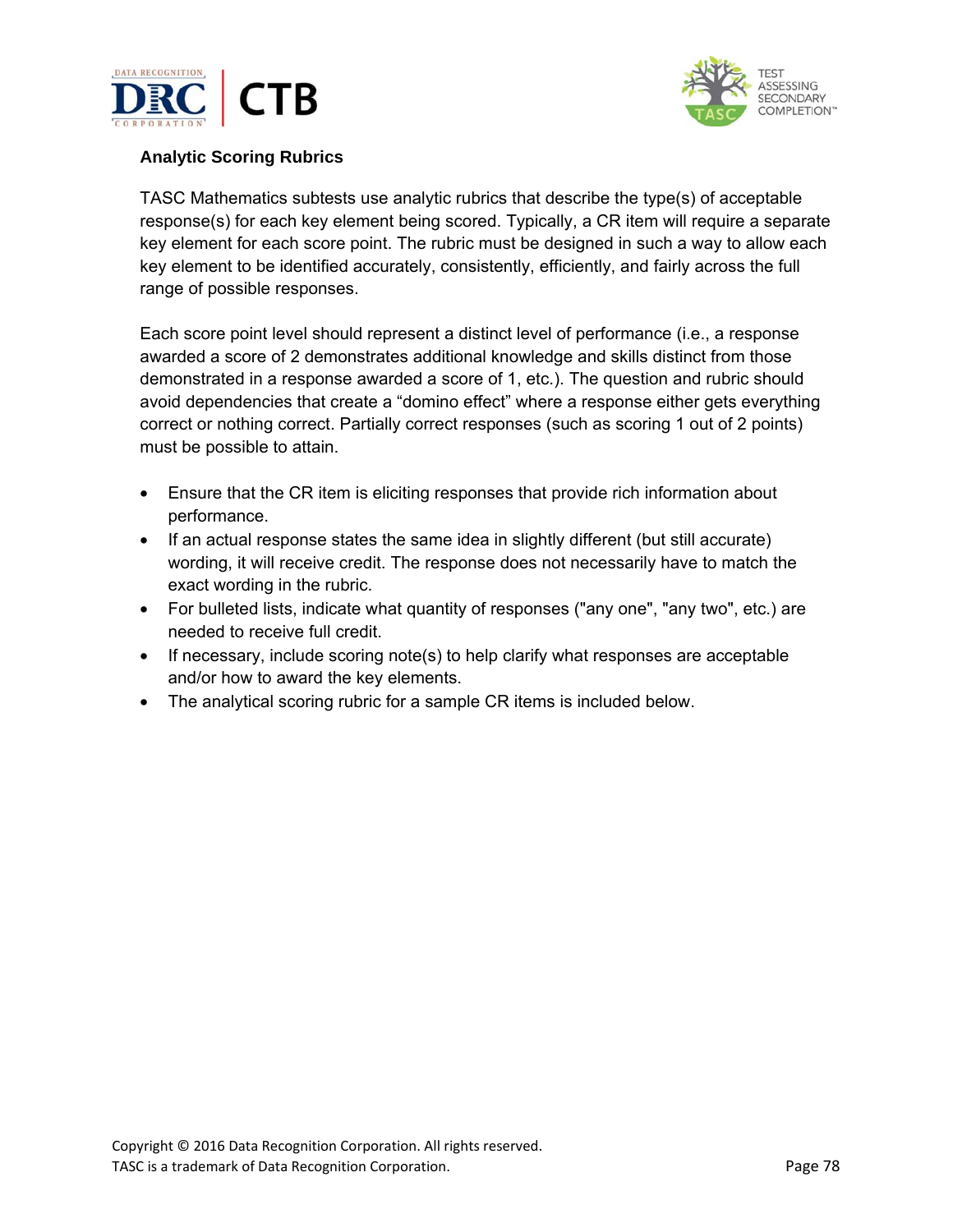## Analytic Scoring Rubrics

TASC Mathematics subtests use analytic rubrics that describe the type(s) of acceptable response(s) for each key element being scored. Typically, a CR item will require a separate key element for each score point. The rubric must be designed in such a way to allow each key element to be identified accurately, consistently, efficiently, and fairly across the full range of possible responses.

Each score point level should represent a distinct level of performance (i.e., a response awarded a score of 2 demonstrates additional knowledge and skills distinct from those demonstrated in a response awarded a score of 1, etc.). The question and rubric should avoid dependencies that create a "domino effect" where a response either gets everything correct or nothing correct. Partially correct responses (such as scoring 1 out of 2 points) must be possible to attain.

- Ensure that the CR item is eliciting responses that provide rich information about performance.
- If an actual response states the same idea in slightly different (but still accurate) wording, it will receive credit. The response does not necessarily have to match the exact wording in the rubric.
- For bulleted lists, indicate what quantity of responses ("any one", "any two", etc.) are needed to receive full credit.
- If necessary, include scoring note(s) to help clarify what responses are acceptable and/or how to award the key elements.
- The analytical scoring rubric for a sample CR items is included below.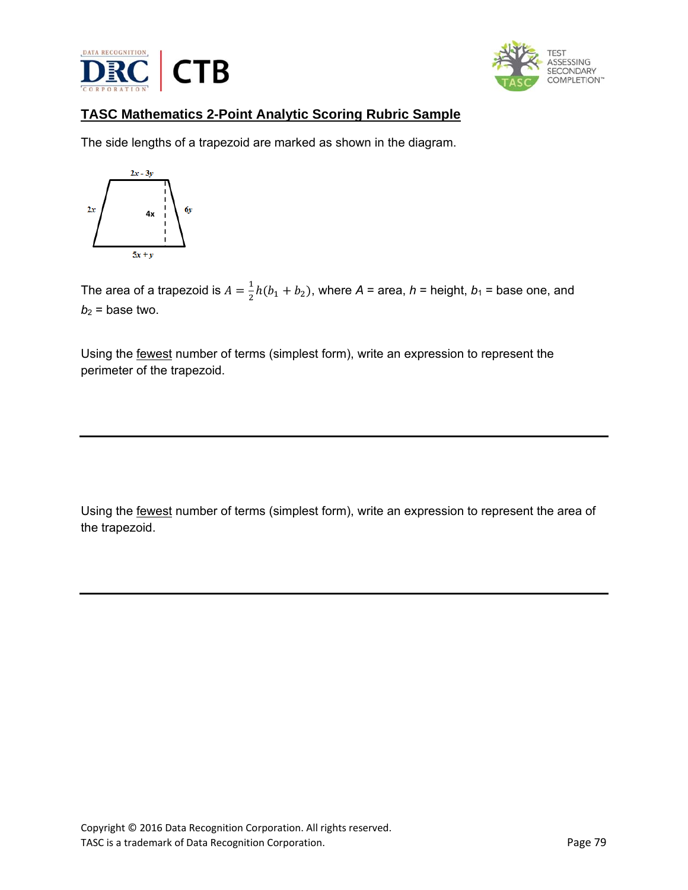## TASC Mathematics 2-Point Analytic Scoring Rubric Sample

The side lengths of a trapezoid are marked as shown in the diagram.

$2x - 3y$

$2x$ $4x$ $6y$

$5x + y$

The area of a trapezoid is $A = \frac{1}{2}h(b_1 + b_2)$, where $A$ = area, $h$ = height, $b_1$ = base one, and $b_2$ = base two.

Using the fewest number of terms (simplest form), write an expression to represent the perimeter of the trapezoid.

---

Using the fewest number of terms (simplest form), write an expression to represent the area of the trapezoid.

---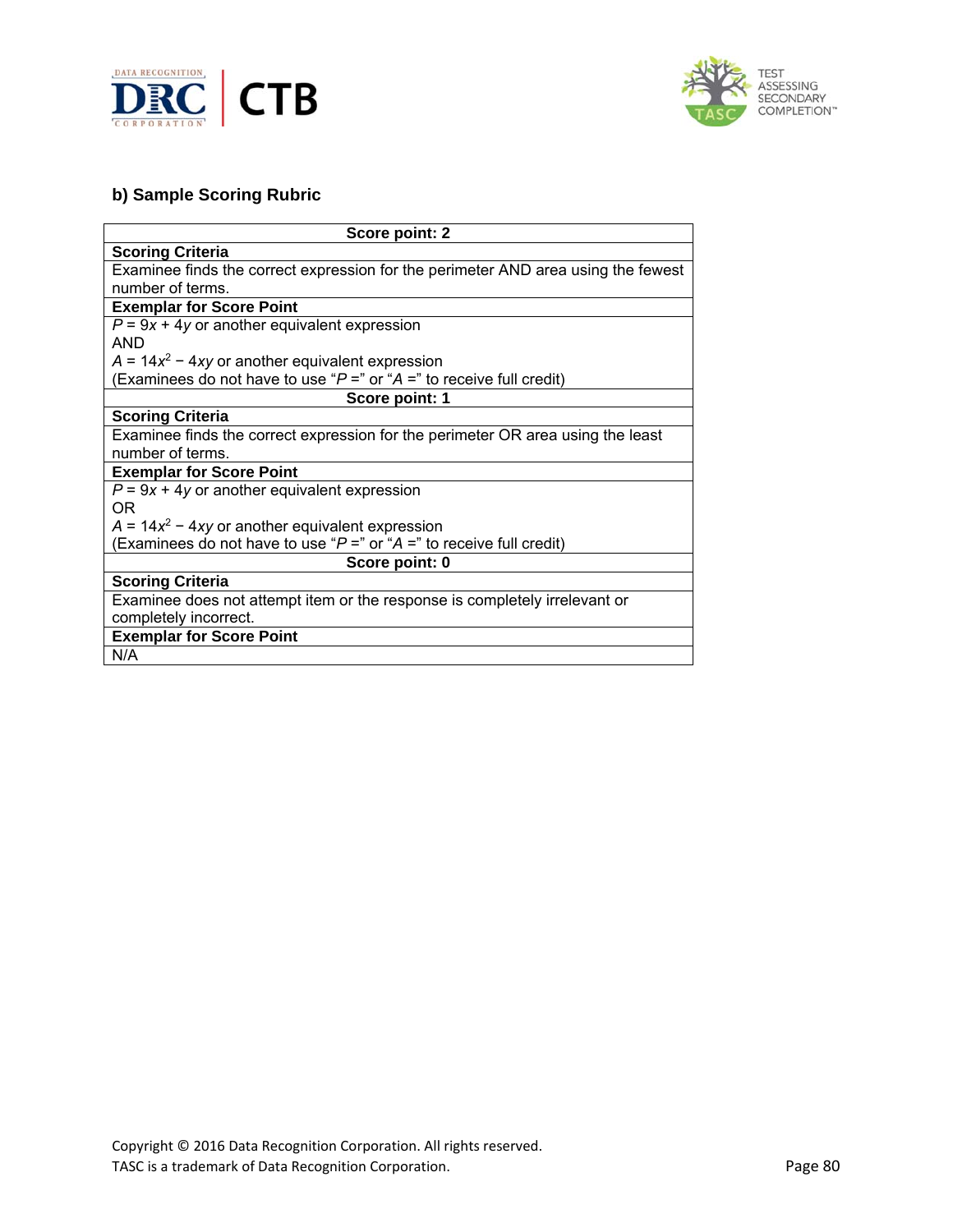## b) Sample Scoring Rubric

| Score point: 2 |
|---|
| **Scoring Criteria** |
| Examinee finds the correct expression for the perimeter AND area using the fewest number of terms. |
| **Exemplar for Score Point** |
| $P = 9x + 4y$ or another equivalent expression<br>AND<br>$A = 14x^2 - 4xy$ or another equivalent expression<br>(Examinees do not have to use "$P$ =" or "$A$ =" to receive full credit) |
| **Score point: 1** |
| **Scoring Criteria** |
| Examinee finds the correct expression for the perimeter OR area using the least number of terms. |
| **Exemplar for Score Point** |
| $P = 9x + 4y$ or another equivalent expression<br>OR<br>$A = 14x^2 - 4xy$ or another equivalent expression<br>(Examinees do not have to use "$P$ =" or "$A$ =" to receive full credit) |
| **Score point: 0** |
| **Scoring Criteria** |
| Examinee does not attempt item or the response is completely irrelevant or completely incorrect. |
| **Exemplar for Score Point** |
| N/A |

Copyright © 2016 Data Recognition Corporation. All rights reserved.
TASC is a trademark of Data Recognition Corporation.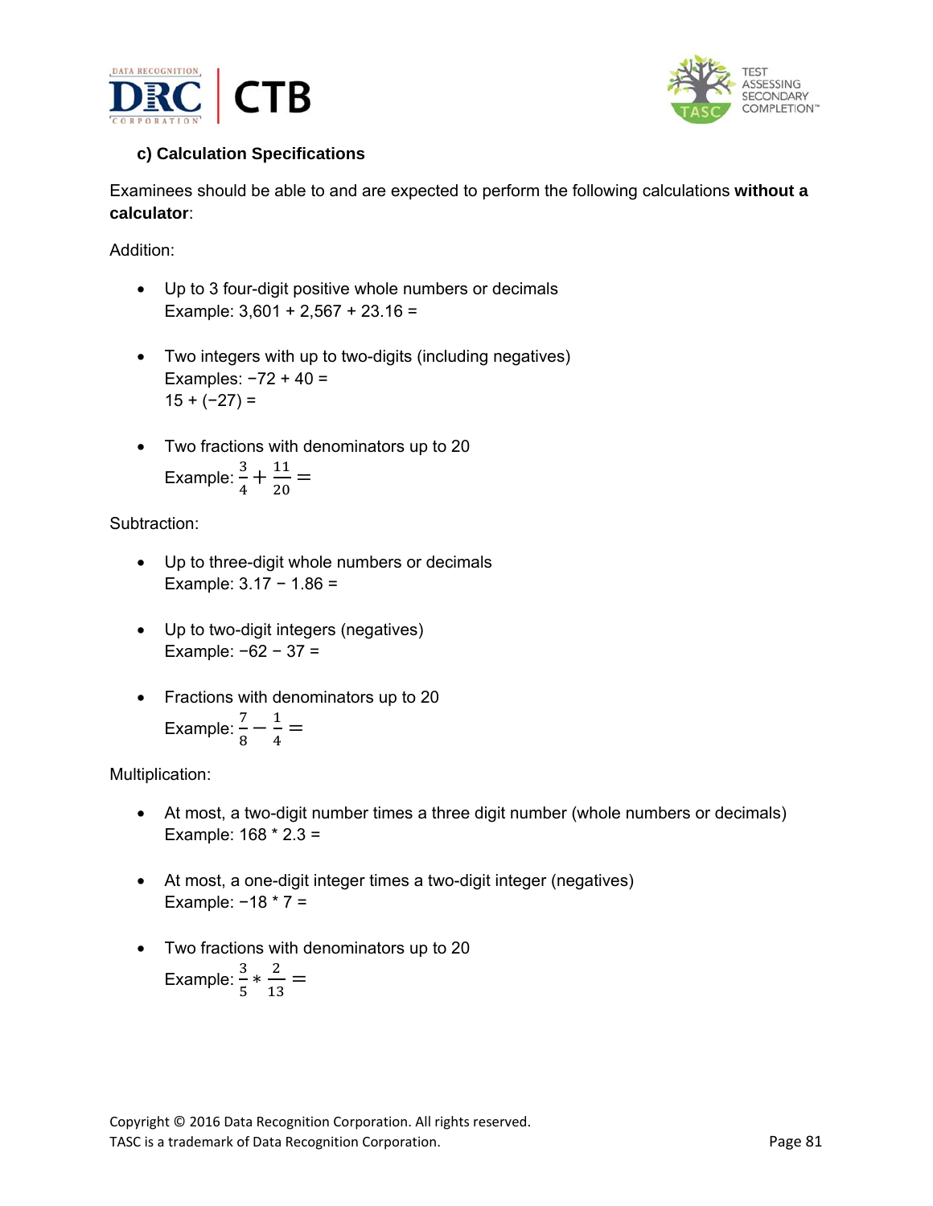### c) Calculation Specifications

Examinees should be able to and are expected to perform the following calculations **without a calculator**:

Addition:

- Up to 3 four-digit positive whole numbers or decimals
  Example: 3,601 + 2,567 + 23.16 =

- Two integers with up to two-digits (including negatives)
  Examples: −72 + 40 =
  15 + (−27) =

- Two fractions with denominators up to 20
  Example: $\frac{3}{4} + \frac{11}{20} =$

Subtraction:

- Up to three-digit whole numbers or decimals
  Example: 3.17 − 1.86 =

- Up to two-digit integers (negatives)
  Example: −62 − 37 =

- Fractions with denominators up to 20
  Example: $\frac{7}{8} - \frac{1}{4} =$

Multiplication:

- At most, a two-digit number times a three digit number (whole numbers or decimals)
  Example: 168 * 2.3 =

- At most, a one-digit integer times a two-digit integer (negatives)
  Example: −18 * 7 =

- Two fractions with denominators up to 20
  Example: $\frac{3}{5} * \frac{2}{13} =$

Copyright © 2016 Data Recognition Corporation. All rights reserved.
TASC is a trademark of Data Recognition Corporation.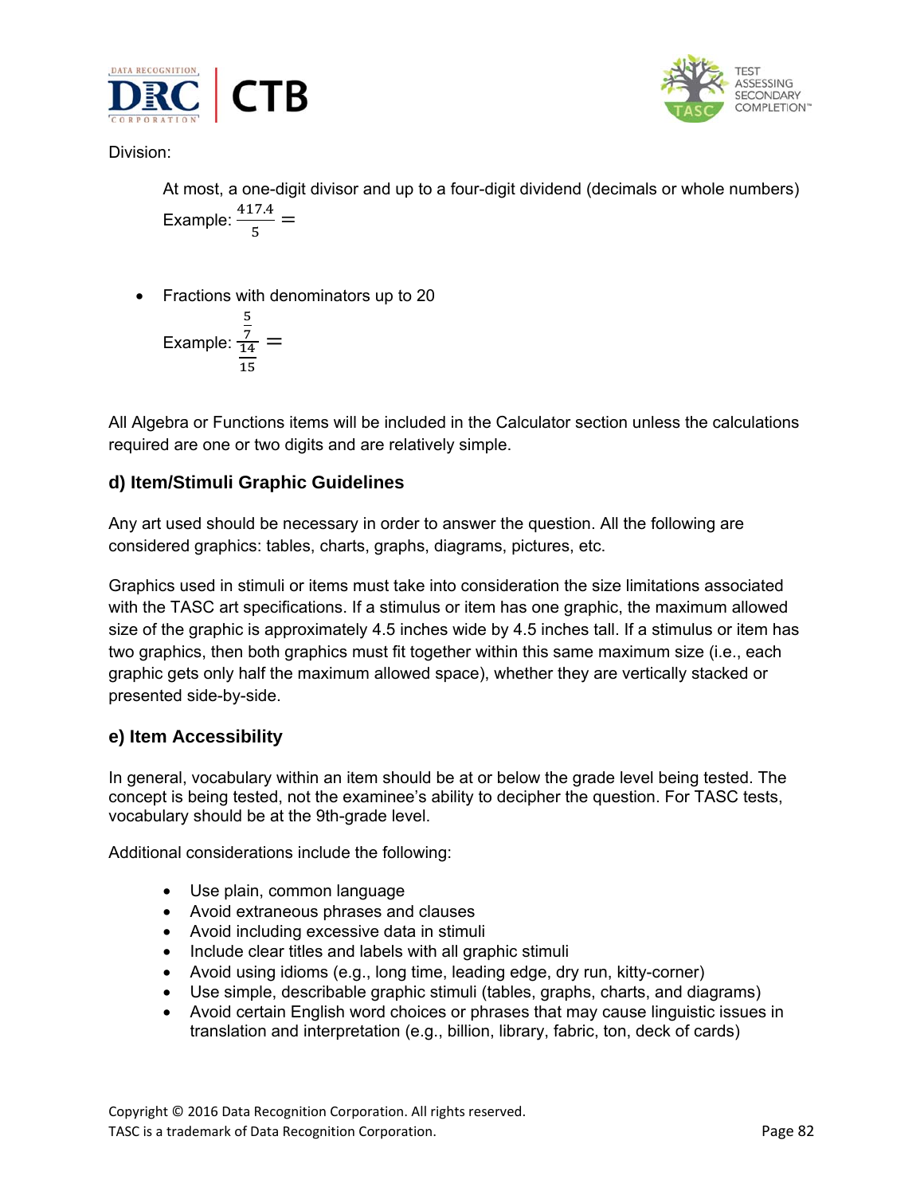Division:

At most, a one-digit divisor and up to a four-digit dividend (decimals or whole numbers)

Example: $\frac{417.4}{5} =$

- Fractions with denominators up to 20

  Example: $\frac{\frac{5}{7}}{\frac{14}{15}} =$

All Algebra or Functions items will be included in the Calculator section unless the calculations required are one or two digits and are relatively simple.

### d) Item/Stimuli Graphic Guidelines

Any art used should be necessary in order to answer the question. All the following are considered graphics: tables, charts, graphs, diagrams, pictures, etc.

Graphics used in stimuli or items must take into consideration the size limitations associated with the TASC art specifications. If a stimulus or item has one graphic, the maximum allowed size of the graphic is approximately 4.5 inches wide by 4.5 inches tall. If a stimulus or item has two graphics, then both graphics must fit together within this same maximum size (i.e., each graphic gets only half the maximum allowed space), whether they are vertically stacked or presented side-by-side.

### e) Item Accessibility

In general, vocabulary within an item should be at or below the grade level being tested. The concept is being tested, not the examinee's ability to decipher the question. For TASC tests, vocabulary should be at the 9th-grade level.

Additional considerations include the following:

- Use plain, common language
- Avoid extraneous phrases and clauses
- Avoid including excessive data in stimuli
- Include clear titles and labels with all graphic stimuli
- Avoid using idioms (e.g., long time, leading edge, dry run, kitty-corner)
- Use simple, describable graphic stimuli (tables, graphs, charts, and diagrams)
- Avoid certain English word choices or phrases that may cause linguistic issues in translation and interpretation (e.g., billion, library, fabric, ton, deck of cards)